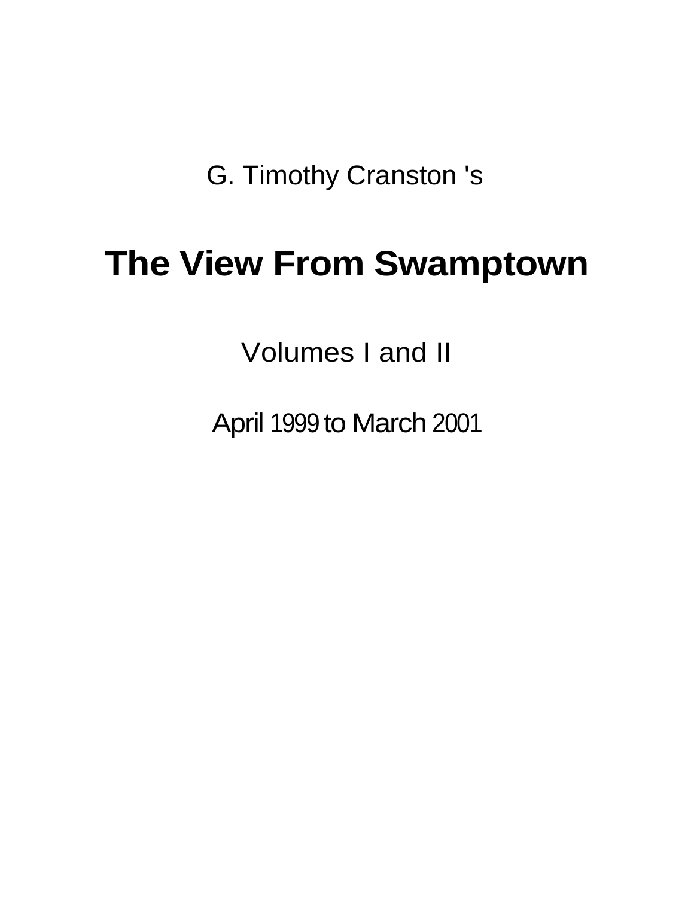G. Timothy Cranston 's

# The View From Swamptown

Volumes I and II

April 1999 to March 2001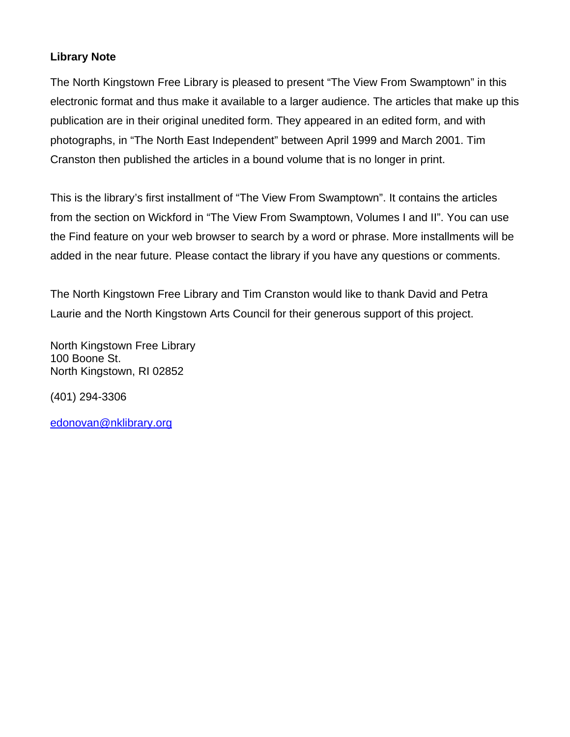**Library Note**

The North Kingstown Free Library is pleased to present "The View From Swamptown" in this electronic format and thus make it available to a larger audience. The articles that make up this publication are in their original unedited form. They appeared in an edited form, and with photographs, in "The North East Independent" between April 1999 and March 2001. Tim Cranston then published the articles in a bound volume that is no longer in print.

This is the library's first installment of "The View From Swamptown". It contains the articles from the section on Wickford in "The View From Swamptown, Volumes I and II". You can use the Find feature on your web browser to search by a word or phrase. More installments will be added in the near future. Please contact the library if you have any questions or comments.

The North Kingstown Free Library and Tim Cranston would like to thank David and Petra Laurie and the North Kingstown Arts Council for their generous support of this project.

North Kingstown Free Library
100 Boone St.
North Kingstown, RI 02852

(401) 294-3306

edonovan@nklibrary.org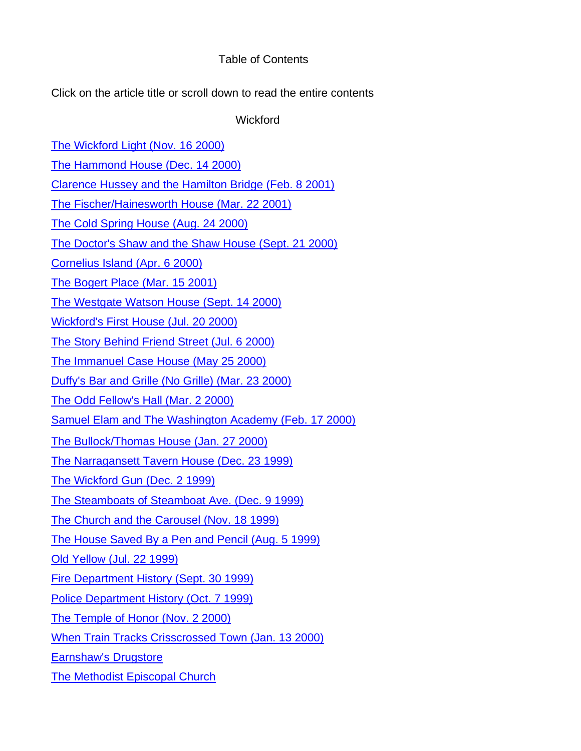# Table of Contents

Click on the article title or scroll down to read the entire contents

## Wickford

The Wickford Light (Nov. 16 2000)

The Hammond House (Dec. 14 2000)

Clarence Hussey and the Hamilton Bridge (Feb. 8 2001)

The Fischer/Hainesworth House (Mar. 22 2001)

The Cold Spring House (Aug. 24 2000)

The Doctor's Shaw and the Shaw House (Sept. 21 2000)

Cornelius Island (Apr. 6 2000)

The Bogert Place (Mar. 15 2001)

The Westgate Watson House (Sept. 14 2000)

Wickford's First House (Jul. 20 2000)

The Story Behind Friend Street (Jul. 6 2000)

The Immanuel Case House (May 25 2000)

Duffy's Bar and Grille (No Grille) (Mar. 23 2000)

The Odd Fellow's Hall (Mar. 2 2000)

Samuel Elam and The Washington Academy (Feb. 17 2000)

The Bullock/Thomas House (Jan. 27 2000)

The Narragansett Tavern House (Dec. 23 1999)

The Wickford Gun (Dec. 2 1999)

The Steamboats of Steamboat Ave. (Dec. 9 1999)

The Church and the Carousel (Nov. 18 1999)

The House Saved By a Pen and Pencil (Aug. 5 1999)

Old Yellow (Jul. 22 1999)

Fire Department History (Sept. 30 1999)

Police Department History (Oct. 7 1999)

The Temple of Honor (Nov. 2 2000)

When Train Tracks Crisscrossed Town (Jan. 13 2000)

Earnshaw's Drugstore

The Methodist Episcopal Church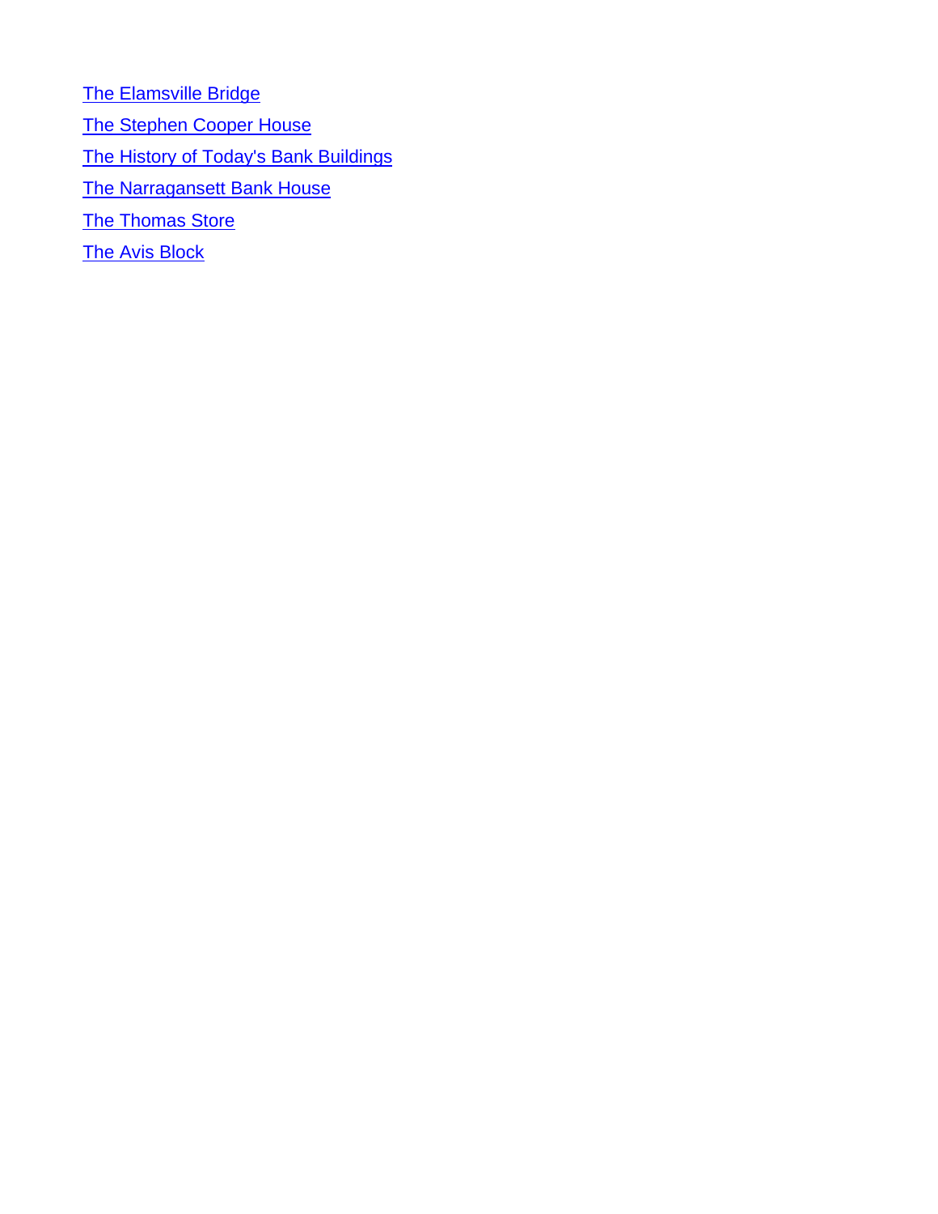The Elamsville Bridge

The Stephen Cooper House

The History of Today's Bank Buildings

The Narragansett Bank House

The Thomas Store

The Avis Block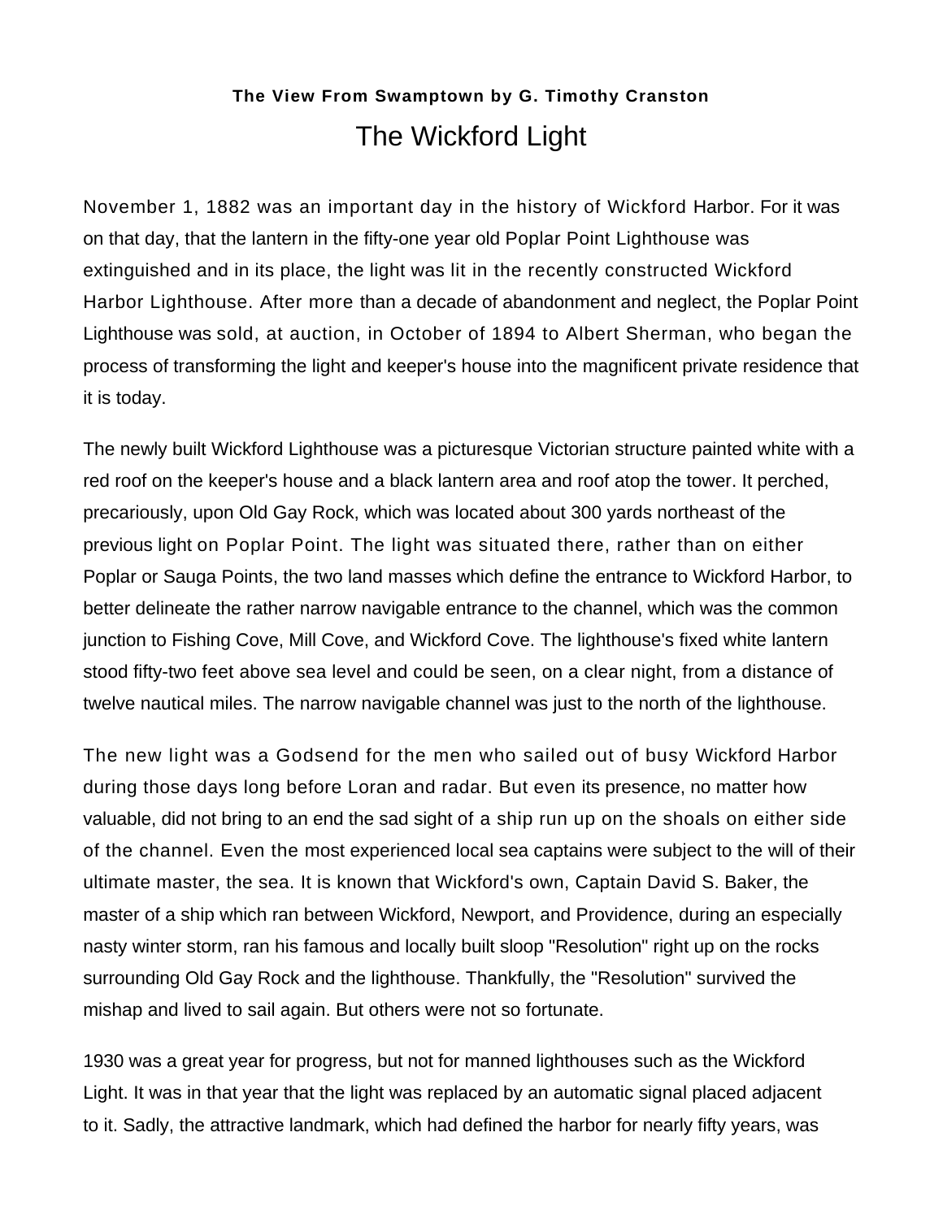**The View From Swamptown by G. Timothy Cranston**

# The Wickford Light

November 1, 1882 was an important day in the history of Wickford Harbor. For it was on that day, that the lantern in the fifty-one year old Poplar Point Lighthouse was extinguished and in its place, the light was lit in the recently constructed Wickford Harbor Lighthouse. After more than a decade of abandonment and neglect, the Poplar Point Lighthouse was sold, at auction, in October of 1894 to Albert Sherman, who began the process of transforming the light and keeper's house into the magnificent private residence that it is today.

The newly built Wickford Lighthouse was a picturesque Victorian structure painted white with a red roof on the keeper's house and a black lantern area and roof atop the tower. It perched, precariously, upon Old Gay Rock, which was located about 300 yards northeast of the previous light on Poplar Point. The light was situated there, rather than on either Poplar or Sauga Points, the two land masses which define the entrance to Wickford Harbor, to better delineate the rather narrow navigable entrance to the channel, which was the common junction to Fishing Cove, Mill Cove, and Wickford Cove. The lighthouse's fixed white lantern stood fifty-two feet above sea level and could be seen, on a clear night, from a distance of twelve nautical miles. The narrow navigable channel was just to the north of the lighthouse.

The new light was a Godsend for the men who sailed out of busy Wickford Harbor during those days long before Loran and radar. But even its presence, no matter how valuable, did not bring to an end the sad sight of a ship run up on the shoals on either side of the channel. Even the most experienced local sea captains were subject to the will of their ultimate master, the sea. It is known that Wickford's own, Captain David S. Baker, the master of a ship which ran between Wickford, Newport, and Providence, during an especially nasty winter storm, ran his famous and locally built sloop "Resolution" right up on the rocks surrounding Old Gay Rock and the lighthouse. Thankfully, the "Resolution" survived the mishap and lived to sail again. But others were not so fortunate.

1930 was a great year for progress, but not for manned lighthouses such as the Wickford Light. It was in that year that the light was replaced by an automatic signal placed adjacent to it. Sadly, the attractive landmark, which had defined the harbor for nearly fifty years, was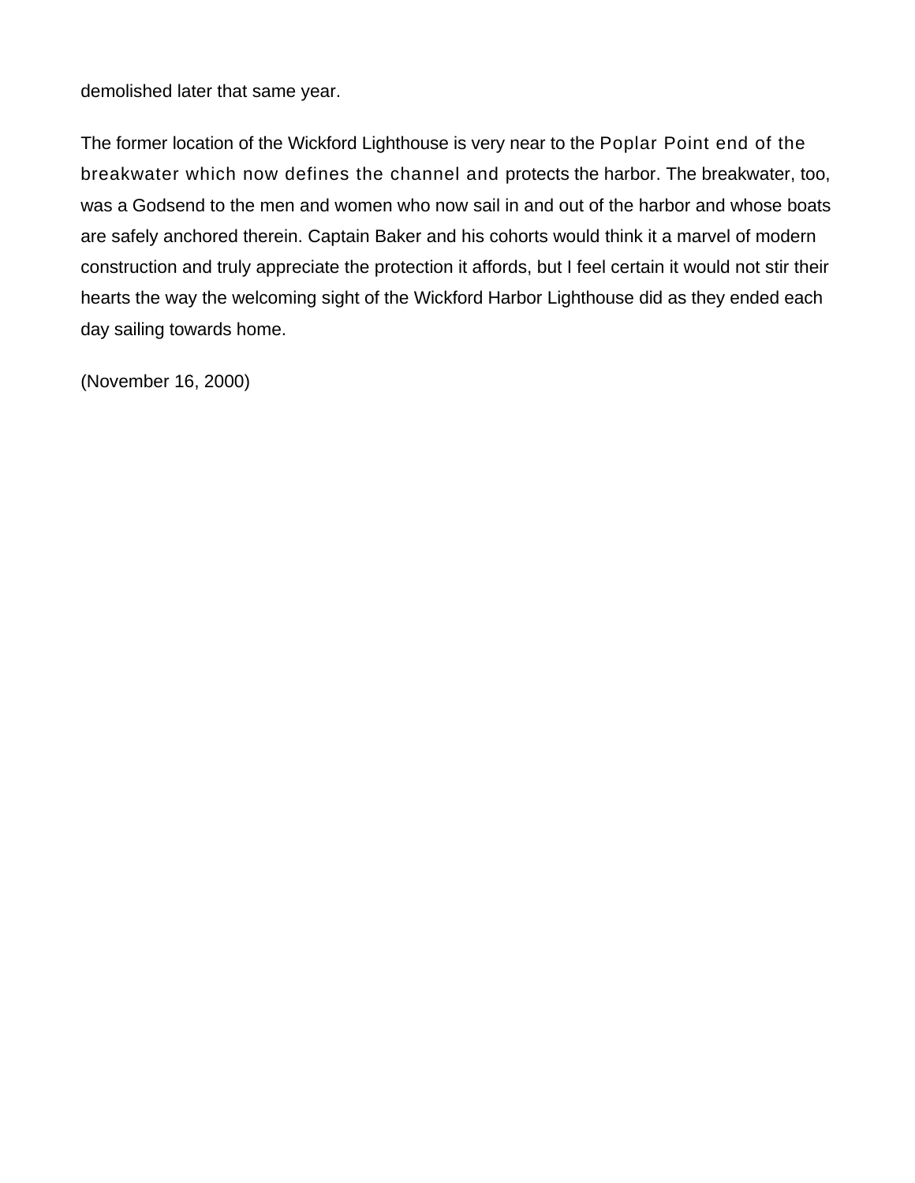demolished later that same year.

The former location of the Wickford Lighthouse is very near to the Poplar Point end of the breakwater which now defines the channel and protects the harbor. The breakwater, too, was a Godsend to the men and women who now sail in and out of the harbor and whose boats are safely anchored therein. Captain Baker and his cohorts would think it a marvel of modern construction and truly appreciate the protection it affords, but I feel certain it would not stir their hearts the way the welcoming sight of the Wickford Harbor Lighthouse did as they ended each day sailing towards home.

(November 16, 2000)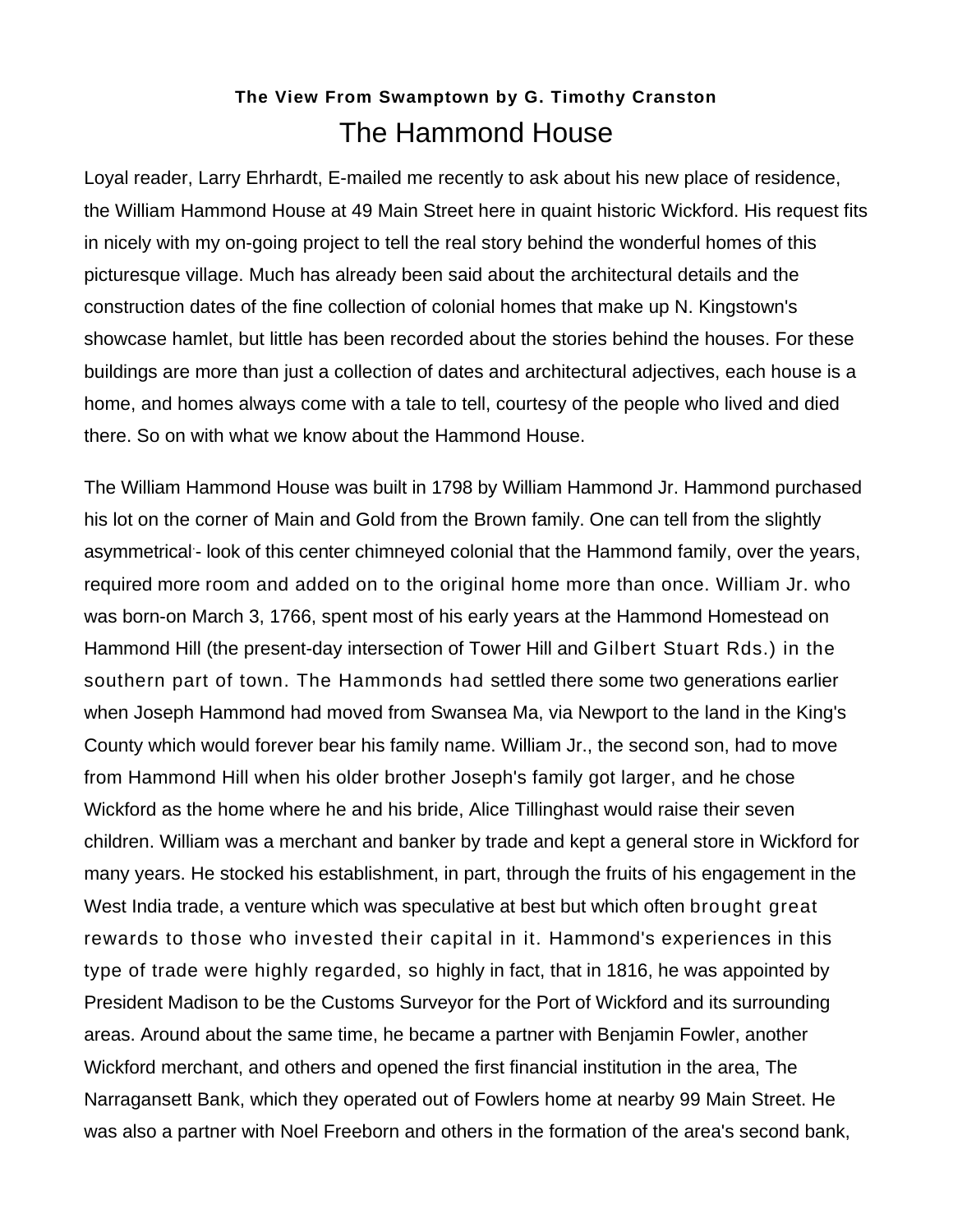**The View From Swamptown by G. Timothy Cranston**

# The Hammond House

Loyal reader, Larry Ehrhardt, E-mailed me recently to ask about his new place of residence, the William Hammond House at 49 Main Street here in quaint historic Wickford. His request fits in nicely with my on-going project to tell the real story behind the wonderful homes of this picturesque village. Much has already been said about the architectural details and the construction dates of the fine collection of colonial homes that make up N. Kingstown's showcase hamlet, but little has been recorded about the stories behind the houses. For these buildings are more than just a collection of dates and architectural adjectives, each house is a home, and homes always come with a tale to tell, courtesy of the people who lived and died there. So on with what we know about the Hammond House.

The William Hammond House was built in 1798 by William Hammond Jr. Hammond purchased his lot on the corner of Main and Gold from the Brown family. One can tell from the slightly asymmetrical- look of this center chimneyed colonial that the Hammond family, over the years, required more room and added on to the original home more than once. William Jr. who was born-on March 3, 1766, spent most of his early years at the Hammond Homestead on Hammond Hill (the present-day intersection of Tower Hill and Gilbert Stuart Rds.) in the southern part of town. The Hammonds had settled there some two generations earlier when Joseph Hammond had moved from Swansea Ma, via Newport to the land in the King's County which would forever bear his family name. William Jr., the second son, had to move from Hammond Hill when his older brother Joseph's family got larger, and he chose Wickford as the home where he and his bride, Alice Tillinghast would raise their seven children. William was a merchant and banker by trade and kept a general store in Wickford for many years. He stocked his establishment, in part, through the fruits of his engagement in the West India trade, a venture which was speculative at best but which often brought great rewards to those who invested their capital in it. Hammond's experiences in this type of trade were highly regarded, so highly in fact, that in 1816, he was appointed by President Madison to be the Customs Surveyor for the Port of Wickford and its surrounding areas. Around about the same time, he became a partner with Benjamin Fowler, another Wickford merchant, and others and opened the first financial institution in the area, The Narragansett Bank, which they operated out of Fowlers home at nearby 99 Main Street. He was also a partner with Noel Freeborn and others in the formation of the area's second bank,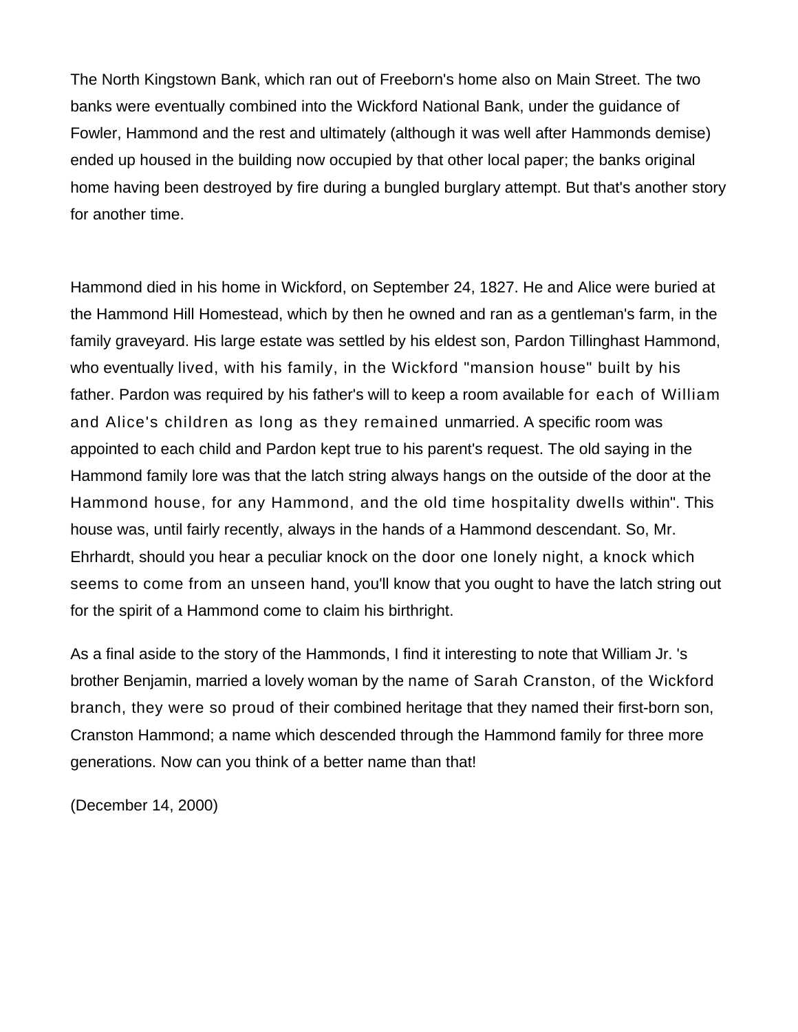The North Kingstown Bank, which ran out of Freeborn's home also on Main Street. The two banks were eventually combined into the Wickford National Bank, under the guidance of Fowler, Hammond and the rest and ultimately (although it was well after Hammonds demise) ended up housed in the building now occupied by that other local paper; the banks original home having been destroyed by fire during a bungled burglary attempt. But that's another story for another time.

Hammond died in his home in Wickford, on September 24, 1827. He and Alice were buried at the Hammond Hill Homestead, which by then he owned and ran as a gentleman's farm, in the family graveyard. His large estate was settled by his eldest son, Pardon Tillinghast Hammond, who eventually lived, with his family, in the Wickford "mansion house" built by his father. Pardon was required by his father's will to keep a room available for each of William and Alice's children as long as they remained unmarried. A specific room was appointed to each child and Pardon kept true to his parent's request. The old saying in the Hammond family lore was that the latch string always hangs on the outside of the door at the Hammond house, for any Hammond, and the old time hospitality dwells within". This house was, until fairly recently, always in the hands of a Hammond descendant. So, Mr. Ehrhardt, should you hear a peculiar knock on the door one lonely night, a knock which seems to come from an unseen hand, you'll know that you ought to have the latch string out for the spirit of a Hammond come to claim his birthright.

As a final aside to the story of the Hammonds, I find it interesting to note that William Jr. 's brother Benjamin, married a lovely woman by the name of Sarah Cranston, of the Wickford branch, they were so proud of their combined heritage that they named their first-born son, Cranston Hammond; a name which descended through the Hammond family for three more generations. Now can you think of a better name than that!

(December 14, 2000)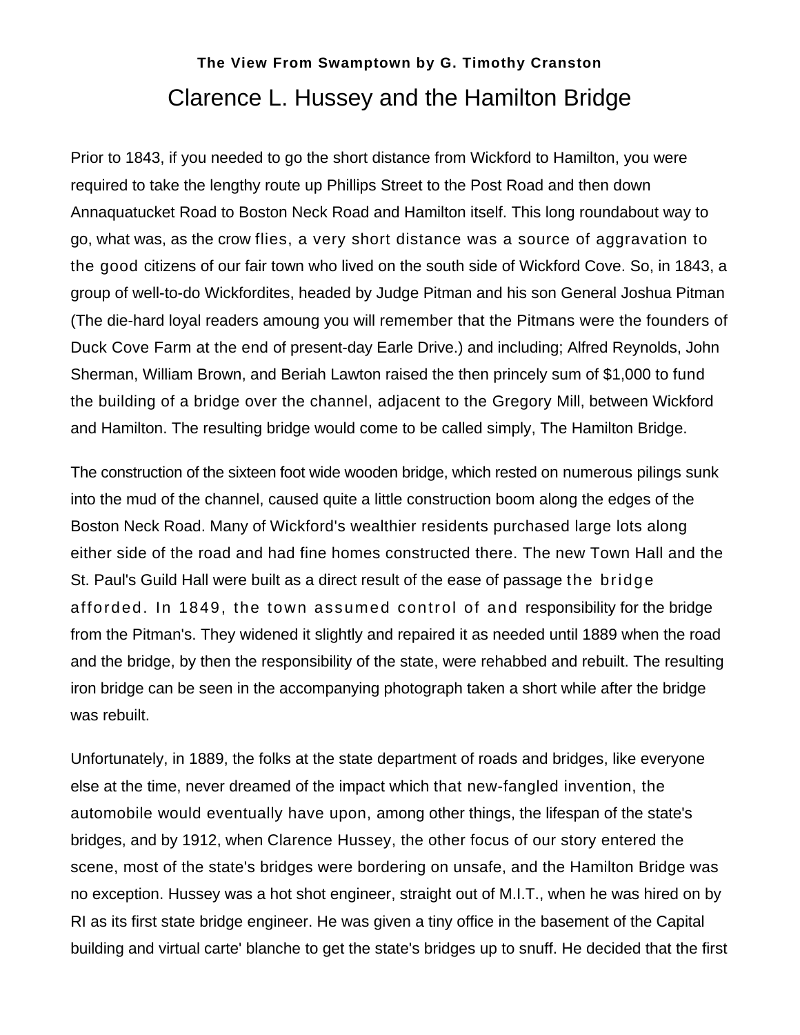**The View From Swamptown by G. Timothy Cranston**

# Clarence L. Hussey and the Hamilton Bridge

Prior to 1843, if you needed to go the short distance from Wickford to Hamilton, you were required to take the lengthy route up Phillips Street to the Post Road and then down Annaquatucket Road to Boston Neck Road and Hamilton itself. This long roundabout way to go, what was, as the crow flies, a very short distance was a source of aggravation to the good citizens of our fair town who lived on the south side of Wickford Cove. So, in 1843, a group of well-to-do Wickfordites, headed by Judge Pitman and his son General Joshua Pitman (The die-hard loyal readers amoung you will remember that the Pitmans were the founders of Duck Cove Farm at the end of present-day Earle Drive.) and including; Alfred Reynolds, John Sherman, William Brown, and Beriah Lawton raised the then princely sum of $1,000 to fund the building of a bridge over the channel, adjacent to the Gregory Mill, between Wickford and Hamilton. The resulting bridge would come to be called simply, The Hamilton Bridge.

The construction of the sixteen foot wide wooden bridge, which rested on numerous pilings sunk into the mud of the channel, caused quite a little construction boom along the edges of the Boston Neck Road. Many of Wickford's wealthier residents purchased large lots along either side of the road and had fine homes constructed there. The new Town Hall and the St. Paul's Guild Hall were built as a direct result of the ease of passage the bridge afforded. In 1849, the town assumed control of and responsibility for the bridge from the Pitman's. They widened it slightly and repaired it as needed until 1889 when the road and the bridge, by then the responsibility of the state, were rehabbed and rebuilt. The resulting iron bridge can be seen in the accompanying photograph taken a short while after the bridge was rebuilt.

Unfortunately, in 1889, the folks at the state department of roads and bridges, like everyone else at the time, never dreamed of the impact which that new-fangled invention, the automobile would eventually have upon, among other things, the lifespan of the state's bridges, and by 1912, when Clarence Hussey, the other focus of our story entered the scene, most of the state's bridges were bordering on unsafe, and the Hamilton Bridge was no exception. Hussey was a hot shot engineer, straight out of M.I.T., when he was hired on by RI as its first state bridge engineer. He was given a tiny office in the basement of the Capital building and virtual carte' blanche to get the state's bridges up to snuff. He decided that the first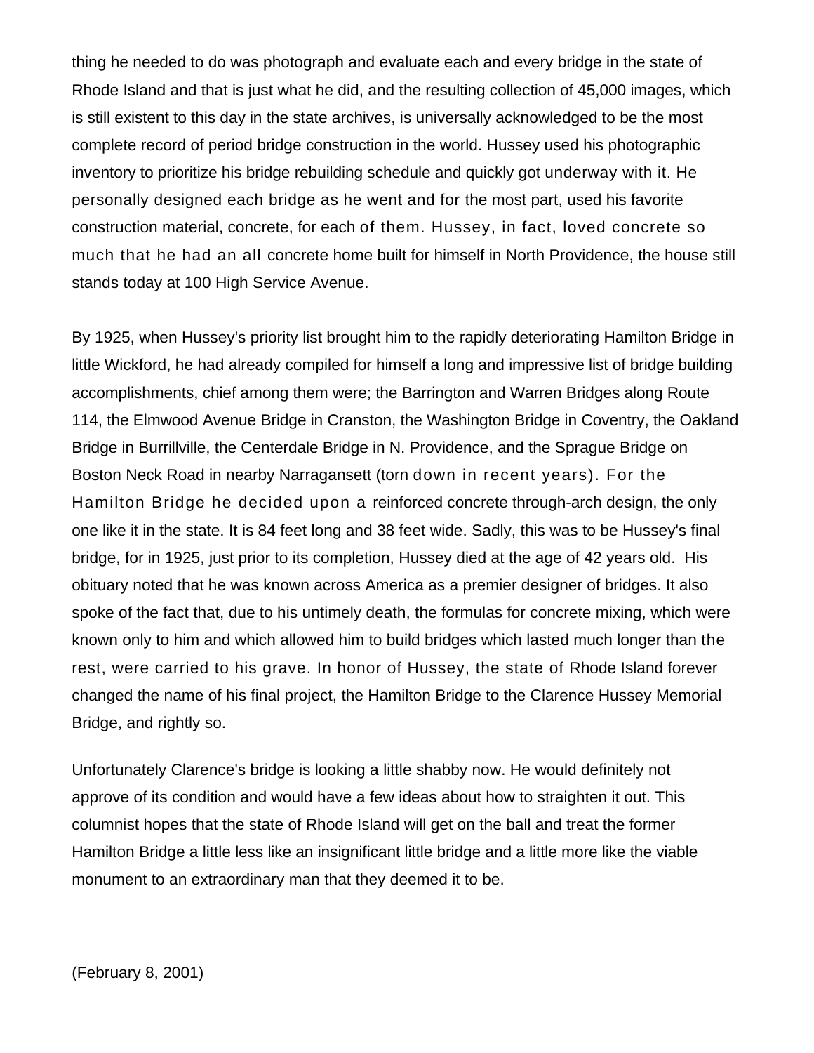thing he needed to do was photograph and evaluate each and every bridge in the state of Rhode Island and that is just what he did, and the resulting collection of 45,000 images, which is still existent to this day in the state archives, is universally acknowledged to be the most complete record of period bridge construction in the world. Hussey used his photographic inventory to prioritize his bridge rebuilding schedule and quickly got underway with it. He personally designed each bridge as he went and for the most part, used his favorite construction material, concrete, for each of them. Hussey, in fact, loved concrete so much that he had an all concrete home built for himself in North Providence, the house still stands today at 100 High Service Avenue.

By 1925, when Hussey's priority list brought him to the rapidly deteriorating Hamilton Bridge in little Wickford, he had already compiled for himself a long and impressive list of bridge building accomplishments, chief among them were; the Barrington and Warren Bridges along Route 114, the Elmwood Avenue Bridge in Cranston, the Washington Bridge in Coventry, the Oakland Bridge in Burrillville, the Centerdale Bridge in N. Providence, and the Sprague Bridge on Boston Neck Road in nearby Narragansett (torn down in recent years). For the Hamilton Bridge he decided upon a reinforced concrete through-arch design, the only one like it in the state. It is 84 feet long and 38 feet wide. Sadly, this was to be Hussey's final bridge, for in 1925, just prior to its completion, Hussey died at the age of 42 years old. His obituary noted that he was known across America as a premier designer of bridges. It also spoke of the fact that, due to his untimely death, the formulas for concrete mixing, which were known only to him and which allowed him to build bridges which lasted much longer than the rest, were carried to his grave. In honor of Hussey, the state of Rhode Island forever changed the name of his final project, the Hamilton Bridge to the Clarence Hussey Memorial Bridge, and rightly so.

Unfortunately Clarence's bridge is looking a little shabby now. He would definitely not approve of its condition and would have a few ideas about how to straighten it out. This columnist hopes that the state of Rhode Island will get on the ball and treat the former Hamilton Bridge a little less like an insignificant little bridge and a little more like the viable monument to an extraordinary man that they deemed it to be.

(February 8, 2001)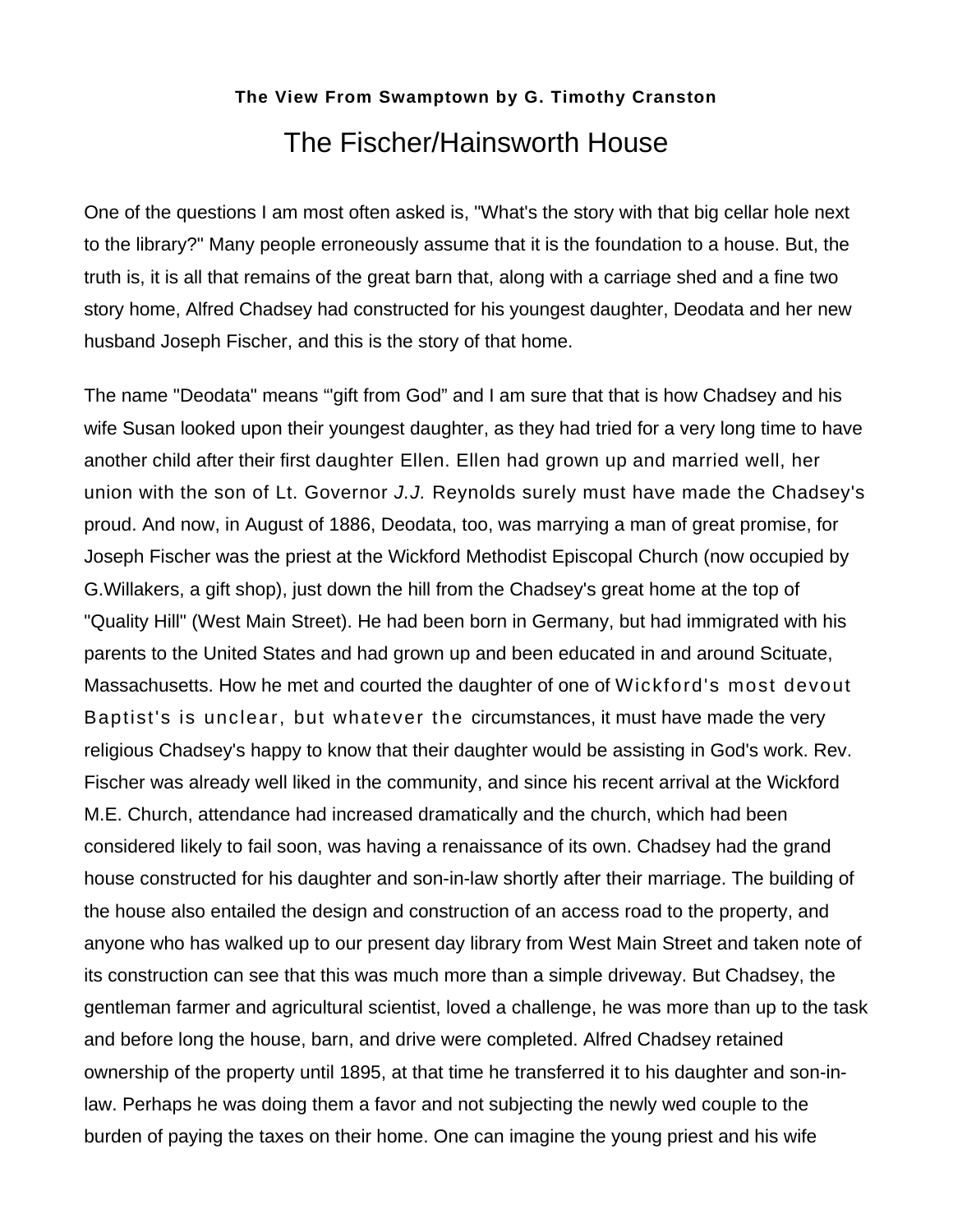**The View From Swamptown by G. Timothy Cranston**

# The Fischer/Hainsworth House

One of the questions I am most often asked is, "What's the story with that big cellar hole next to the library?" Many people erroneously assume that it is the foundation to a house. But, the truth is, it is all that remains of the great barn that, along with a carriage shed and a fine two story home, Alfred Chadsey had constructed for his youngest daughter, Deodata and her new husband Joseph Fischer, and this is the story of that home.

The name "Deodata" means "'gift from God" and I am sure that that is how Chadsey and his wife Susan looked upon their youngest daughter, as they had tried for a very long time to have another child after their first daughter Ellen. Ellen had grown up and married well, her union with the son of Lt. Governor *J.J.* Reynolds surely must have made the Chadsey's proud. And now, in August of 1886, Deodata, too, was marrying a man of great promise, for Joseph Fischer was the priest at the Wickford Methodist Episcopal Church (now occupied by G.Willakers, a gift shop), just down the hill from the Chadsey's great home at the top of "Quality Hill" (West Main Street). He had been born in Germany, but had immigrated with his parents to the United States and had grown up and been educated in and around Scituate, Massachusetts. How he met and courted the daughter of one of Wickford's most devout Baptist's is unclear, but whatever the circumstances, it must have made the very religious Chadsey's happy to know that their daughter would be assisting in God's work. Rev. Fischer was already well liked in the community, and since his recent arrival at the Wickford M.E. Church, attendance had increased dramatically and the church, which had been considered likely to fail soon, was having a renaissance of its own. Chadsey had the grand house constructed for his daughter and son-in-law shortly after their marriage. The building of the house also entailed the design and construction of an access road to the property, and anyone who has walked up to our present day library from West Main Street and taken note of its construction can see that this was much more than a simple driveway. But Chadsey, the gentleman farmer and agricultural scientist, loved a challenge, he was more than up to the task and before long the house, barn, and drive were completed. Alfred Chadsey retained ownership of the property until 1895, at that time he transferred it to his daughter and son-in-law. Perhaps he was doing them a favor and not subjecting the newly wed couple to the burden of paying the taxes on their home. One can imagine the young priest and his wife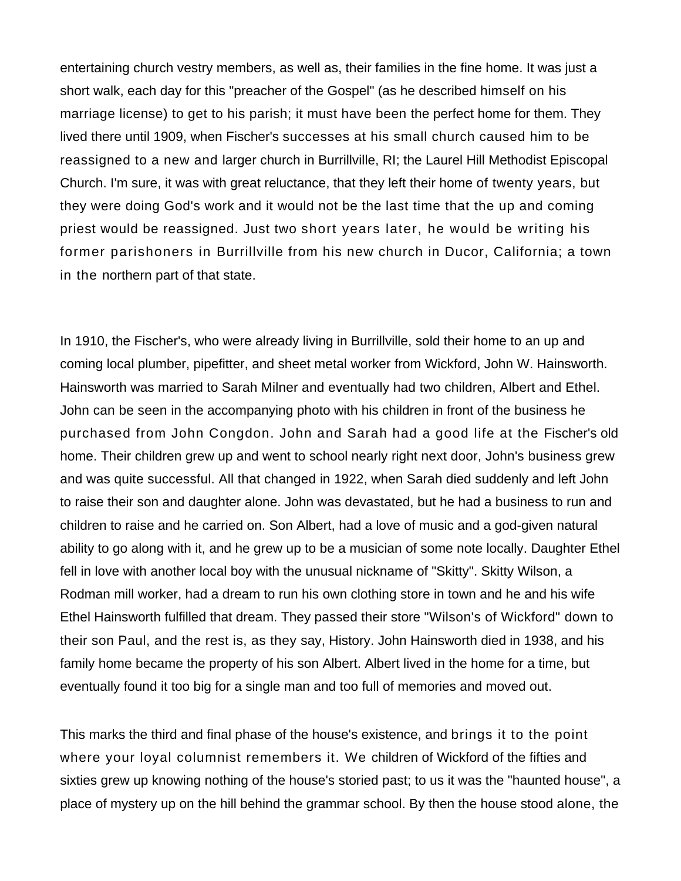entertaining church vestry members, as well as, their families in the fine home. It was just a short walk, each day for this "preacher of the Gospel" (as he described himself on his marriage license) to get to his parish; it must have been the perfect home for them. They lived there until 1909, when Fischer's successes at his small church caused him to be reassigned to a new and larger church in Burrillville, RI; the Laurel Hill Methodist Episcopal Church. I'm sure, it was with great reluctance, that they left their home of twenty years, but they were doing God's work and it would not be the last time that the up and coming priest would be reassigned. Just two short years later, he would be writing his former parishoners in Burrillville from his new church in Ducor, California; a town in the northern part of that state.

In 1910, the Fischer's, who were already living in Burrillville, sold their home to an up and coming local plumber, pipefitter, and sheet metal worker from Wickford, John W. Hainsworth. Hainsworth was married to Sarah Milner and eventually had two children, Albert and Ethel. John can be seen in the accompanying photo with his children in front of the business he purchased from John Congdon. John and Sarah had a good life at the Fischer's old home. Their children grew up and went to school nearly right next door, John's business grew and was quite successful. All that changed in 1922, when Sarah died suddenly and left John to raise their son and daughter alone. John was devastated, but he had a business to run and children to raise and he carried on. Son Albert, had a love of music and a god-given natural ability to go along with it, and he grew up to be a musician of some note locally. Daughter Ethel fell in love with another local boy with the unusual nickname of "Skitty". Skitty Wilson, a Rodman mill worker, had a dream to run his own clothing store in town and he and his wife Ethel Hainsworth fulfilled that dream. They passed their store "Wilson's of Wickford" down to their son Paul, and the rest is, as they say, History. John Hainsworth died in 1938, and his family home became the property of his son Albert. Albert lived in the home for a time, but eventually found it too big for a single man and too full of memories and moved out.

This marks the third and final phase of the house's existence, and brings it to the point where your loyal columnist remembers it. We children of Wickford of the fifties and sixties grew up knowing nothing of the house's storied past; to us it was the "haunted house", a place of mystery up on the hill behind the grammar school. By then the house stood alone, the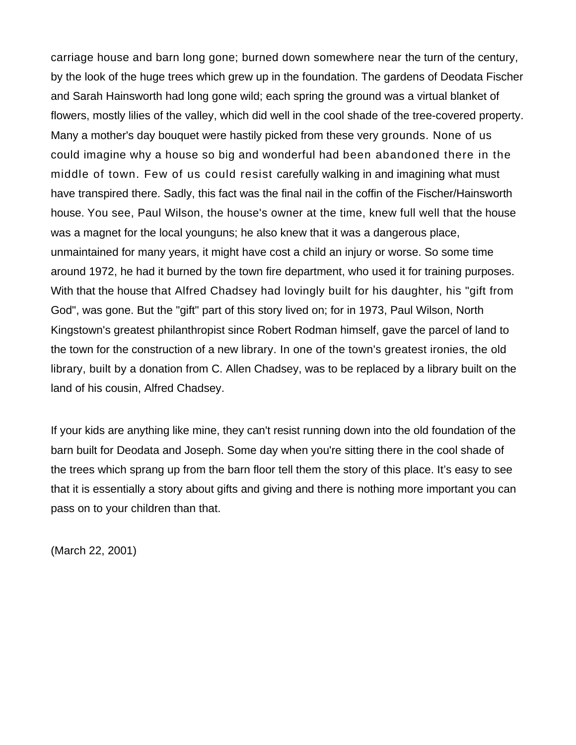carriage house and barn long gone; burned down somewhere near the turn of the century, by the look of the huge trees which grew up in the foundation. The gardens of Deodata Fischer and Sarah Hainsworth had long gone wild; each spring the ground was a virtual blanket of flowers, mostly lilies of the valley, which did well in the cool shade of the tree-covered property. Many a mother's day bouquet were hastily picked from these very grounds. None of us could imagine why a house so big and wonderful had been abandoned there in the middle of town. Few of us could resist carefully walking in and imagining what must have transpired there. Sadly, this fact was the final nail in the coffin of the Fischer/Hainsworth house. You see, Paul Wilson, the house's owner at the time, knew full well that the house was a magnet for the local younguns; he also knew that it was a dangerous place, unmaintained for many years, it might have cost a child an injury or worse. So some time around 1972, he had it burned by the town fire department, who used it for training purposes. With that the house that Alfred Chadsey had lovingly built for his daughter, his "gift from God", was gone. But the "gift" part of this story lived on; for in 1973, Paul Wilson, North Kingstown's greatest philanthropist since Robert Rodman himself, gave the parcel of land to the town for the construction of a new library. In one of the town's greatest ironies, the old library, built by a donation from C. Allen Chadsey, was to be replaced by a library built on the land of his cousin, Alfred Chadsey.

If your kids are anything like mine, they can't resist running down into the old foundation of the barn built for Deodata and Joseph. Some day when you're sitting there in the cool shade of the trees which sprang up from the barn floor tell them the story of this place. It's easy to see that it is essentially a story about gifts and giving and there is nothing more important you can pass on to your children than that.

(March 22, 2001)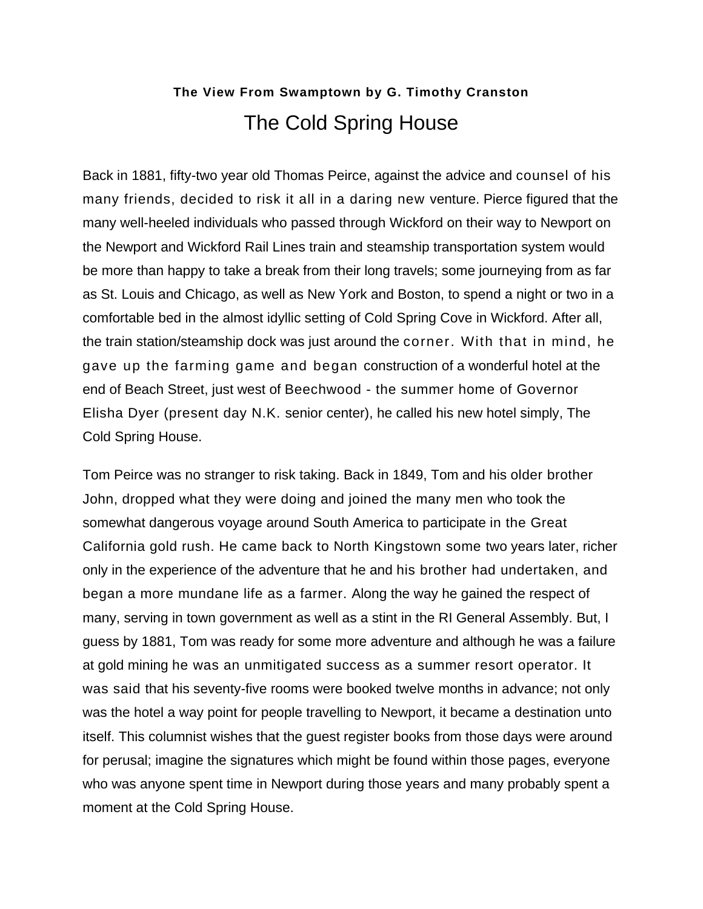**The View From Swamptown by G. Timothy Cranston**

# The Cold Spring House

Back in 1881, fifty-two year old Thomas Peirce, against the advice and counsel of his many friends, decided to risk it all in a daring new venture. Pierce figured that the many well-heeled individuals who passed through Wickford on their way to Newport on the Newport and Wickford Rail Lines train and steamship transportation system would be more than happy to take a break from their long travels; some journeying from as far as St. Louis and Chicago, as well as New York and Boston, to spend a night or two in a comfortable bed in the almost idyllic setting of Cold Spring Cove in Wickford. After all, the train station/steamship dock was just around the corner. With that in mind, he gave up the farming game and began construction of a wonderful hotel at the end of Beach Street, just west of Beechwood - the summer home of Governor Elisha Dyer (present day N.K. senior center), he called his new hotel simply, The Cold Spring House.

Tom Peirce was no stranger to risk taking. Back in 1849, Tom and his older brother John, dropped what they were doing and joined the many men who took the somewhat dangerous voyage around South America to participate in the Great California gold rush. He came back to North Kingstown some two years later, richer only in the experience of the adventure that he and his brother had undertaken, and began a more mundane life as a farmer. Along the way he gained the respect of many, serving in town government as well as a stint in the RI General Assembly. But, I guess by 1881, Tom was ready for some more adventure and although he was a failure at gold mining he was an unmitigated success as a summer resort operator. It was said that his seventy-five rooms were booked twelve months in advance; not only was the hotel a way point for people travelling to Newport, it became a destination unto itself. This columnist wishes that the guest register books from those days were around for perusal; imagine the signatures which might be found within those pages, everyone who was anyone spent time in Newport during those years and many probably spent a moment at the Cold Spring House.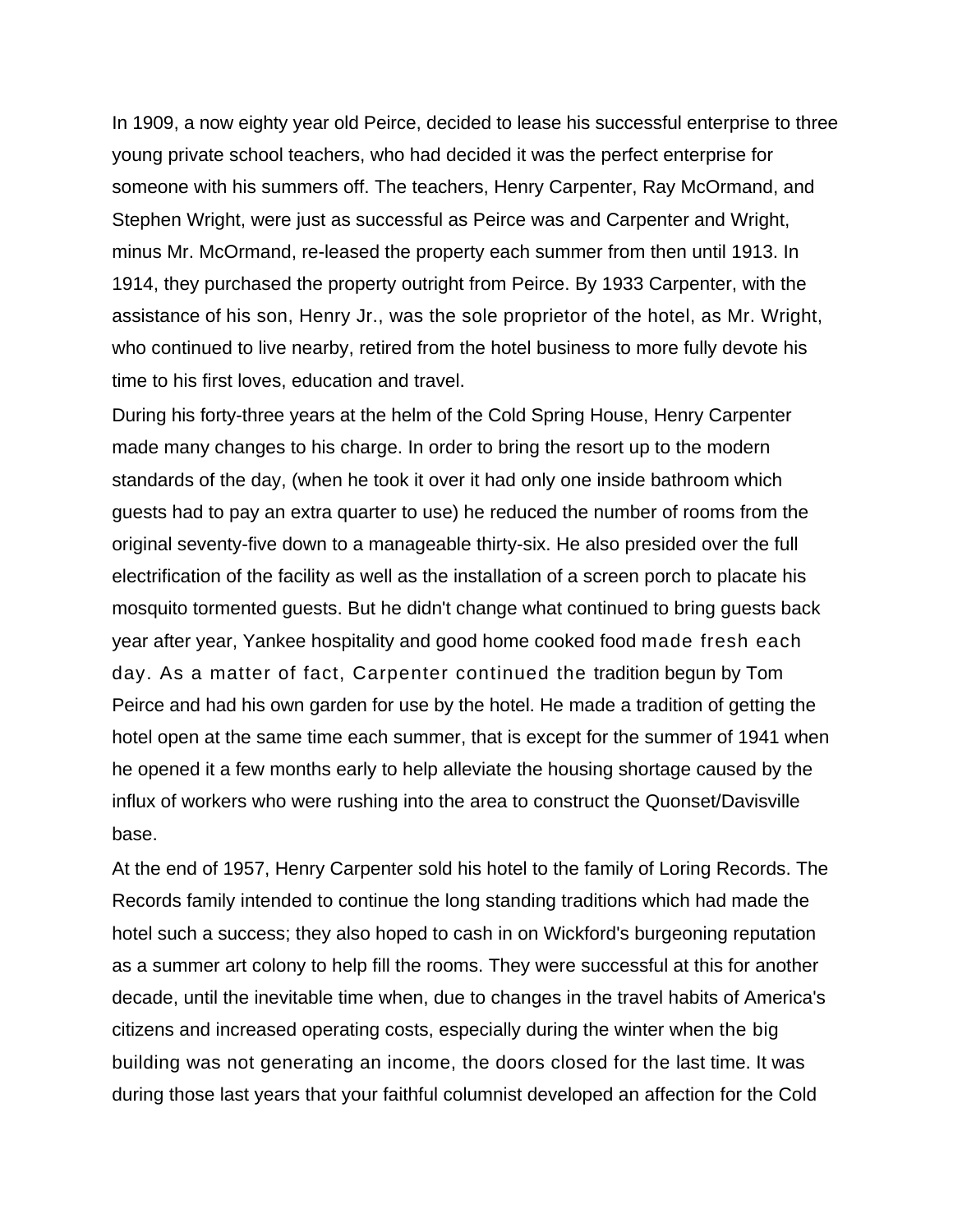In 1909, a now eighty year old Peirce, decided to lease his successful enterprise to three young private school teachers, who had decided it was the perfect enterprise for someone with his summers off. The teachers, Henry Carpenter, Ray McOrmand, and Stephen Wright, were just as successful as Peirce was and Carpenter and Wright, minus Mr. McOrmand, re-leased the property each summer from then until 1913. In 1914, they purchased the property outright from Peirce. By 1933 Carpenter, with the assistance of his son, Henry Jr., was the sole proprietor of the hotel, as Mr. Wright, who continued to live nearby, retired from the hotel business to more fully devote his time to his first loves, education and travel.

During his forty-three years at the helm of the Cold Spring House, Henry Carpenter made many changes to his charge. In order to bring the resort up to the modern standards of the day, (when he took it over it had only one inside bathroom which guests had to pay an extra quarter to use) he reduced the number of rooms from the original seventy-five down to a manageable thirty-six. He also presided over the full electrification of the facility as well as the installation of a screen porch to placate his mosquito tormented guests. But he didn't change what continued to bring guests back year after year, Yankee hospitality and good home cooked food made fresh each day. As a matter of fact, Carpenter continued the tradition begun by Tom Peirce and had his own garden for use by the hotel. He made a tradition of getting the hotel open at the same time each summer, that is except for the summer of 1941 when he opened it a few months early to help alleviate the housing shortage caused by the influx of workers who were rushing into the area to construct the Quonset/Davisville base.

At the end of 1957, Henry Carpenter sold his hotel to the family of Loring Records. The Records family intended to continue the long standing traditions which had made the hotel such a success; they also hoped to cash in on Wickford's burgeoning reputation as a summer art colony to help fill the rooms. They were successful at this for another decade, until the inevitable time when, due to changes in the travel habits of America's citizens and increased operating costs, especially during the winter when the big building was not generating an income, the doors closed for the last time. It was during those last years that your faithful columnist developed an affection for the Cold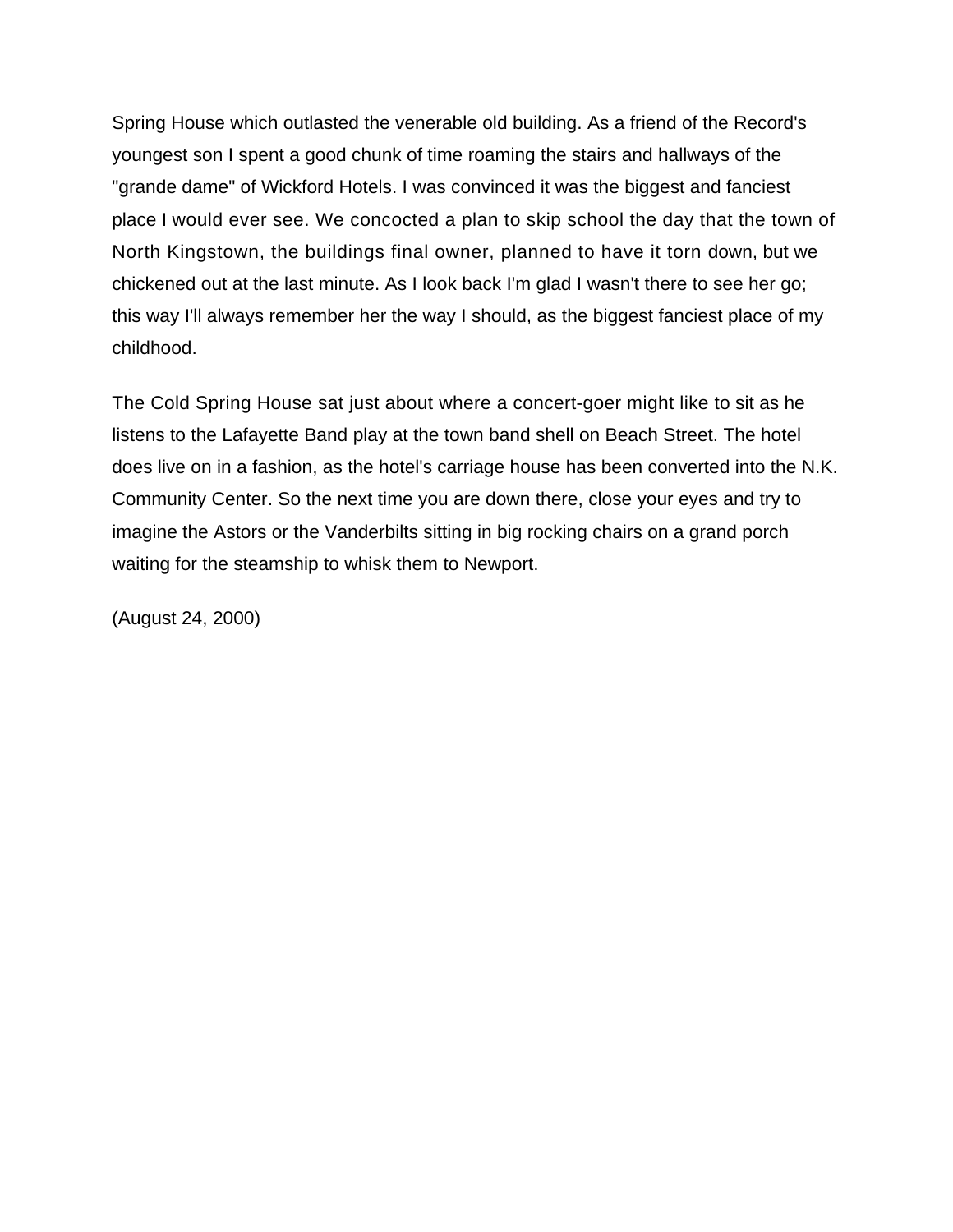Spring House which outlasted the venerable old building. As a friend of the Record's youngest son I spent a good chunk of time roaming the stairs and hallways of the "grande dame" of Wickford Hotels. I was convinced it was the biggest and fanciest place I would ever see. We concocted a plan to skip school the day that the town of North Kingstown, the buildings final owner, planned to have it torn down, but we chickened out at the last minute. As I look back I'm glad I wasn't there to see her go; this way I'll always remember her the way I should, as the biggest fanciest place of my childhood.

The Cold Spring House sat just about where a concert-goer might like to sit as he listens to the Lafayette Band play at the town band shell on Beach Street. The hotel does live on in a fashion, as the hotel's carriage house has been converted into the N.K. Community Center. So the next time you are down there, close your eyes and try to imagine the Astors or the Vanderbilts sitting in big rocking chairs on a grand porch waiting for the steamship to whisk them to Newport.

(August 24, 2000)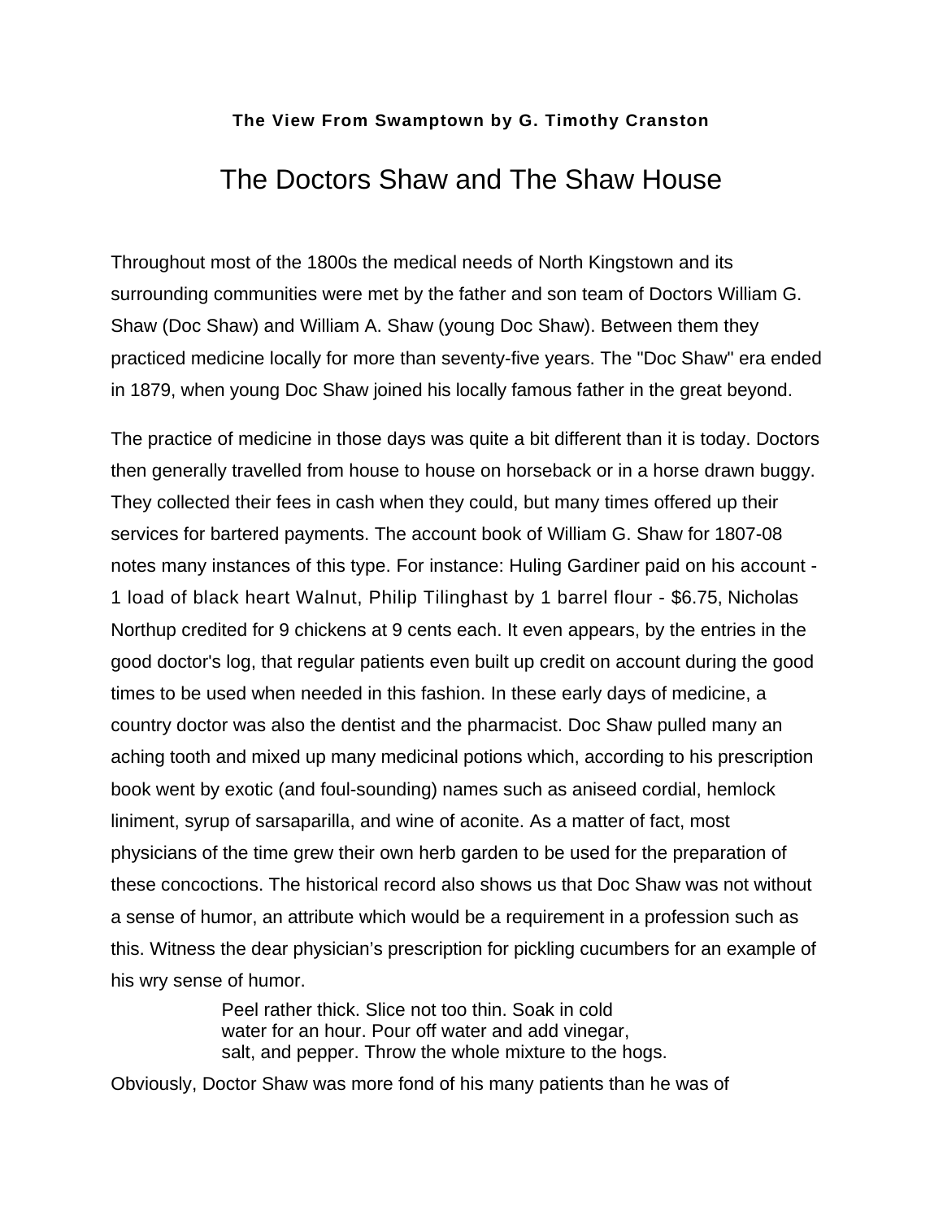**The View From Swamptown by G. Timothy Cranston**

# The Doctors Shaw and The Shaw House

Throughout most of the 1800s the medical needs of North Kingstown and its surrounding communities were met by the father and son team of Doctors William G. Shaw (Doc Shaw) and William A. Shaw (young Doc Shaw). Between them they practiced medicine locally for more than seventy-five years. The "Doc Shaw" era ended in 1879, when young Doc Shaw joined his locally famous father in the great beyond.

The practice of medicine in those days was quite a bit different than it is today. Doctors then generally travelled from house to house on horseback or in a horse drawn buggy. They collected their fees in cash when they could, but many times offered up their services for bartered payments. The account book of William G. Shaw for 1807-08 notes many instances of this type. For instance: Huling Gardiner paid on his account - 1 load of black heart Walnut, Philip Tilinghast by 1 barrel flour - $6.75, Nicholas Northup credited for 9 chickens at 9 cents each. It even appears, by the entries in the good doctor's log, that regular patients even built up credit on account during the good times to be used when needed in this fashion. In these early days of medicine, a country doctor was also the dentist and the pharmacist. Doc Shaw pulled many an aching tooth and mixed up many medicinal potions which, according to his prescription book went by exotic (and foul-sounding) names such as aniseed cordial, hemlock liniment, syrup of sarsaparilla, and wine of aconite. As a matter of fact, most physicians of the time grew their own herb garden to be used for the preparation of these concoctions. The historical record also shows us that Doc Shaw was not without a sense of humor, an attribute which would be a requirement in a profession such as this. Witness the dear physician's prescription for pickling cucumbers for an example of his wry sense of humor.

> Peel rather thick. Slice not too thin. Soak in cold water for an hour. Pour off water and add vinegar, salt, and pepper. Throw the whole mixture to the hogs.

Obviously, Doctor Shaw was more fond of his many patients than he was of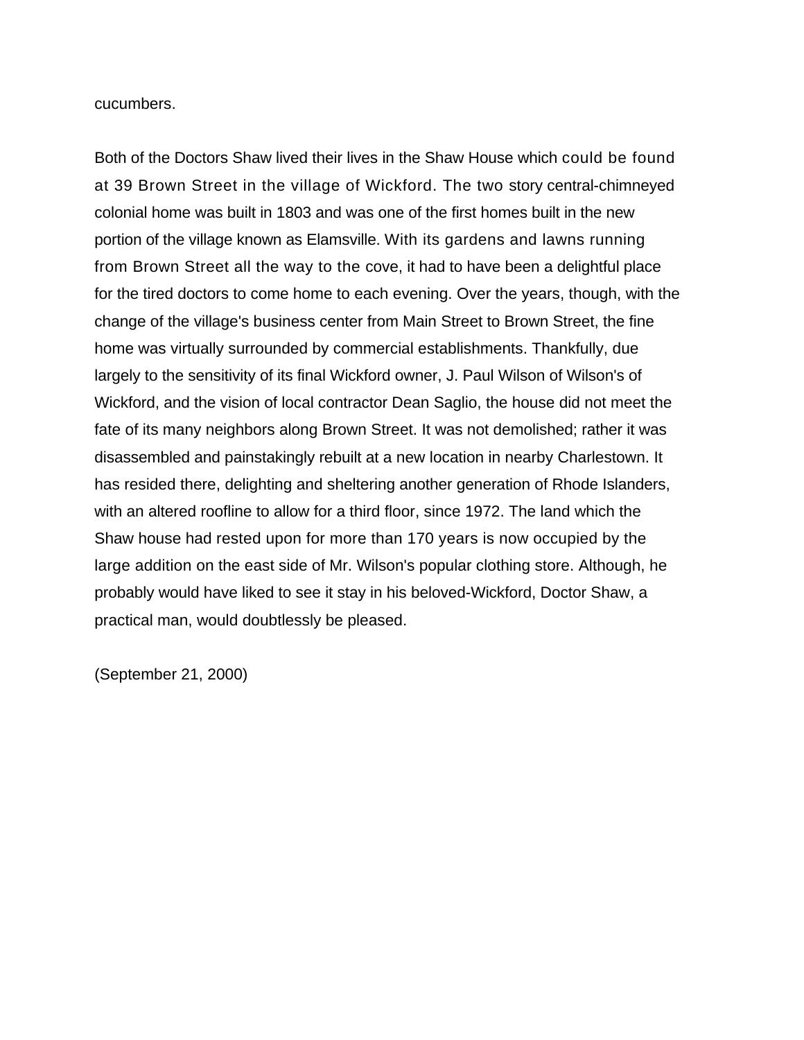cucumbers.

Both of the Doctors Shaw lived their lives in the Shaw House which could be found at 39 Brown Street in the village of Wickford. The two story central-chimneyed colonial home was built in 1803 and was one of the first homes built in the new portion of the village known as Elamsville. With its gardens and lawns running from Brown Street all the way to the cove, it had to have been a delightful place for the tired doctors to come home to each evening. Over the years, though, with the change of the village's business center from Main Street to Brown Street, the fine home was virtually surrounded by commercial establishments. Thankfully, due largely to the sensitivity of its final Wickford owner, J. Paul Wilson of Wilson's of Wickford, and the vision of local contractor Dean Saglio, the house did not meet the fate of its many neighbors along Brown Street. It was not demolished; rather it was disassembled and painstakingly rebuilt at a new location in nearby Charlestown. It has resided there, delighting and sheltering another generation of Rhode Islanders, with an altered roofline to allow for a third floor, since 1972. The land which the Shaw house had rested upon for more than 170 years is now occupied by the large addition on the east side of Mr. Wilson's popular clothing store. Although, he probably would have liked to see it stay in his beloved-Wickford, Doctor Shaw, a practical man, would doubtlessly be pleased.

(September 21, 2000)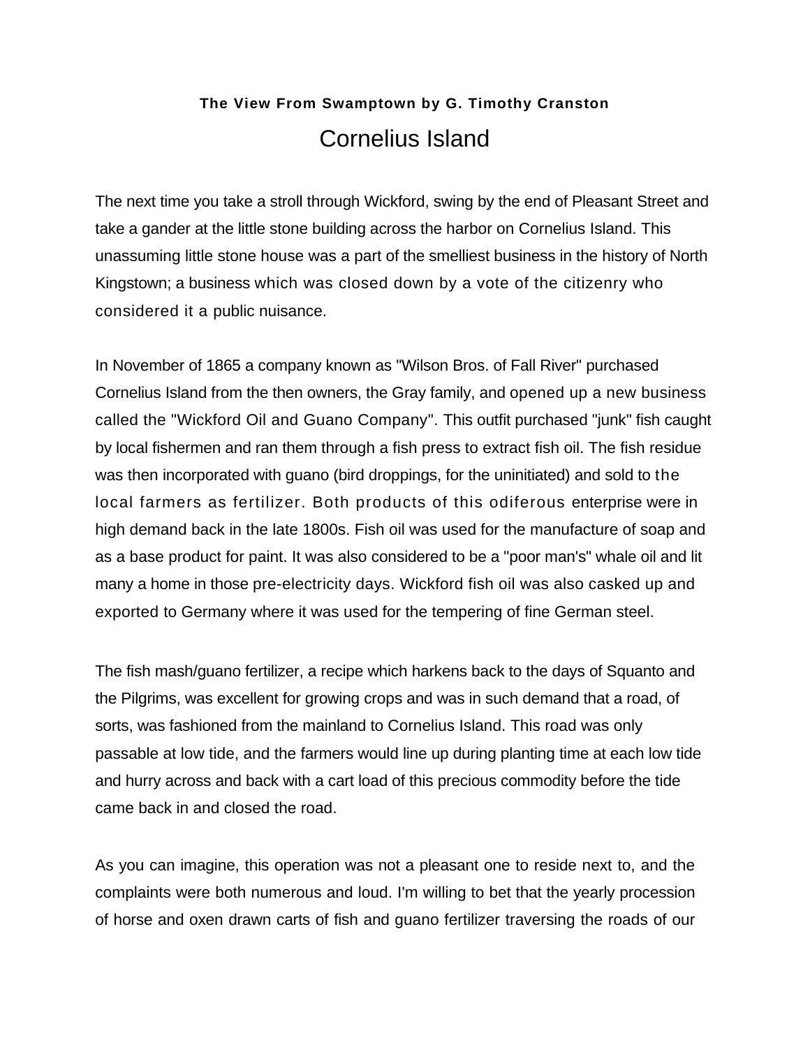**The View From Swamptown by G. Timothy Cranston**

# Cornelius Island

The next time you take a stroll through Wickford, swing by the end of Pleasant Street and take a gander at the little stone building across the harbor on Cornelius Island. This unassuming little stone house was a part of the smelliest business in the history of North Kingstown; a business which was closed down by a vote of the citizenry who considered it a public nuisance.

In November of 1865 a company known as "Wilson Bros. of Fall River" purchased Cornelius Island from the then owners, the Gray family, and opened up a new business called the "Wickford Oil and Guano Company". This outfit purchased "junk" fish caught by local fishermen and ran them through a fish press to extract fish oil. The fish residue was then incorporated with guano (bird droppings, for the uninitiated) and sold to the local farmers as fertilizer. Both products of this odiferous enterprise were in high demand back in the late 1800s. Fish oil was used for the manufacture of soap and as a base product for paint. It was also considered to be a "poor man's" whale oil and lit many a home in those pre-electricity days. Wickford fish oil was also casked up and exported to Germany where it was used for the tempering of fine German steel.

The fish mash/guano fertilizer, a recipe which harkens back to the days of Squanto and the Pilgrims, was excellent for growing crops and was in such demand that a road, of sorts, was fashioned from the mainland to Cornelius Island. This road was only passable at low tide, and the farmers would line up during planting time at each low tide and hurry across and back with a cart load of this precious commodity before the tide came back in and closed the road.

As you can imagine, this operation was not a pleasant one to reside next to, and the complaints were both numerous and loud. I'm willing to bet that the yearly procession of horse and oxen drawn carts of fish and guano fertilizer traversing the roads of our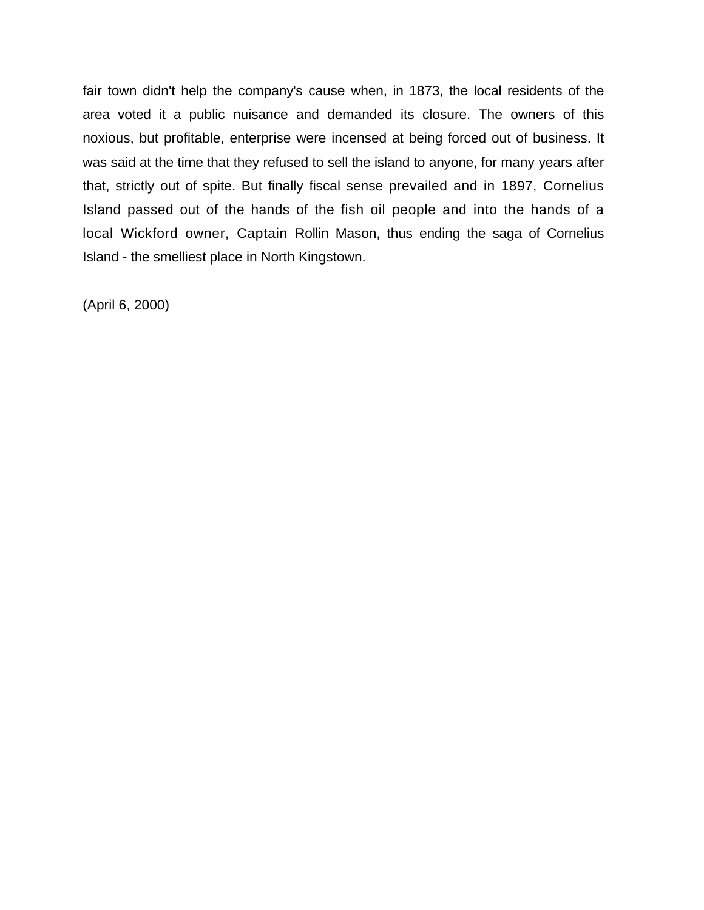fair town didn't help the company's cause when, in 1873, the local residents of the area voted it a public nuisance and demanded its closure. The owners of this noxious, but profitable, enterprise were incensed at being forced out of business. It was said at the time that they refused to sell the island to anyone, for many years after that, strictly out of spite. But finally fiscal sense prevailed and in 1897, Cornelius Island passed out of the hands of the fish oil people and into the hands of a local Wickford owner, Captain Rollin Mason, thus ending the saga of Cornelius Island - the smelliest place in North Kingstown.

(April 6, 2000)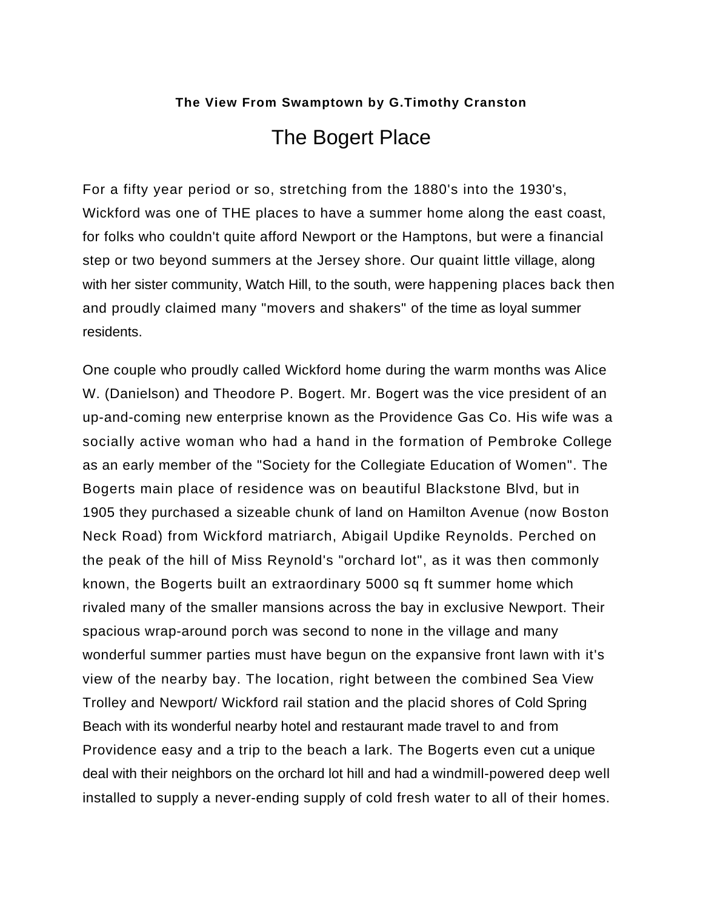**The View From Swamptown by G.Timothy Cranston**

# The Bogert Place

For a fifty year period or so, stretching from the 1880's into the 1930's, Wickford was one of THE places to have a summer home along the east coast, for folks who couldn't quite afford Newport or the Hamptons, but were a financial step or two beyond summers at the Jersey shore. Our quaint little village, along with her sister community, Watch Hill, to the south, were happening places back then and proudly claimed many "movers and shakers" of the time as loyal summer residents.

One couple who proudly called Wickford home during the warm months was Alice W. (Danielson) and Theodore P. Bogert. Mr. Bogert was the vice president of an up-and-coming new enterprise known as the Providence Gas Co. His wife was a socially active woman who had a hand in the formation of Pembroke College as an early member of the "Society for the Collegiate Education of Women". The Bogerts main place of residence was on beautiful Blackstone Blvd, but in 1905 they purchased a sizeable chunk of land on Hamilton Avenue (now Boston Neck Road) from Wickford matriarch, Abigail Updike Reynolds. Perched on the peak of the hill of Miss Reynold's "orchard lot", as it was then commonly known, the Bogerts built an extraordinary 5000 sq ft summer home which rivaled many of the smaller mansions across the bay in exclusive Newport. Their spacious wrap-around porch was second to none in the village and many wonderful summer parties must have begun on the expansive front lawn with it's view of the nearby bay. The location, right between the combined Sea View Trolley and Newport/ Wickford rail station and the placid shores of Cold Spring Beach with its wonderful nearby hotel and restaurant made travel to and from Providence easy and a trip to the beach a lark. The Bogerts even cut a unique deal with their neighbors on the orchard lot hill and had a windmill-powered deep well installed to supply a never-ending supply of cold fresh water to all of their homes.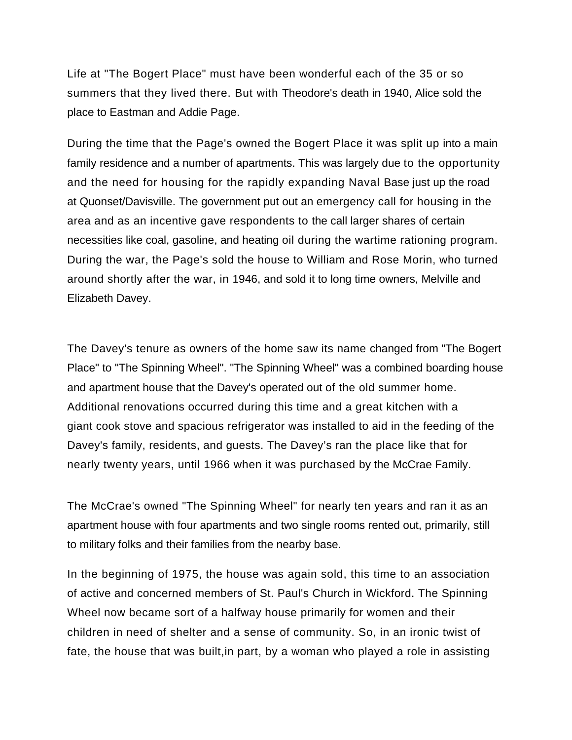Life at "The Bogert Place" must have been wonderful each of the 35 or so summers that they lived there. But with Theodore's death in 1940, Alice sold the place to Eastman and Addie Page.

During the time that the Page's owned the Bogert Place it was split up into a main family residence and a number of apartments. This was largely due to the opportunity and the need for housing for the rapidly expanding Naval Base just up the road at Quonset/Davisville. The government put out an emergency call for housing in the area and as an incentive gave respondents to the call larger shares of certain necessities like coal, gasoline, and heating oil during the wartime rationing program. During the war, the Page's sold the house to William and Rose Morin, who turned around shortly after the war, in 1946, and sold it to long time owners, Melville and Elizabeth Davey.

The Davey's tenure as owners of the home saw its name changed from "The Bogert Place" to "The Spinning Wheel". "The Spinning Wheel" was a combined boarding house and apartment house that the Davey's operated out of the old summer home. Additional renovations occurred during this time and a great kitchen with a giant cook stove and spacious refrigerator was installed to aid in the feeding of the Davey's family, residents, and guests. The Davey's ran the place like that for nearly twenty years, until 1966 when it was purchased by the McCrae Family.

The McCrae's owned "The Spinning Wheel" for nearly ten years and ran it as an apartment house with four apartments and two single rooms rented out, primarily, still to military folks and their families from the nearby base.

In the beginning of 1975, the house was again sold, this time to an association of active and concerned members of St. Paul's Church in Wickford. The Spinning Wheel now became sort of a halfway house primarily for women and their children in need of shelter and a sense of community. So, in an ironic twist of fate, the house that was built,in part, by a woman who played a role in assisting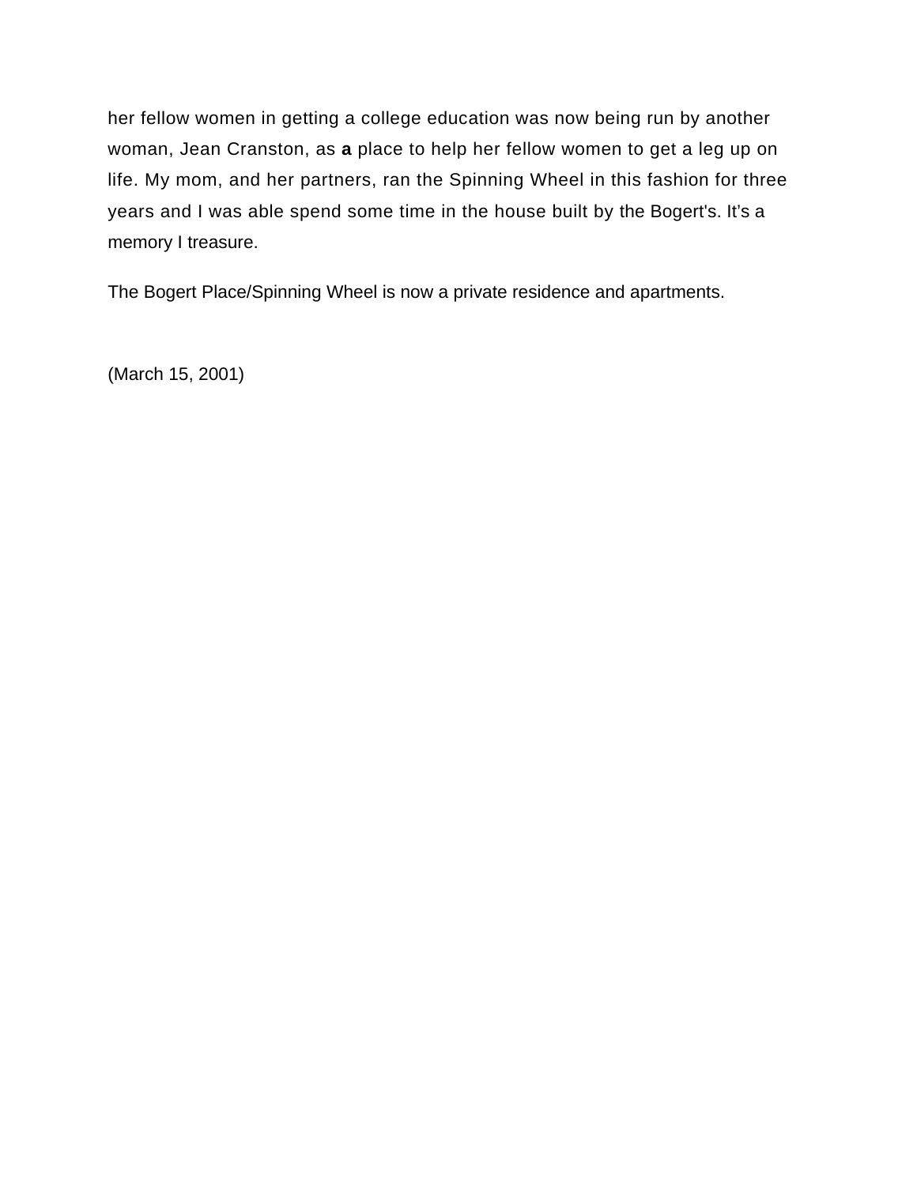her fellow women in getting a college education was now being run by another woman, Jean Cranston, as **a** place to help her fellow women to get a leg up on life. My mom, and her partners, ran the Spinning Wheel in this fashion for three years and I was able spend some time in the house built by the Bogert's. It's a memory I treasure.

The Bogert Place/Spinning Wheel is now a private residence and apartments.

(March 15, 2001)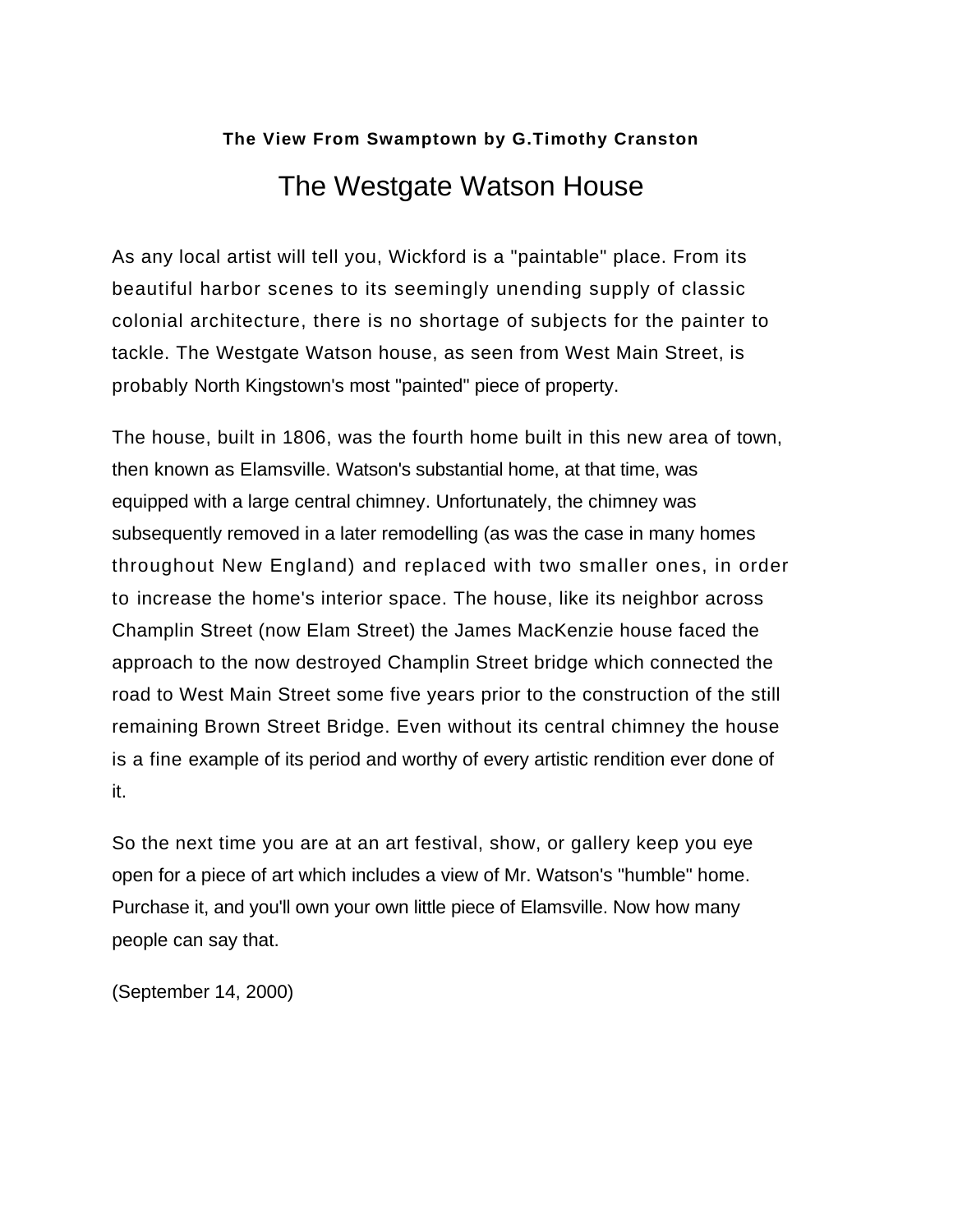**The View From Swamptown by G.Timothy Cranston**

# The Westgate Watson House

As any local artist will tell you, Wickford is a "paintable" place. From its beautiful harbor scenes to its seemingly unending supply of classic colonial architecture, there is no shortage of subjects for the painter to tackle. The Westgate Watson house, as seen from West Main Street, is probably North Kingstown's most "painted" piece of property.

The house, built in 1806, was the fourth home built in this new area of town, then known as Elamsville. Watson's substantial home, at that time, was equipped with a large central chimney. Unfortunately, the chimney was subsequently removed in a later remodelling (as was the case in many homes throughout New England) and replaced with two smaller ones, in order to increase the home's interior space. The house, like its neighbor across Champlin Street (now Elam Street) the James MacKenzie house faced the approach to the now destroyed Champlin Street bridge which connected the road to West Main Street some five years prior to the construction of the still remaining Brown Street Bridge. Even without its central chimney the house is a fine example of its period and worthy of every artistic rendition ever done of it.

So the next time you are at an art festival, show, or gallery keep you eye open for a piece of art which includes a view of Mr. Watson's "humble" home. Purchase it, and you'll own your own little piece of Elamsville. Now how many people can say that.

(September 14, 2000)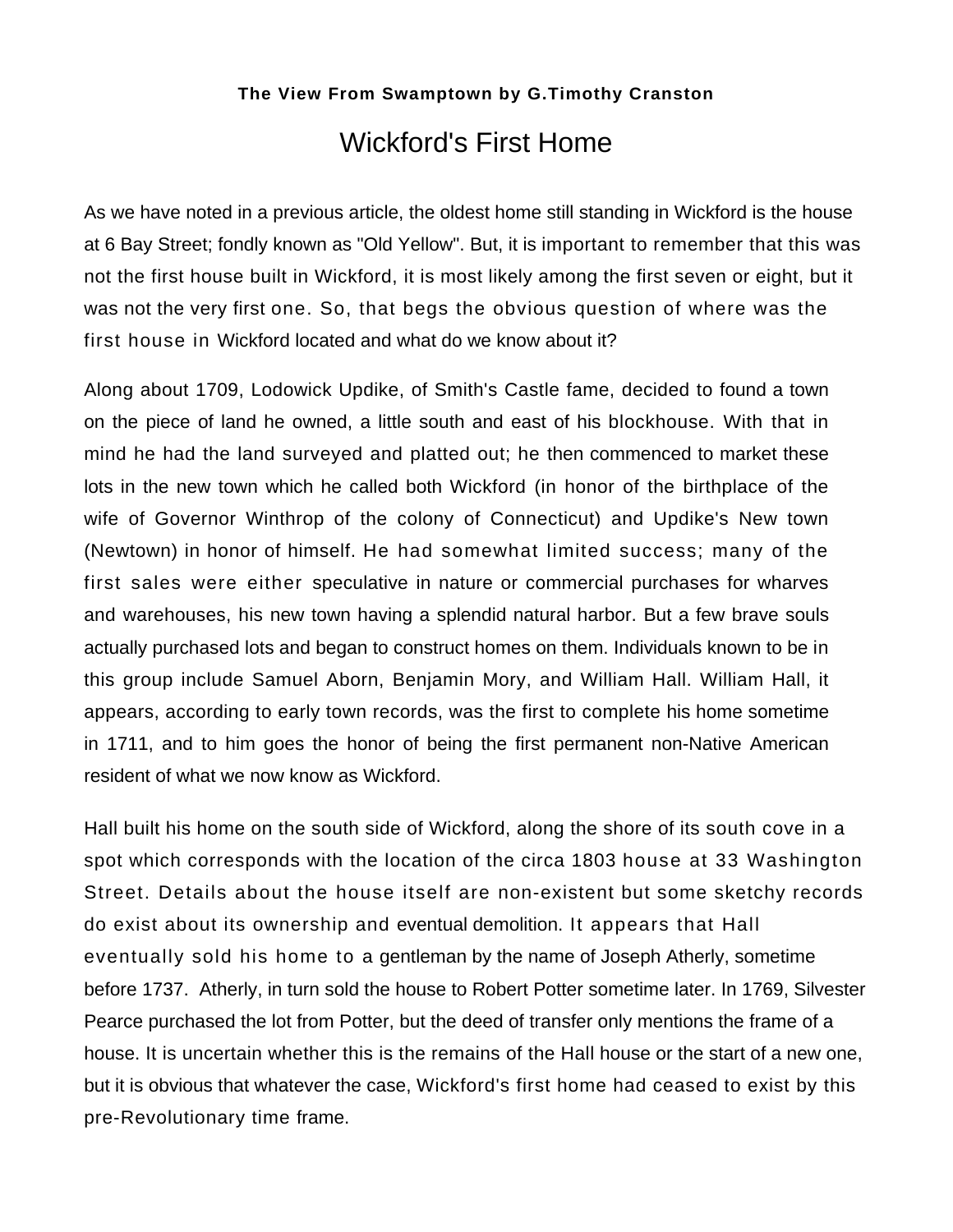**The View From Swamptown by G.Timothy Cranston**

# Wickford's First Home

As we have noted in a previous article, the oldest home still standing in Wickford is the house at 6 Bay Street; fondly known as "Old Yellow". But, it is important to remember that this was not the first house built in Wickford, it is most likely among the first seven or eight, but it was not the very first one. So, that begs the obvious question of where was the first house in Wickford located and what do we know about it?

Along about 1709, Lodowick Updike, of Smith's Castle fame, decided to found a town on the piece of land he owned, a little south and east of his blockhouse. With that in mind he had the land surveyed and platted out; he then commenced to market these lots in the new town which he called both Wickford (in honor of the birthplace of the wife of Governor Winthrop of the colony of Connecticut) and Updike's New town (Newtown) in honor of himself. He had somewhat limited success; many of the first sales were either speculative in nature or commercial purchases for wharves and warehouses, his new town having a splendid natural harbor. But a few brave souls actually purchased lots and began to construct homes on them. Individuals known to be in this group include Samuel Aborn, Benjamin Mory, and William Hall. William Hall, it appears, according to early town records, was the first to complete his home sometime in 1711, and to him goes the honor of being the first permanent non-Native American resident of what we now know as Wickford.

Hall built his home on the south side of Wickford, along the shore of its south cove in a spot which corresponds with the location of the circa 1803 house at 33 Washington Street. Details about the house itself are non-existent but some sketchy records do exist about its ownership and eventual demolition. It appears that Hall eventually sold his home to a gentleman by the name of Joseph Atherly, sometime before 1737. Atherly, in turn sold the house to Robert Potter sometime later. In 1769, Silvester Pearce purchased the lot from Potter, but the deed of transfer only mentions the frame of a house. It is uncertain whether this is the remains of the Hall house or the start of a new one, but it is obvious that whatever the case, Wickford's first home had ceased to exist by this pre-Revolutionary time frame.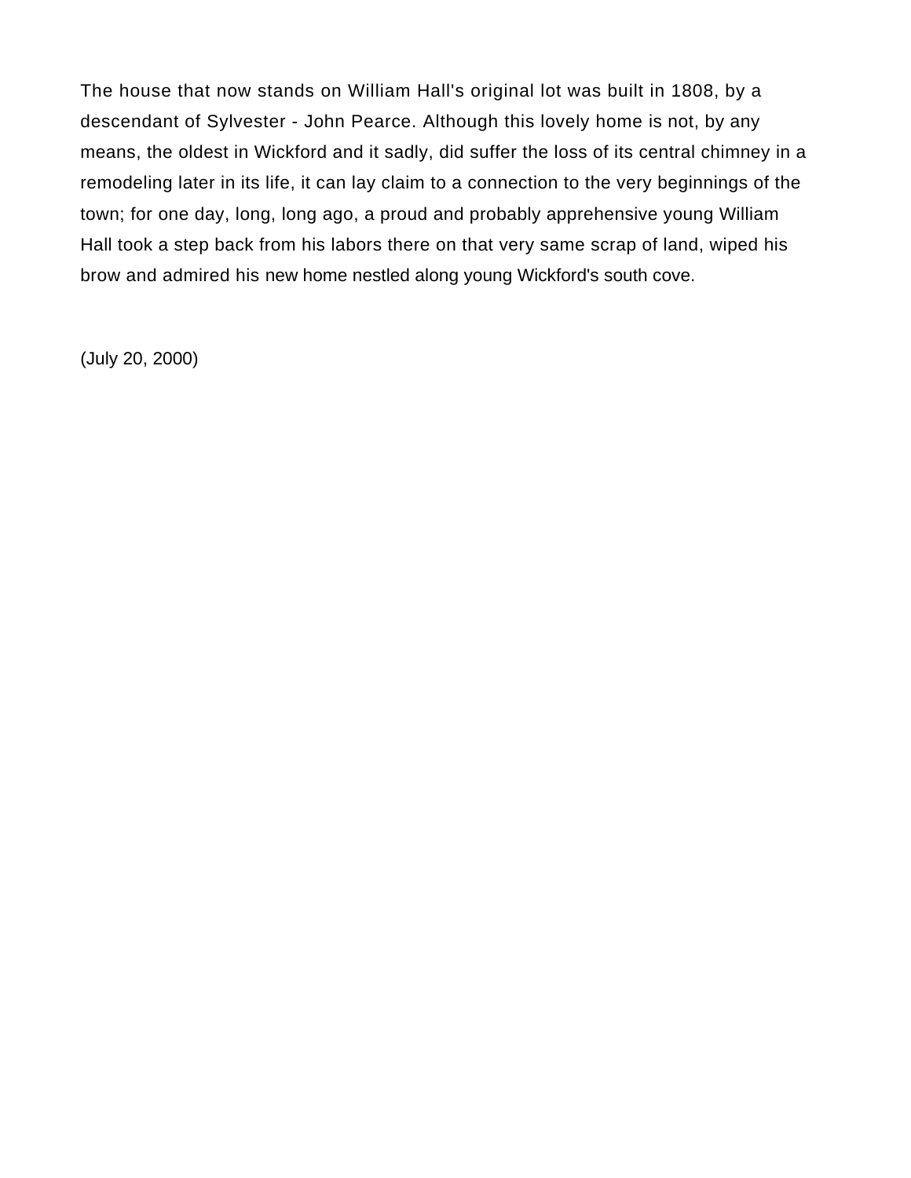The house that now stands on William Hall's original lot was built in 1808, by a descendant of Sylvester - John Pearce. Although this lovely home is not, by any means, the oldest in Wickford and it sadly, did suffer the loss of its central chimney in a remodeling later in its life, it can lay claim to a connection to the very beginnings of the town; for one day, long, long ago, a proud and probably apprehensive young William Hall took a step back from his labors there on that very same scrap of land, wiped his brow and admired his new home nestled along young Wickford's south cove.

(July 20, 2000)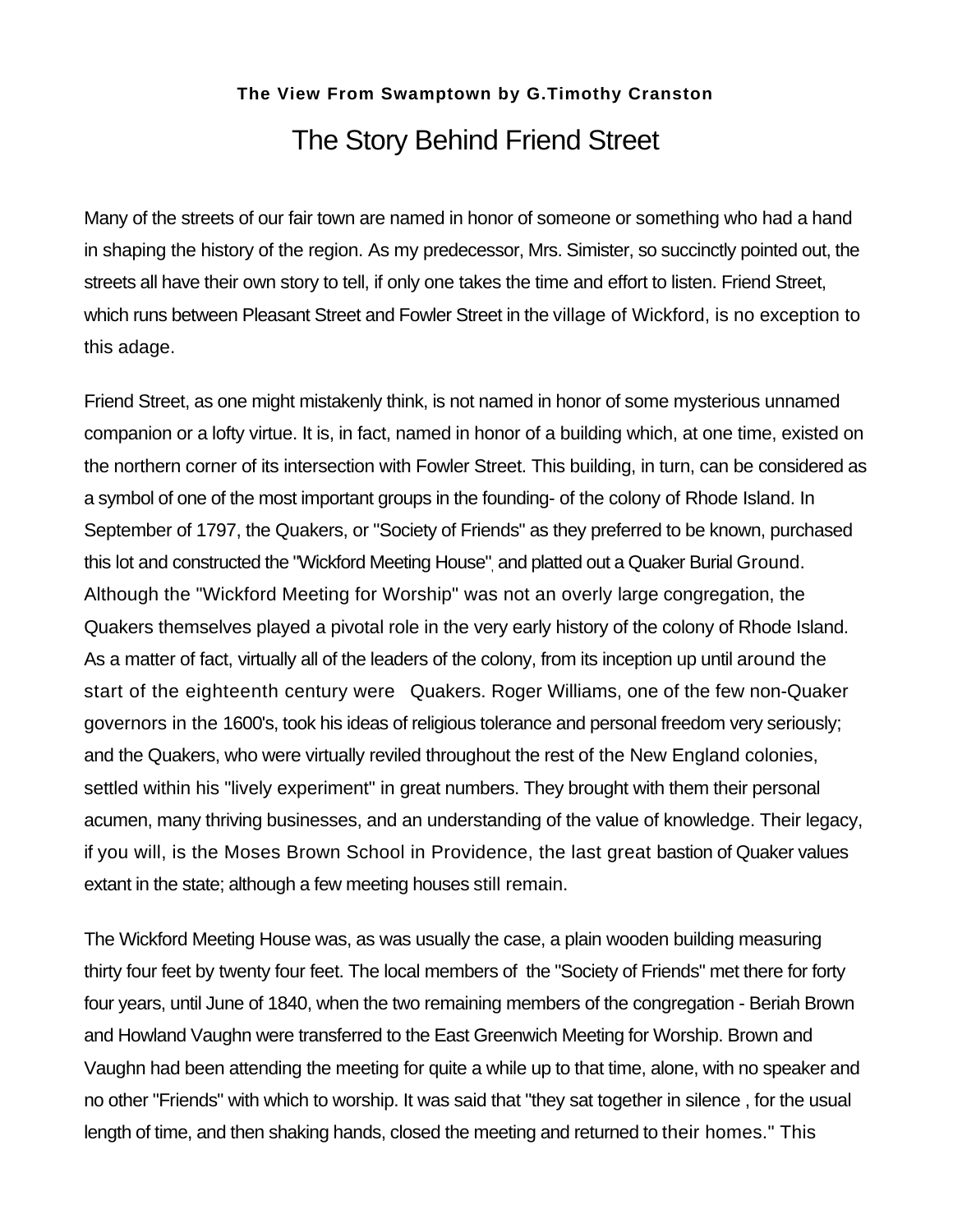**The View From Swamptown by G.Timothy Cranston**

# The Story Behind Friend Street

Many of the streets of our fair town are named in honor of someone or something who had a hand in shaping the history of the region. As my predecessor, Mrs. Simister, so succinctly pointed out, the streets all have their own story to tell, if only one takes the time and effort to listen. Friend Street, which runs between Pleasant Street and Fowler Street in the village of Wickford, is no exception to this adage.

Friend Street, as one might mistakenly think, is not named in honor of some mysterious unnamed companion or a lofty virtue. It is, in fact, named in honor of a building which, at one time, existed on the northern corner of its intersection with Fowler Street. This building, in turn, can be considered as a symbol of one of the most important groups in the founding- of the colony of Rhode Island. In September of 1797, the Quakers, or "Society of Friends" as they preferred to be known, purchased this lot and constructed the "Wickford Meeting House", and platted out a Quaker Burial Ground. Although the "Wickford Meeting for Worship" was not an overly large congregation, the Quakers themselves played a pivotal role in the very early history of the colony of Rhode Island. As a matter of fact, virtually all of the leaders of the colony, from its inception up until around the start of the eighteenth century were Quakers. Roger Williams, one of the few non-Quaker governors in the 1600's, took his ideas of religious tolerance and personal freedom very seriously; and the Quakers, who were virtually reviled throughout the rest of the New England colonies, settled within his "lively experiment" in great numbers. They brought with them their personal acumen, many thriving businesses, and an understanding of the value of knowledge. Their legacy, if you will, is the Moses Brown School in Providence, the last great bastion of Quaker values extant in the state; although a few meeting houses still remain.

The Wickford Meeting House was, as was usually the case, a plain wooden building measuring thirty four feet by twenty four feet. The local members of the "Society of Friends" met there for forty four years, until June of 1840, when the two remaining members of the congregation - Beriah Brown and Howland Vaughn were transferred to the East Greenwich Meeting for Worship. Brown and Vaughn had been attending the meeting for quite a while up to that time, alone, with no speaker and no other "Friends" with which to worship. It was said that "they sat together in silence , for the usual length of time, and then shaking hands, closed the meeting and returned to their homes." This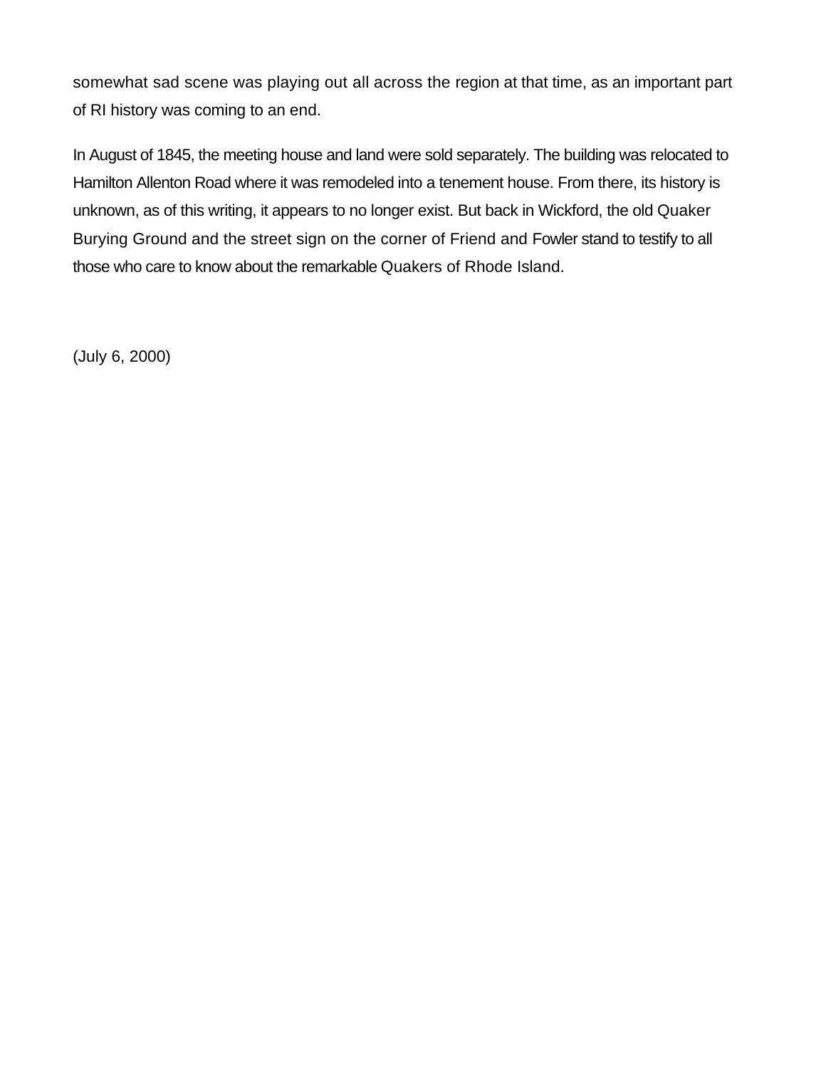somewhat sad scene was playing out all across the region at that time, as an important part of RI history was coming to an end.

In August of 1845, the meeting house and land were sold separately. The building was relocated to Hamilton Allenton Road where it was remodeled into a tenement house. From there, its history is unknown, as of this writing, it appears to no longer exist. But back in Wickford, the old Quaker Burying Ground and the street sign on the corner of Friend and Fowler stand to testify to all those who care to know about the remarkable Quakers of Rhode Island.

(July 6, 2000)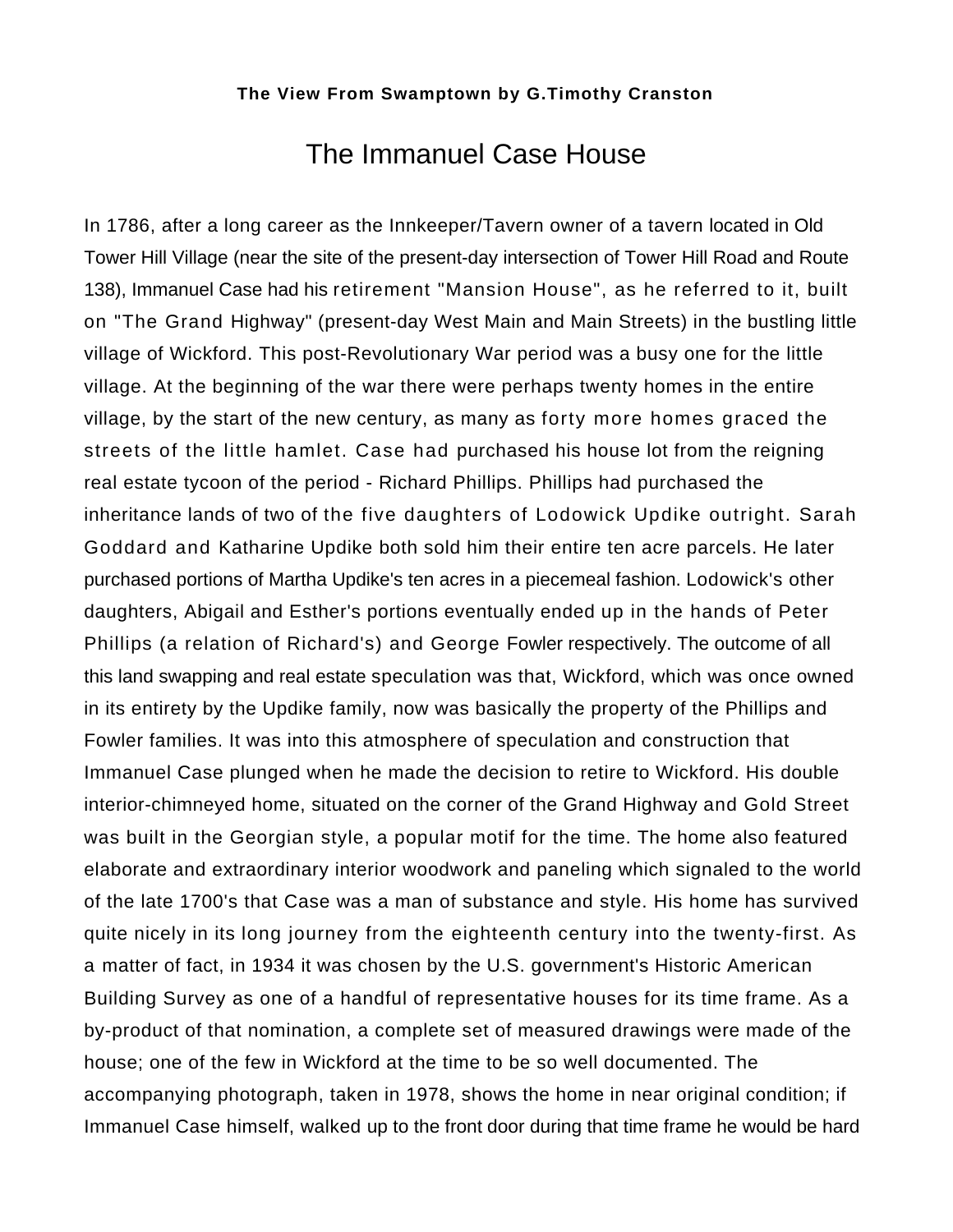**The View From Swamptown by G.Timothy Cranston**

# The Immanuel Case House

In 1786, after a long career as the Innkeeper/Tavern owner of a tavern located in Old Tower Hill Village (near the site of the present-day intersection of Tower Hill Road and Route 138), Immanuel Case had his retirement "Mansion House", as he referred to it, built on "The Grand Highway" (present-day West Main and Main Streets) in the bustling little village of Wickford. This post-Revolutionary War period was a busy one for the little village. At the beginning of the war there were perhaps twenty homes in the entire village, by the start of the new century, as many as forty more homes graced the streets of the little hamlet. Case had purchased his house lot from the reigning real estate tycoon of the period - Richard Phillips. Phillips had purchased the inheritance lands of two of the five daughters of Lodowick Updike outright. Sarah Goddard and Katharine Updike both sold him their entire ten acre parcels. He later purchased portions of Martha Updike's ten acres in a piecemeal fashion. Lodowick's other daughters, Abigail and Esther's portions eventually ended up in the hands of Peter Phillips (a relation of Richard's) and George Fowler respectively. The outcome of all this land swapping and real estate speculation was that, Wickford, which was once owned in its entirety by the Updike family, now was basically the property of the Phillips and Fowler families. It was into this atmosphere of speculation and construction that Immanuel Case plunged when he made the decision to retire to Wickford. His double interior-chimneyed home, situated on the corner of the Grand Highway and Gold Street was built in the Georgian style, a popular motif for the time. The home also featured elaborate and extraordinary interior woodwork and paneling which signaled to the world of the late 1700's that Case was a man of substance and style. His home has survived quite nicely in its long journey from the eighteenth century into the twenty-first. As a matter of fact, in 1934 it was chosen by the U.S. government's Historic American Building Survey as one of a handful of representative houses for its time frame. As a by-product of that nomination, a complete set of measured drawings were made of the house; one of the few in Wickford at the time to be so well documented. The accompanying photograph, taken in 1978, shows the home in near original condition; if Immanuel Case himself, walked up to the front door during that time frame he would be hard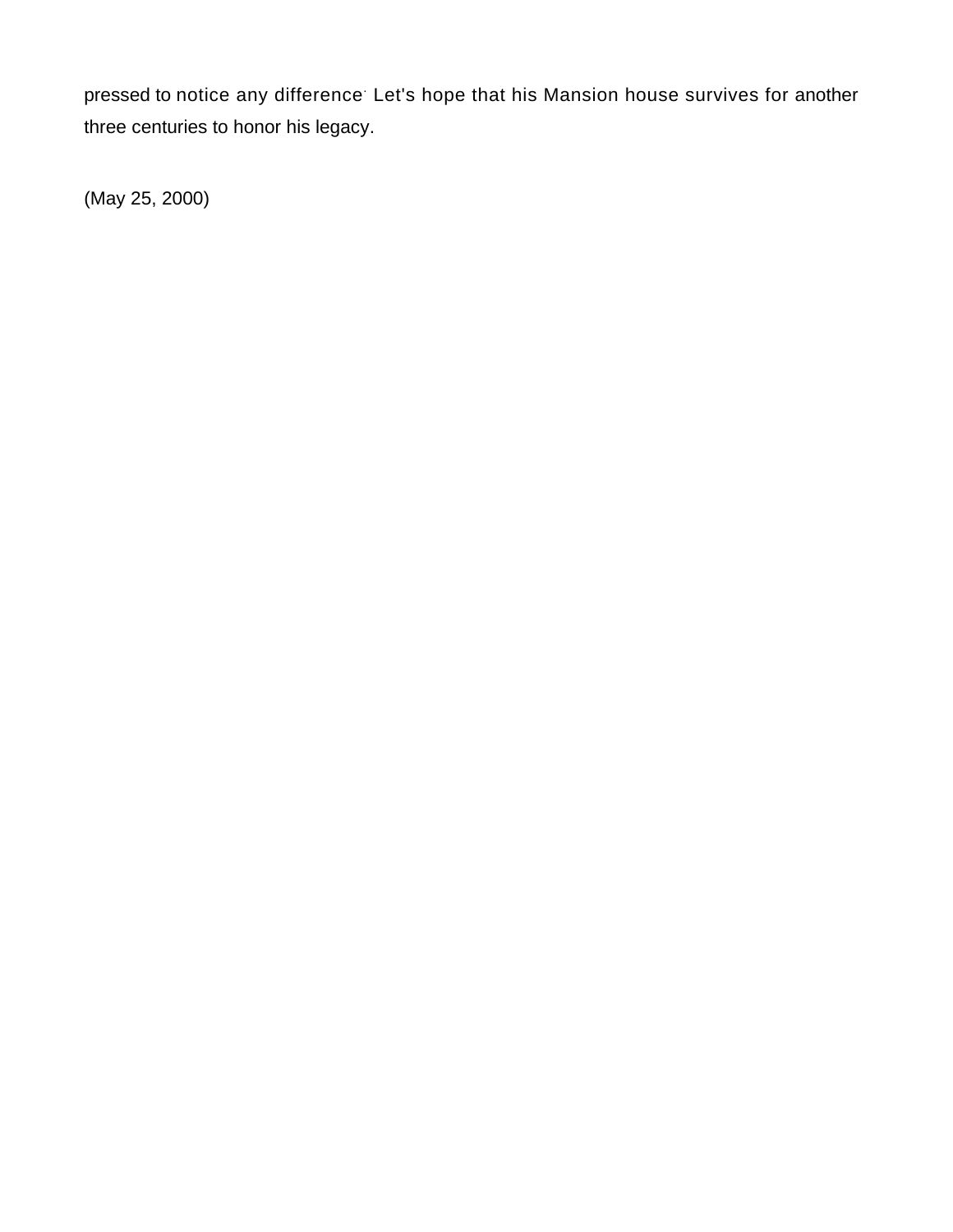pressed to notice any difference. Let's hope that his Mansion house survives for another three centuries to honor his legacy.

(May 25, 2000)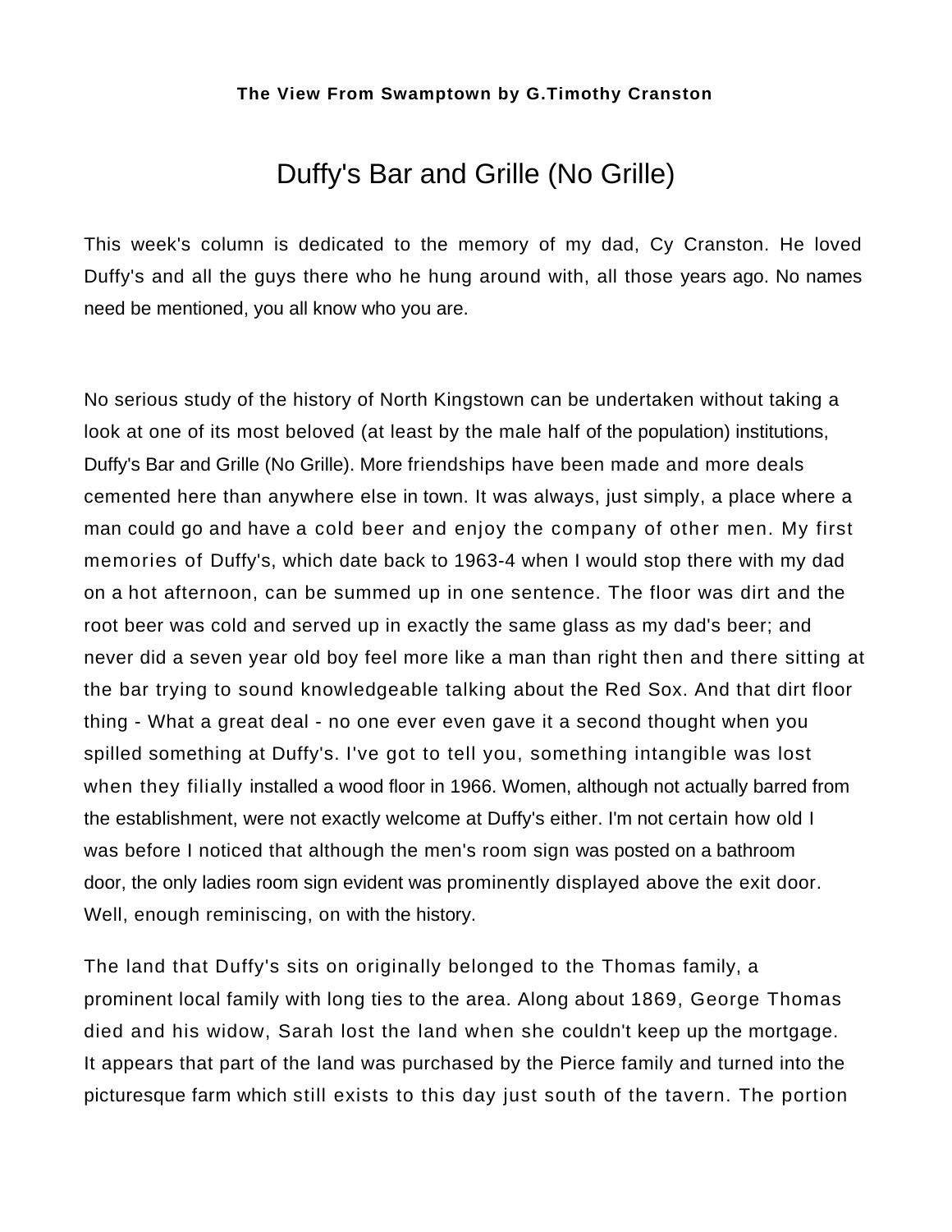**The View From Swamptown by G.Timothy Cranston**

# Duffy's Bar and Grille (No Grille)

This week's column is dedicated to the memory of my dad, Cy Cranston. He loved Duffy's and all the guys there who he hung around with, all those years ago. No names need be mentioned, you all know who you are.

No serious study of the history of North Kingstown can be undertaken without taking a look at one of its most beloved (at least by the male half of the population) institutions, Duffy's Bar and Grille (No Grille). More friendships have been made and more deals cemented here than anywhere else in town. It was always, just simply, a place where a man could go and have a cold beer and enjoy the company of other men. My first memories of Duffy's, which date back to 1963-4 when I would stop there with my dad on a hot afternoon, can be summed up in one sentence. The floor was dirt and the root beer was cold and served up in exactly the same glass as my dad's beer; and never did a seven year old boy feel more like a man than right then and there sitting at the bar trying to sound knowledgeable talking about the Red Sox. And that dirt floor thing - What a great deal - no one ever even gave it a second thought when you spilled something at Duffy's. I've got to tell you, something intangible was lost when they filially installed a wood floor in 1966. Women, although not actually barred from the establishment, were not exactly welcome at Duffy's either. I'm not certain how old I was before I noticed that although the men's room sign was posted on a bathroom door, the only ladies room sign evident was prominently displayed above the exit door. Well, enough reminiscing, on with the history.

The land that Duffy's sits on originally belonged to the Thomas family, a prominent local family with long ties to the area. Along about 1869, George Thomas died and his widow, Sarah lost the land when she couldn't keep up the mortgage. It appears that part of the land was purchased by the Pierce family and turned into the picturesque farm which still exists to this day just south of the tavern. The portion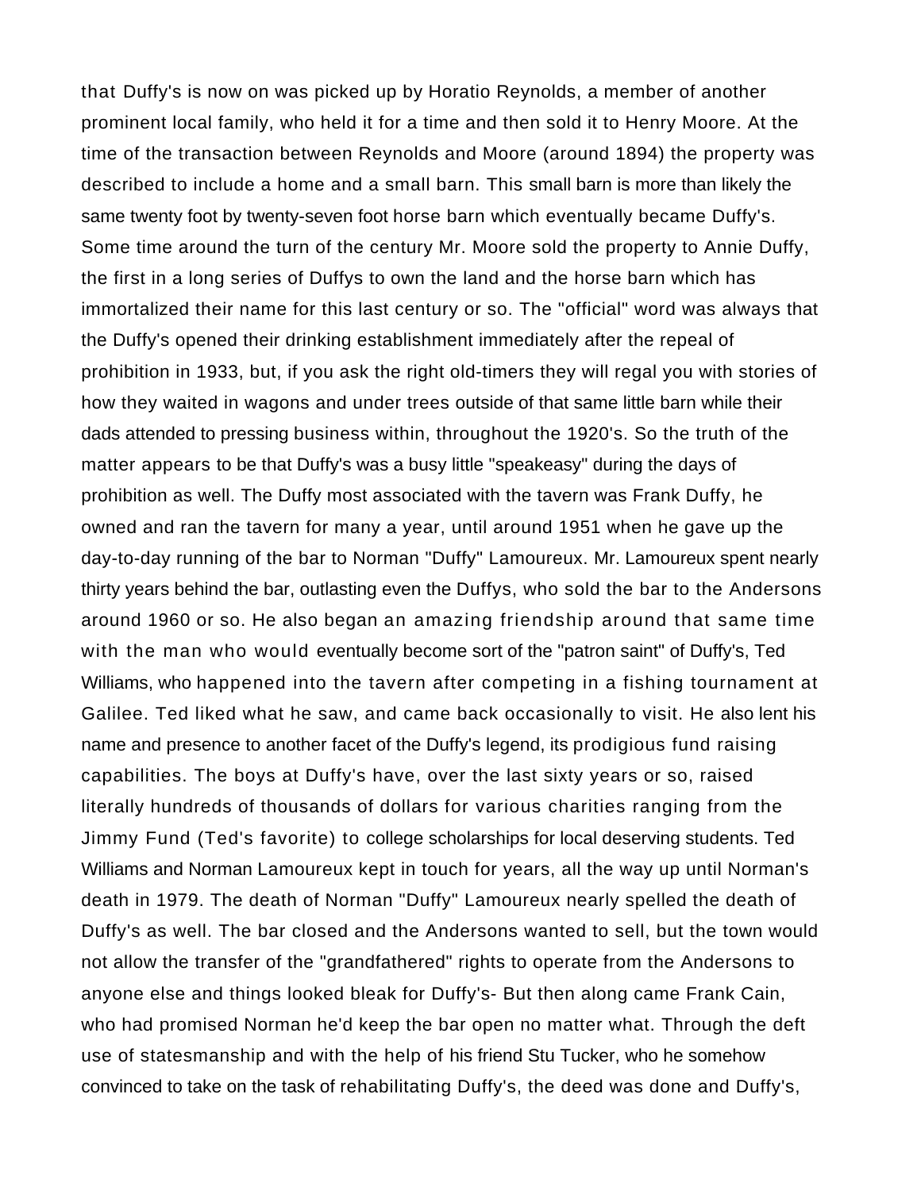that Duffy's is now on was picked up by Horatio Reynolds, a member of another prominent local family, who held it for a time and then sold it to Henry Moore. At the time of the transaction between Reynolds and Moore (around 1894) the property was described to include a home and a small barn. This small barn is more than likely the same twenty foot by twenty-seven foot horse barn which eventually became Duffy's. Some time around the turn of the century Mr. Moore sold the property to Annie Duffy, the first in a long series of Duffys to own the land and the horse barn which has immortalized their name for this last century or so. The "official" word was always that the Duffy's opened their drinking establishment immediately after the repeal of prohibition in 1933, but, if you ask the right old-timers they will regal you with stories of how they waited in wagons and under trees outside of that same little barn while their dads attended to pressing business within, throughout the 1920's. So the truth of the matter appears to be that Duffy's was a busy little "speakeasy" during the days of prohibition as well. The Duffy most associated with the tavern was Frank Duffy, he owned and ran the tavern for many a year, until around 1951 when he gave up the day-to-day running of the bar to Norman "Duffy" Lamoureux. Mr. Lamoureux spent nearly thirty years behind the bar, outlasting even the Duffys, who sold the bar to the Andersons around 1960 or so. He also began an amazing friendship around that same time with the man who would eventually become sort of the "patron saint" of Duffy's, Ted Williams, who happened into the tavern after competing in a fishing tournament at Galilee. Ted liked what he saw, and came back occasionally to visit. He also lent his name and presence to another facet of the Duffy's legend, its prodigious fund raising capabilities. The boys at Duffy's have, over the last sixty years or so, raised literally hundreds of thousands of dollars for various charities ranging from the Jimmy Fund (Ted's favorite) to college scholarships for local deserving students. Ted Williams and Norman Lamoureux kept in touch for years, all the way up until Norman's death in 1979. The death of Norman "Duffy" Lamoureux nearly spelled the death of Duffy's as well. The bar closed and the Andersons wanted to sell, but the town would not allow the transfer of the "grandfathered" rights to operate from the Andersons to anyone else and things looked bleak for Duffy's- But then along came Frank Cain, who had promised Norman he'd keep the bar open no matter what. Through the deft use of statesmanship and with the help of his friend Stu Tucker, who he somehow convinced to take on the task of rehabilitating Duffy's, the deed was done and Duffy's,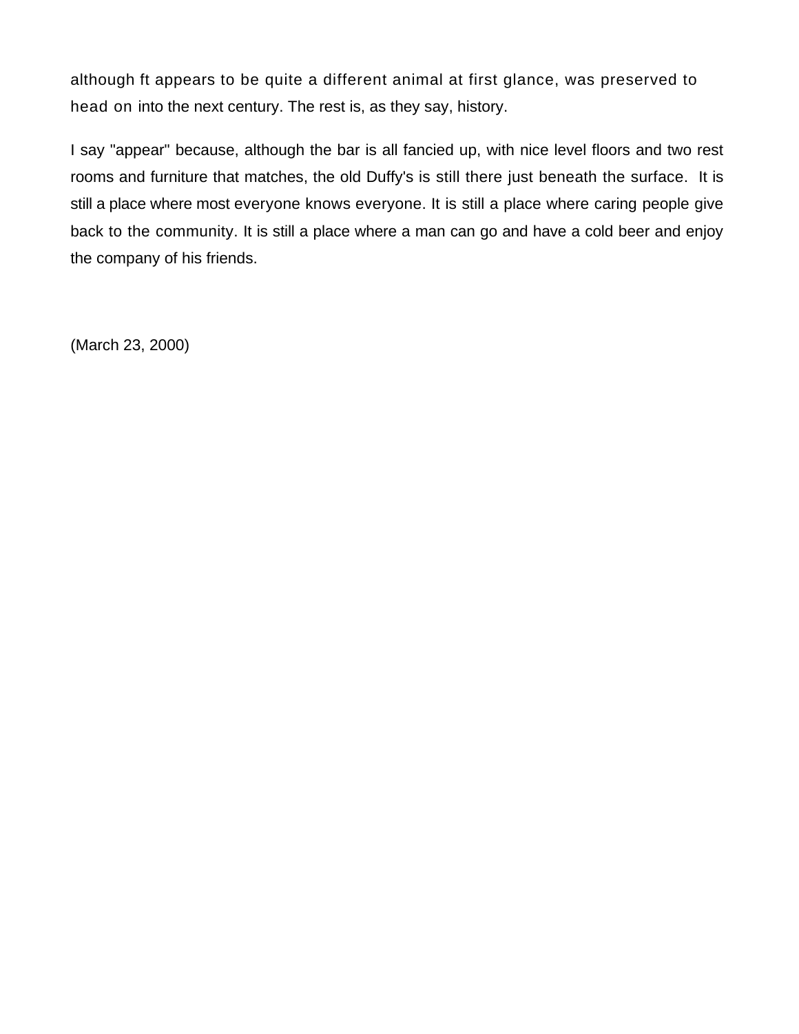although ft appears to be quite a different animal at first glance, was preserved to head on into the next century. The rest is, as they say, history.

I say "appear" because, although the bar is all fancied up, with nice level floors and two rest rooms and furniture that matches, the old Duffy's is still there just beneath the surface. It is still a place where most everyone knows everyone. It is still a place where caring people give back to the community. It is still a place where a man can go and have a cold beer and enjoy the company of his friends.

(March 23, 2000)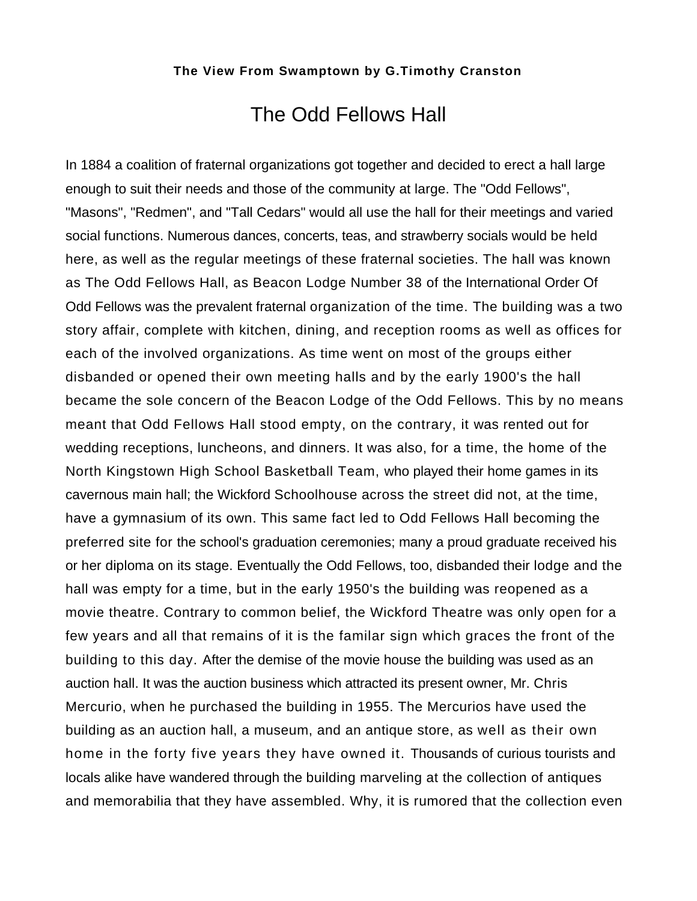**The View From Swamptown by G.Timothy Cranston**

# The Odd Fellows Hall

In 1884 a coalition of fraternal organizations got together and decided to erect a hall large enough to suit their needs and those of the community at large. The "Odd Fellows", "Masons", "Redmen", and "Tall Cedars" would all use the hall for their meetings and varied social functions. Numerous dances, concerts, teas, and strawberry socials would be held here, as well as the regular meetings of these fraternal societies. The hall was known as The Odd Fellows Hall, as Beacon Lodge Number 38 of the International Order Of Odd Fellows was the prevalent fraternal organization of the time. The building was a two story affair, complete with kitchen, dining, and reception rooms as well as offices for each of the involved organizations. As time went on most of the groups either disbanded or opened their own meeting halls and by the early 1900's the hall became the sole concern of the Beacon Lodge of the Odd Fellows. This by no means meant that Odd Fellows Hall stood empty, on the contrary, it was rented out for wedding receptions, luncheons, and dinners. It was also, for a time, the home of the North Kingstown High School Basketball Team, who played their home games in its cavernous main hall; the Wickford Schoolhouse across the street did not, at the time, have a gymnasium of its own. This same fact led to Odd Fellows Hall becoming the preferred site for the school's graduation ceremonies; many a proud graduate received his or her diploma on its stage. Eventually the Odd Fellows, too, disbanded their lodge and the hall was empty for a time, but in the early 1950's the building was reopened as a movie theatre. Contrary to common belief, the Wickford Theatre was only open for a few years and all that remains of it is the familar sign which graces the front of the building to this day. After the demise of the movie house the building was used as an auction hall. It was the auction business which attracted its present owner, Mr. Chris Mercurio, when he purchased the building in 1955. The Mercurios have used the building as an auction hall, a museum, and an antique store, as well as their own home in the forty five years they have owned it. Thousands of curious tourists and locals alike have wandered through the building marveling at the collection of antiques and memorabilia that they have assembled. Why, it is rumored that the collection even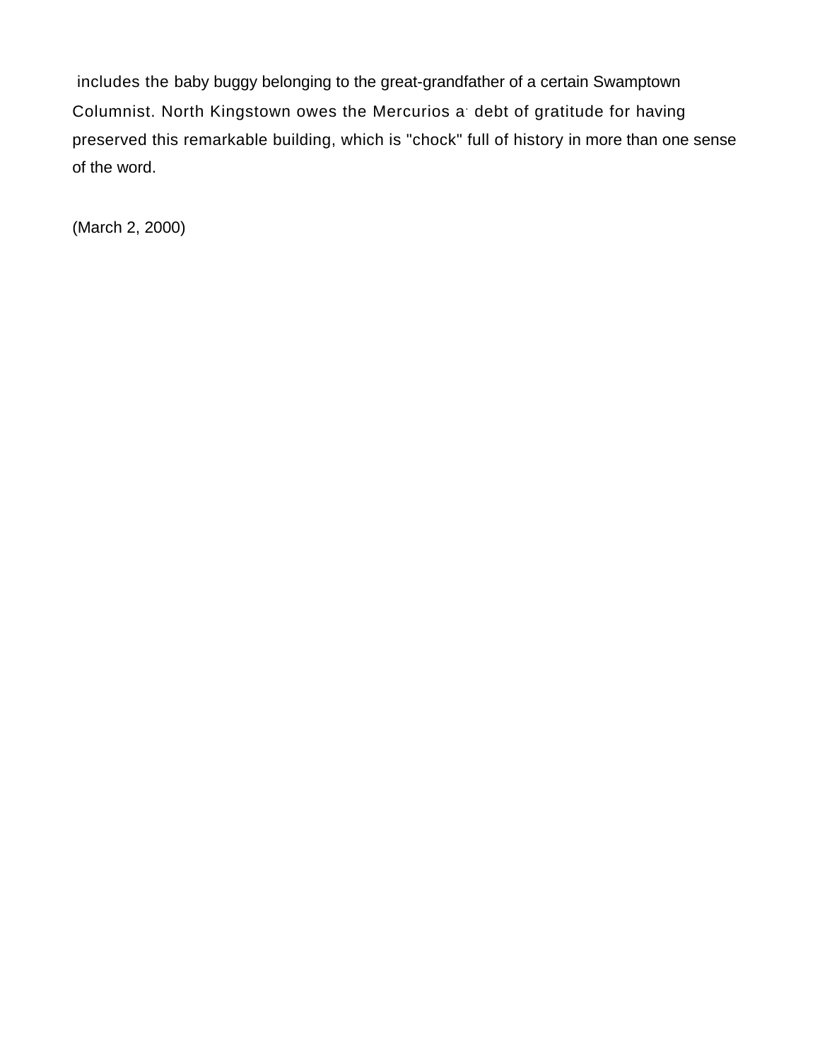includes the baby buggy belonging to the great-grandfather of a certain Swamptown Columnist. North Kingstown owes the Mercurios a debt of gratitude for having preserved this remarkable building, which is "chock" full of history in more than one sense of the word.

(March 2, 2000)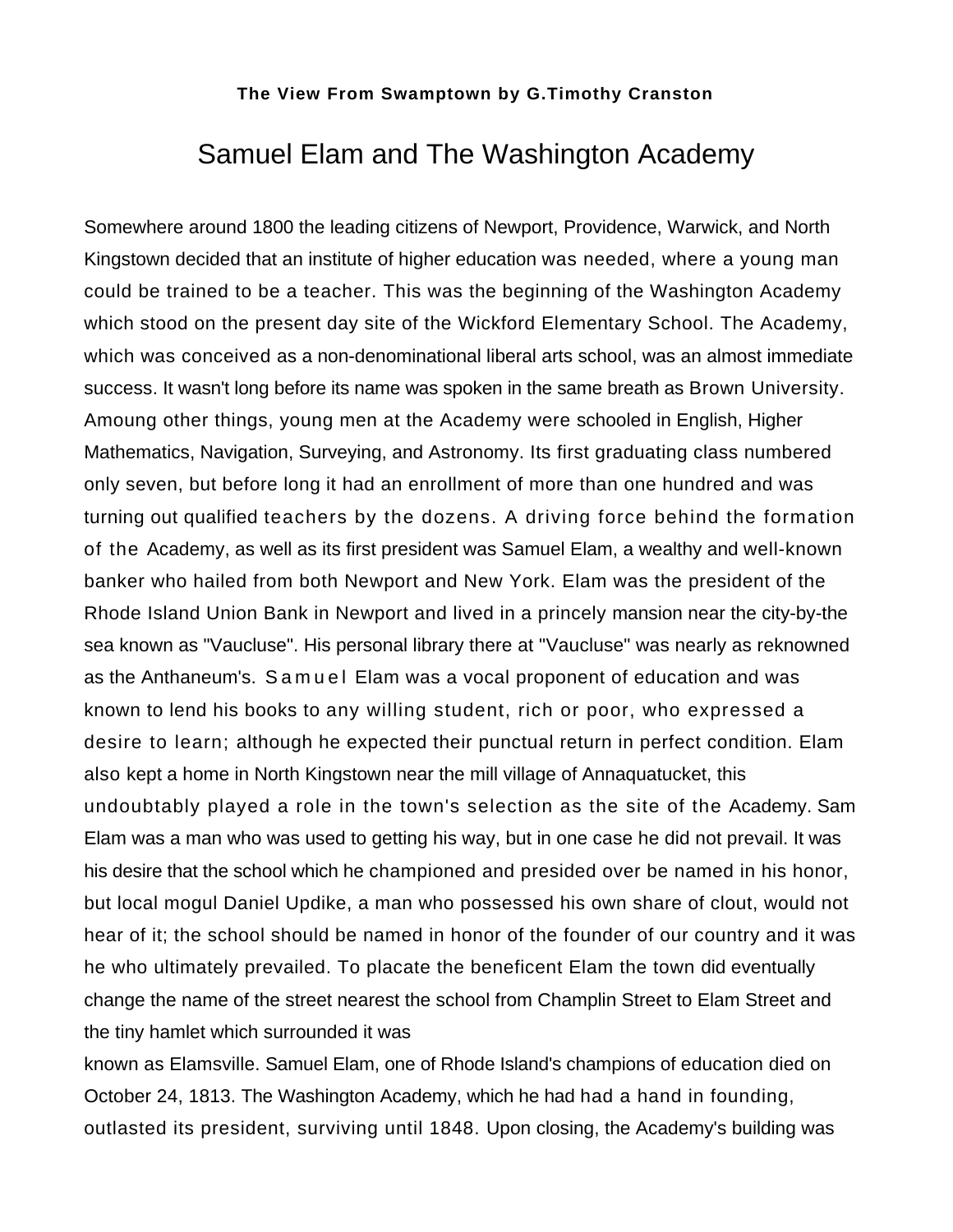**The View From Swamptown by G.Timothy Cranston**

# Samuel Elam and The Washington Academy

Somewhere around 1800 the leading citizens of Newport, Providence, Warwick, and North Kingstown decided that an institute of higher education was needed, where a young man could be trained to be a teacher. This was the beginning of the Washington Academy which stood on the present day site of the Wickford Elementary School. The Academy, which was conceived as a non-denominational liberal arts school, was an almost immediate success. It wasn't long before its name was spoken in the same breath as Brown University. Amoung other things, young men at the Academy were schooled in English, Higher Mathematics, Navigation, Surveying, and Astronomy. Its first graduating class numbered only seven, but before long it had an enrollment of more than one hundred and was turning out qualified teachers by the dozens. A driving force behind the formation of the Academy, as well as its first president was Samuel Elam, a wealthy and well-known banker who hailed from both Newport and New York. Elam was the president of the Rhode Island Union Bank in Newport and lived in a princely mansion near the city-by-the sea known as "Vaucluse". His personal library there at "Vaucluse" was nearly as reknowned as the Anthaneum's. Samuel Elam was a vocal proponent of education and was known to lend his books to any willing student, rich or poor, who expressed a desire to learn; although he expected their punctual return in perfect condition. Elam also kept a home in North Kingstown near the mill village of Annaquatucket, this undoubtably played a role in the town's selection as the site of the Academy. Sam Elam was a man who was used to getting his way, but in one case he did not prevail. It was his desire that the school which he championed and presided over be named in his honor, but local mogul Daniel Updike, a man who possessed his own share of clout, would not hear of it; the school should be named in honor of the founder of our country and it was he who ultimately prevailed. To placate the beneficent Elam the town did eventually change the name of the street nearest the school from Champlin Street to Elam Street and the tiny hamlet which surrounded it was known as Elamsville. Samuel Elam, one of Rhode Island's champions of education died on October 24, 1813. The Washington Academy, which he had had a hand in founding, outlasted its president, surviving until 1848. Upon closing, the Academy's building was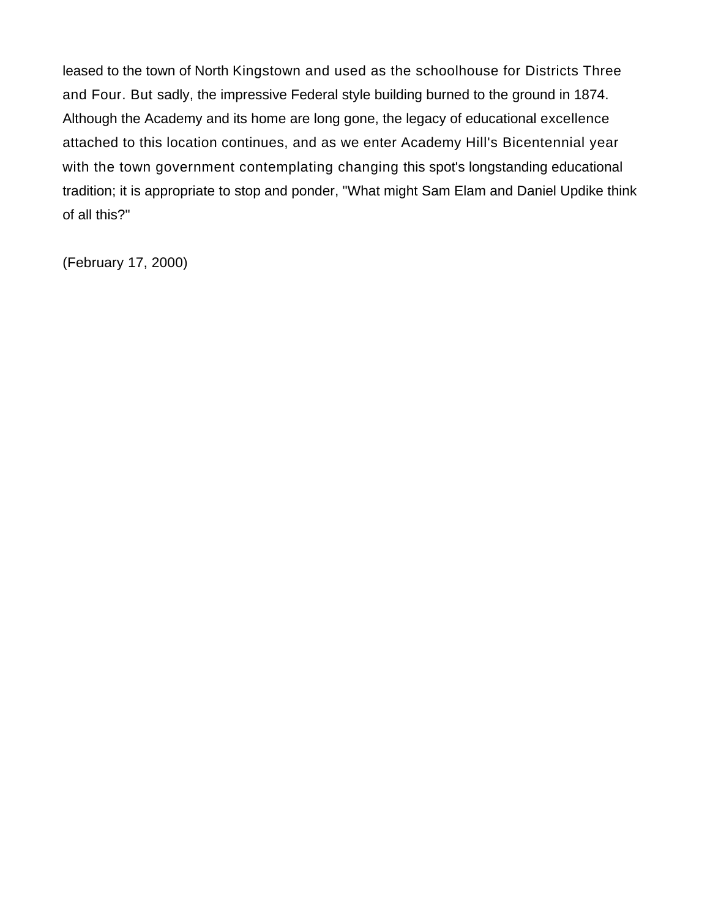leased to the town of North Kingstown and used as the schoolhouse for Districts Three and Four. But sadly, the impressive Federal style building burned to the ground in 1874. Although the Academy and its home are long gone, the legacy of educational excellence attached to this location continues, and as we enter Academy Hill's Bicentennial year with the town government contemplating changing this spot's longstanding educational tradition; it is appropriate to stop and ponder, "What might Sam Elam and Daniel Updike think of all this?"

(February 17, 2000)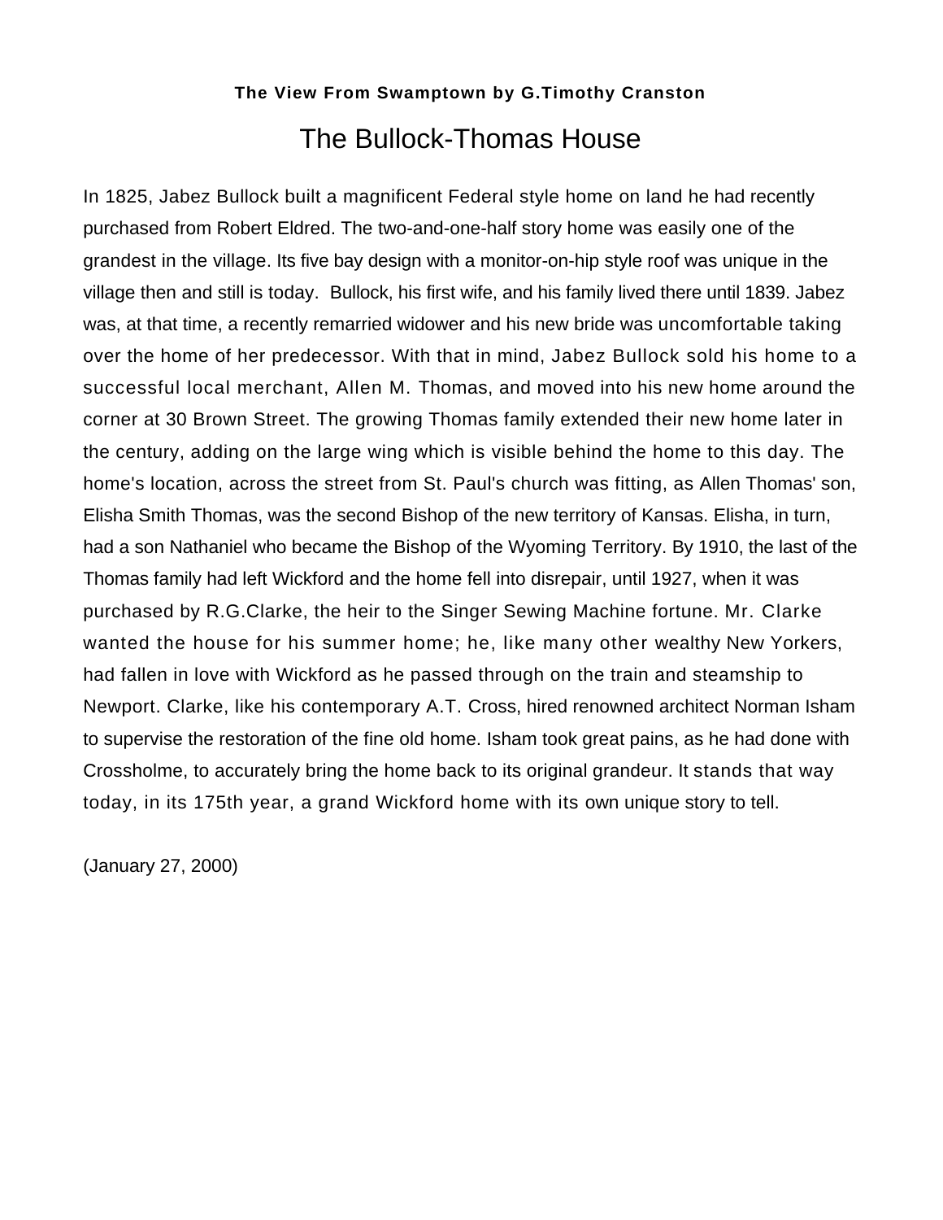**The View From Swamptown by G.Timothy Cranston**

# The Bullock-Thomas House

In 1825, Jabez Bullock built a magnificent Federal style home on land he had recently purchased from Robert Eldred. The two-and-one-half story home was easily one of the grandest in the village. Its five bay design with a monitor-on-hip style roof was unique in the village then and still is today.  Bullock, his first wife, and his family lived there until 1839. Jabez was, at that time, a recently remarried widower and his new bride was uncomfortable taking over the home of her predecessor. With that in mind, Jabez Bullock sold his home to a successful local merchant, Allen M. Thomas, and moved into his new home around the corner at 30 Brown Street. The growing Thomas family extended their new home later in the century, adding on the large wing which is visible behind the home to this day. The home's location, across the street from St. Paul's church was fitting, as Allen Thomas' son, Elisha Smith Thomas, was the second Bishop of the new territory of Kansas. Elisha, in turn, had a son Nathaniel who became the Bishop of the Wyoming Territory. By 1910, the last of the Thomas family had left Wickford and the home fell into disrepair, until 1927, when it was purchased by R.G.Clarke, the heir to the Singer Sewing Machine fortune. Mr. Clarke wanted the house for his summer home; he, like many other wealthy New Yorkers, had fallen in love with Wickford as he passed through on the train and steamship to Newport. Clarke, like his contemporary A.T. Cross, hired renowned architect Norman Isham to supervise the restoration of the fine old home. Isham took great pains, as he had done with Crossholme, to accurately bring the home back to its original grandeur. It stands that way today, in its 175th year, a grand Wickford home with its own unique story to tell.

(January 27, 2000)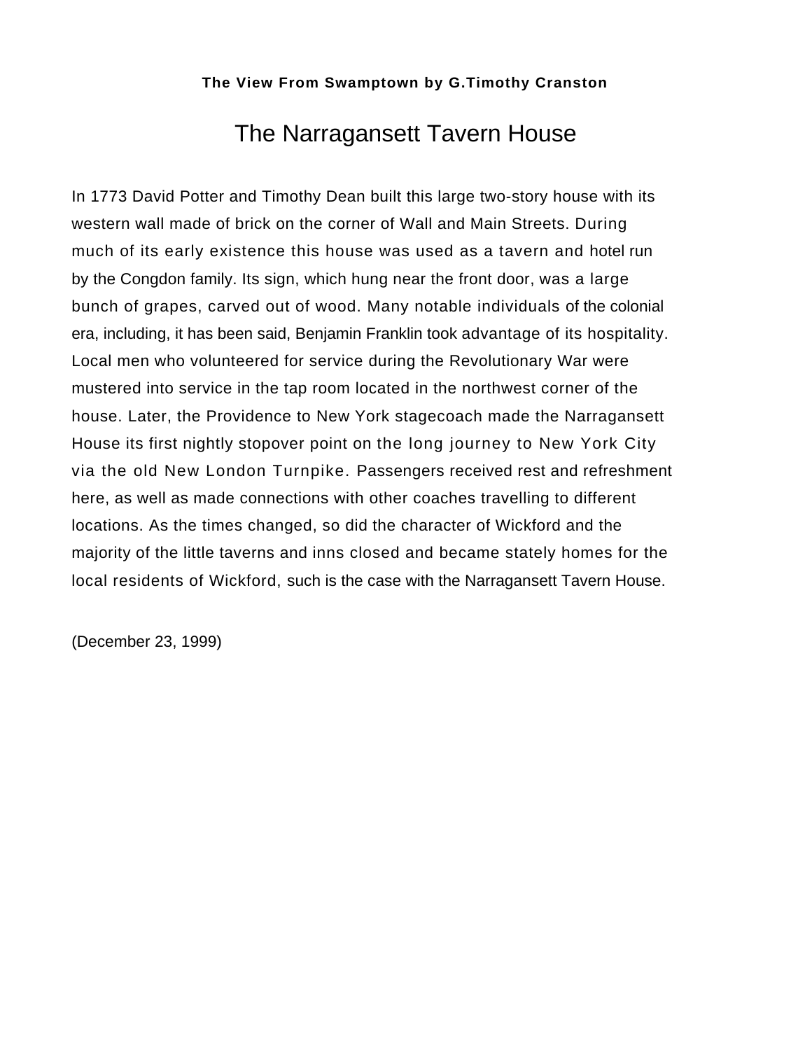**The View From Swamptown by G.Timothy Cranston**

# The Narragansett Tavern House

In 1773 David Potter and Timothy Dean built this large two-story house with its western wall made of brick on the corner of Wall and Main Streets. During much of its early existence this house was used as a tavern and hotel run by the Congdon family. Its sign, which hung near the front door, was a large bunch of grapes, carved out of wood. Many notable individuals of the colonial era, including, it has been said, Benjamin Franklin took advantage of its hospitality. Local men who volunteered for service during the Revolutionary War were mustered into service in the tap room located in the northwest corner of the house. Later, the Providence to New York stagecoach made the Narragansett House its first nightly stopover point on the long journey to New York City via the old New London Turnpike. Passengers received rest and refreshment here, as well as made connections with other coaches travelling to different locations. As the times changed, so did the character of Wickford and the majority of the little taverns and inns closed and became stately homes for the local residents of Wickford, such is the case with the Narragansett Tavern House.

(December 23, 1999)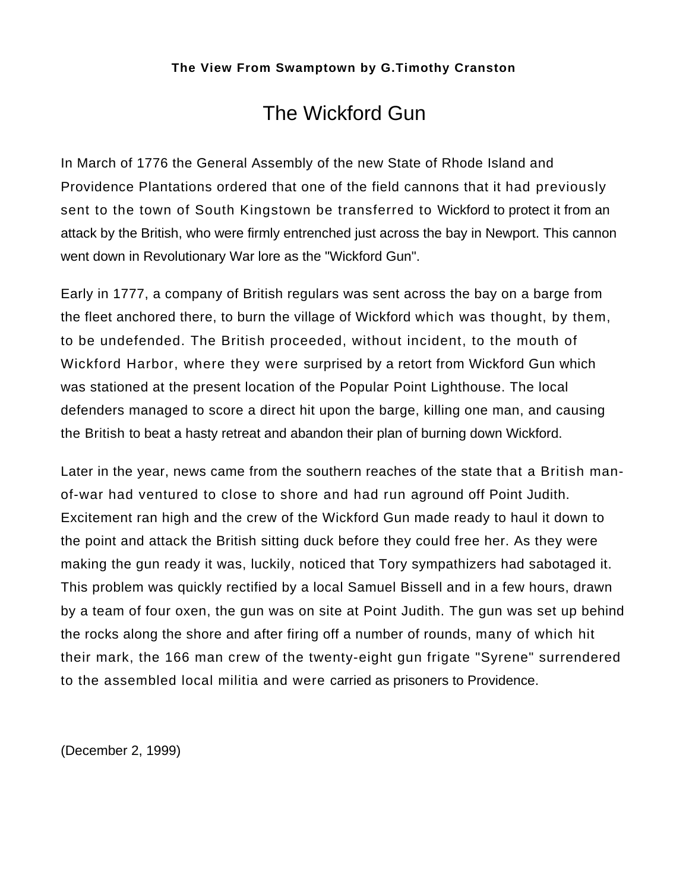**The View From Swamptown by G.Timothy Cranston**

# The Wickford Gun

In March of 1776 the General Assembly of the new State of Rhode Island and Providence Plantations ordered that one of the field cannons that it had previously sent to the town of South Kingstown be transferred to Wickford to protect it from an attack by the British, who were firmly entrenched just across the bay in Newport. This cannon went down in Revolutionary War lore as the "Wickford Gun".

Early in 1777, a company of British regulars was sent across the bay on a barge from the fleet anchored there, to burn the village of Wickford which was thought, by them, to be undefended. The British proceeded, without incident, to the mouth of Wickford Harbor, where they were surprised by a retort from Wickford Gun which was stationed at the present location of the Popular Point Lighthouse. The local defenders managed to score a direct hit upon the barge, killing one man, and causing the British to beat a hasty retreat and abandon their plan of burning down Wickford.

Later in the year, news came from the southern reaches of the state that a British man-of-war had ventured to close to shore and had run aground off Point Judith. Excitement ran high and the crew of the Wickford Gun made ready to haul it down to the point and attack the British sitting duck before they could free her. As they were making the gun ready it was, luckily, noticed that Tory sympathizers had sabotaged it. This problem was quickly rectified by a local Samuel Bissell and in a few hours, drawn by a team of four oxen, the gun was on site at Point Judith. The gun was set up behind the rocks along the shore and after firing off a number of rounds, many of which hit their mark, the 166 man crew of the twenty-eight gun frigate "Syrene" surrendered to the assembled local militia and were carried as prisoners to Providence.

(December 2, 1999)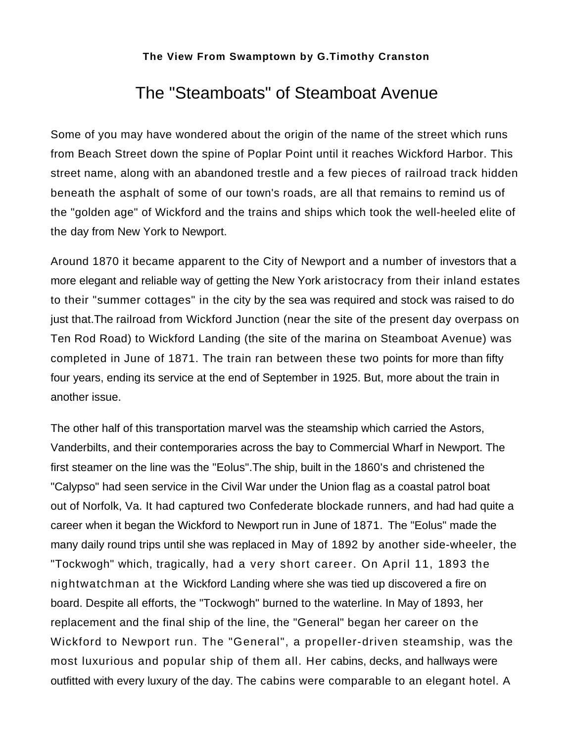**The View From Swamptown by G.Timothy Cranston**

# The "Steamboats" of Steamboat Avenue

Some of you may have wondered about the origin of the name of the street which runs from Beach Street down the spine of Poplar Point until it reaches Wickford Harbor. This street name, along with an abandoned trestle and a few pieces of railroad track hidden beneath the asphalt of some of our town's roads, are all that remains to remind us of the "golden age" of Wickford and the trains and ships which took the well-heeled elite of the day from New York to Newport.

Around 1870 it became apparent to the City of Newport and a number of investors that a more elegant and reliable way of getting the New York aristocracy from their inland estates to their "summer cottages" in the city by the sea was required and stock was raised to do just that.The railroad from Wickford Junction (near the site of the present day overpass on Ten Rod Road) to Wickford Landing (the site of the marina on Steamboat Avenue) was completed in June of 1871. The train ran between these two points for more than fifty four years, ending its service at the end of September in 1925. But, more about the train in another issue.

The other half of this transportation marvel was the steamship which carried the Astors, Vanderbilts, and their contemporaries across the bay to Commercial Wharf in Newport. The first steamer on the line was the "Eolus".The ship, built in the 1860's and christened the "Calypso" had seen service in the Civil War under the Union flag as a coastal patrol boat out of Norfolk, Va. It had captured two Confederate blockade runners, and had had quite a career when it began the Wickford to Newport run in June of 1871. The "Eolus" made the many daily round trips until she was replaced in May of 1892 by another side-wheeler, the "Tockwogh" which, tragically, had a very short career. On April 11, 1893 the nightwatchman at the Wickford Landing where she was tied up discovered a fire on board. Despite all efforts, the "Tockwogh" burned to the waterline. In May of 1893, her replacement and the final ship of the line, the "General" began her career on the Wickford to Newport run. The "General", a propeller-driven steamship, was the most luxurious and popular ship of them all. Her cabins, decks, and hallways were outfitted with every luxury of the day. The cabins were comparable to an elegant hotel. A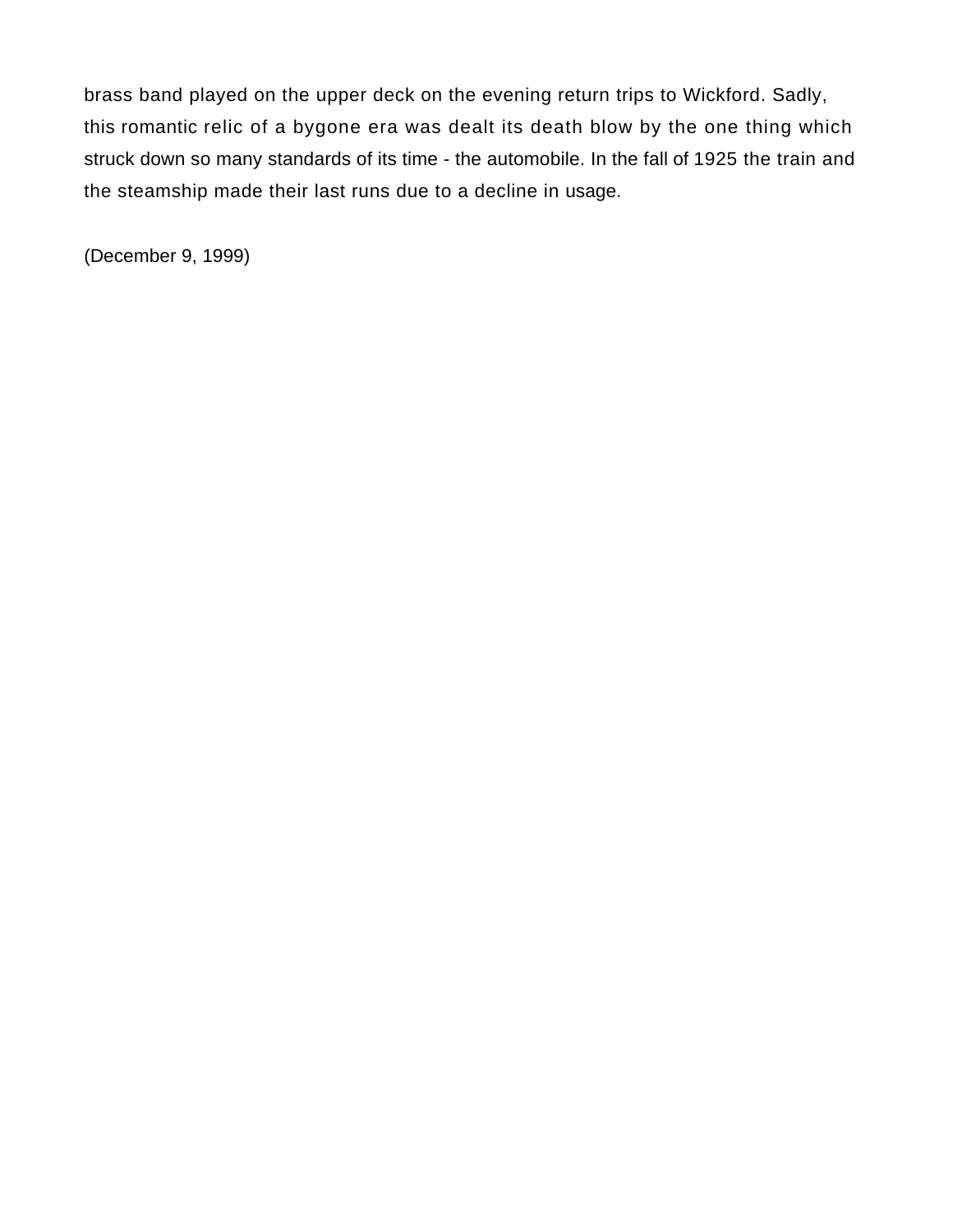brass band played on the upper deck on the evening return trips to Wickford. Sadly, this romantic relic of a bygone era was dealt its death blow by the one thing which struck down so many standards of its time - the automobile. In the fall of 1925 the train and the steamship made their last runs due to a decline in usage.

(December 9, 1999)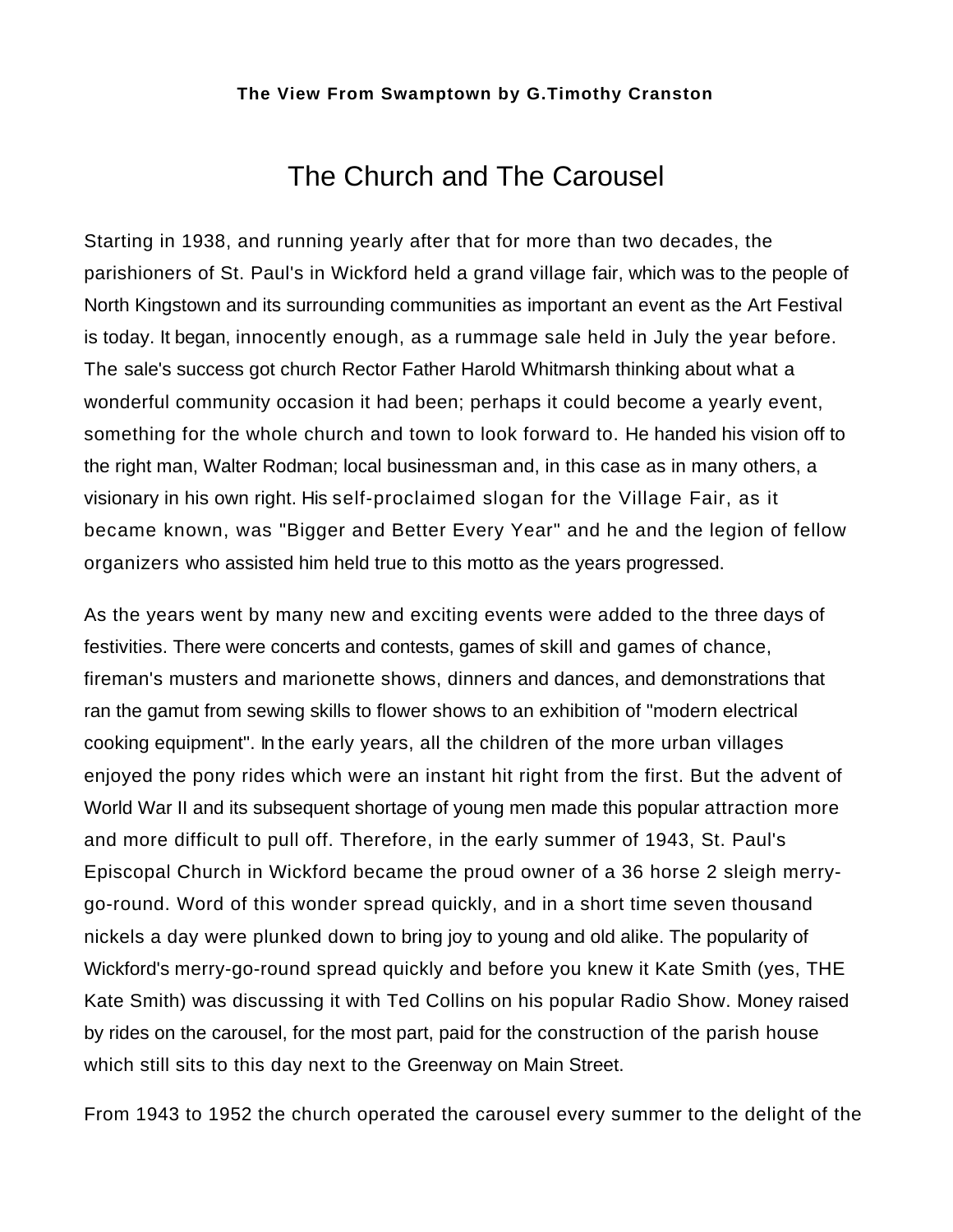# The Church and The Carousel

Starting in 1938, and running yearly after that for more than two decades, the parishioners of St. Paul's in Wickford held a grand village fair, which was to the people of North Kingstown and its surrounding communities as important an event as the Art Festival is today. It began, innocently enough, as a rummage sale held in July the year before. The sale's success got church Rector Father Harold Whitmarsh thinking about what a wonderful community occasion it had been; perhaps it could become a yearly event, something for the whole church and town to look forward to. He handed his vision off to the right man, Walter Rodman; local businessman and, in this case as in many others, a visionary in his own right. His self-proclaimed slogan for the Village Fair, as it became known, was "Bigger and Better Every Year" and he and the legion of fellow organizers who assisted him held true to this motto as the years progressed.

As the years went by many new and exciting events were added to the three days of festivities. There were concerts and contests, games of skill and games of chance, fireman's musters and marionette shows, dinners and dances, and demonstrations that ran the gamut from sewing skills to flower shows to an exhibition of "modern electrical cooking equipment". In the early years, all the children of the more urban villages enjoyed the pony rides which were an instant hit right from the first. But the advent of World War II and its subsequent shortage of young men made this popular attraction more and more difficult to pull off. Therefore, in the early summer of 1943, St. Paul's Episcopal Church in Wickford became the proud owner of a 36 horse 2 sleigh merry-go-round. Word of this wonder spread quickly, and in a short time seven thousand nickels a day were plunked down to bring joy to young and old alike. The popularity of Wickford's merry-go-round spread quickly and before you knew it Kate Smith (yes, THE Kate Smith) was discussing it with Ted Collins on his popular Radio Show. Money raised by rides on the carousel, for the most part, paid for the construction of the parish house which still sits to this day next to the Greenway on Main Street.

From 1943 to 1952 the church operated the carousel every summer to the delight of the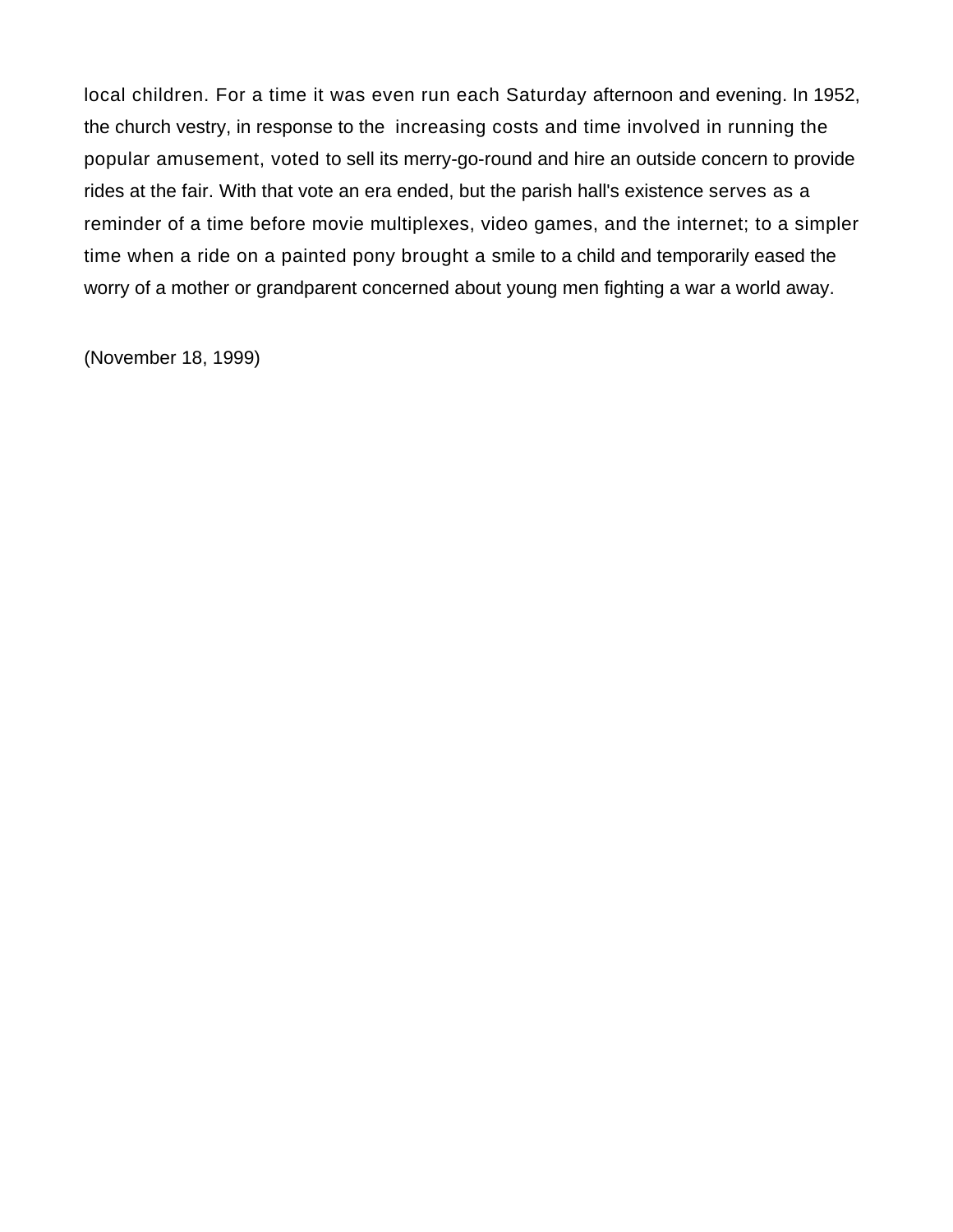local children. For a time it was even run each Saturday afternoon and evening. In 1952, the church vestry, in response to the increasing costs and time involved in running the popular amusement, voted to sell its merry-go-round and hire an outside concern to provide rides at the fair. With that vote an era ended, but the parish hall's existence serves as a reminder of a time before movie multiplexes, video games, and the internet; to a simpler time when a ride on a painted pony brought a smile to a child and temporarily eased the worry of a mother or grandparent concerned about young men fighting a war a world away.

(November 18, 1999)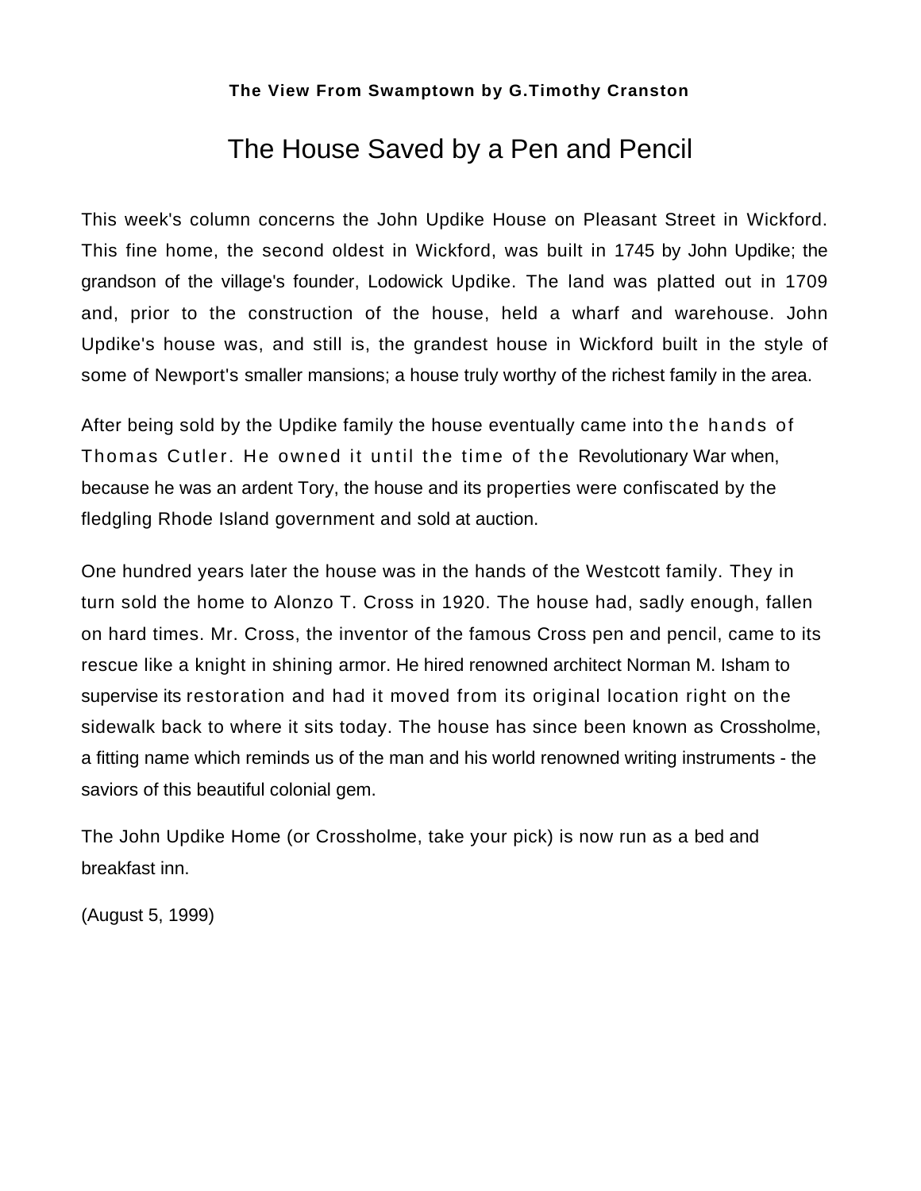**The View From Swamptown by G.Timothy Cranston**

# The House Saved by a Pen and Pencil

This week's column concerns the John Updike House on Pleasant Street in Wickford. This fine home, the second oldest in Wickford, was built in 1745 by John Updike; the grandson of the village's founder, Lodowick Updike. The land was platted out in 1709 and, prior to the construction of the house, held a wharf and warehouse. John Updike's house was, and still is, the grandest house in Wickford built in the style of some of Newport's smaller mansions; a house truly worthy of the richest family in the area.

After being sold by the Updike family the house eventually came into the hands of Thomas Cutler. He owned it until the time of the Revolutionary War when, because he was an ardent Tory, the house and its properties were confiscated by the fledgling Rhode Island government and sold at auction.

One hundred years later the house was in the hands of the Westcott family. They in turn sold the home to Alonzo T. Cross in 1920. The house had, sadly enough, fallen on hard times. Mr. Cross, the inventor of the famous Cross pen and pencil, came to its rescue like a knight in shining armor. He hired renowned architect Norman M. Isham to supervise its restoration and had it moved from its original location right on the sidewalk back to where it sits today. The house has since been known as Crossholme, a fitting name which reminds us of the man and his world renowned writing instruments - the saviors of this beautiful colonial gem.

The John Updike Home (or Crossholme, take your pick) is now run as a bed and breakfast inn.

(August 5, 1999)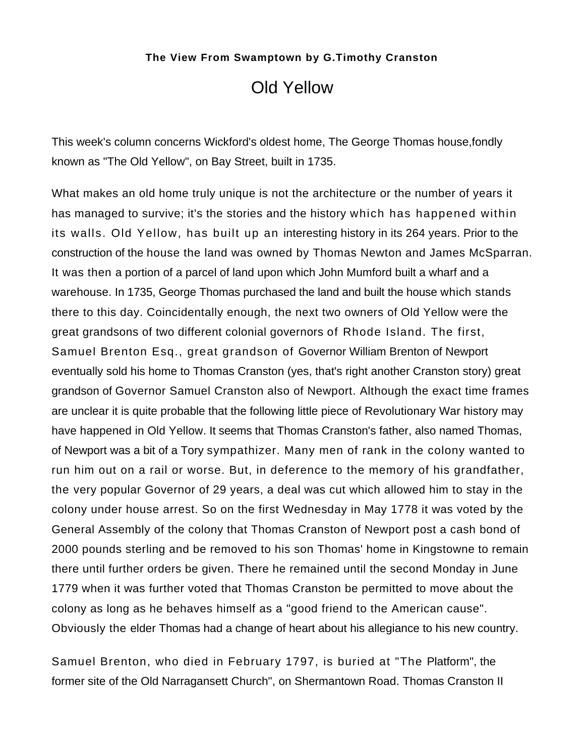**The View From Swamptown by G.Timothy Cranston**

# Old Yellow

This week's column concerns Wickford's oldest home, The George Thomas house,fondly known as "The Old Yellow", on Bay Street, built in 1735.

What makes an old home truly unique is not the architecture or the number of years it has managed to survive; it's the stories and the history which has happened within its walls. Old Yellow, has built up an interesting history in its 264 years. Prior to the construction of the house the land was owned by Thomas Newton and James McSparran. It was then a portion of a parcel of land upon which John Mumford built a wharf and a warehouse. In 1735, George Thomas purchased the land and built the house which stands there to this day. Coincidentally enough, the next two owners of Old Yellow were the great grandsons of two different colonial governors of Rhode Island. The first, Samuel Brenton Esq., great grandson of Governor William Brenton of Newport eventually sold his home to Thomas Cranston (yes, that's right another Cranston story) great grandson of Governor Samuel Cranston also of Newport. Although the exact time frames are unclear it is quite probable that the following little piece of Revolutionary War history may have happened in Old Yellow. It seems that Thomas Cranston's father, also named Thomas, of Newport was a bit of a Tory sympathizer. Many men of rank in the colony wanted to run him out on a rail or worse. But, in deference to the memory of his grandfather, the very popular Governor of 29 years, a deal was cut which allowed him to stay in the colony under house arrest. So on the first Wednesday in May 1778 it was voted by the General Assembly of the colony that Thomas Cranston of Newport post a cash bond of 2000 pounds sterling and be removed to his son Thomas' home in Kingstowne to remain there until further orders be given. There he remained until the second Monday in June 1779 when it was further voted that Thomas Cranston be permitted to move about the colony as long as he behaves himself as a "good friend to the American cause". Obviously the elder Thomas had a change of heart about his allegiance to his new country.

Samuel Brenton, who died in February 1797, is buried at "The Platform", the former site of the Old Narragansett Church", on Shermantown Road. Thomas Cranston II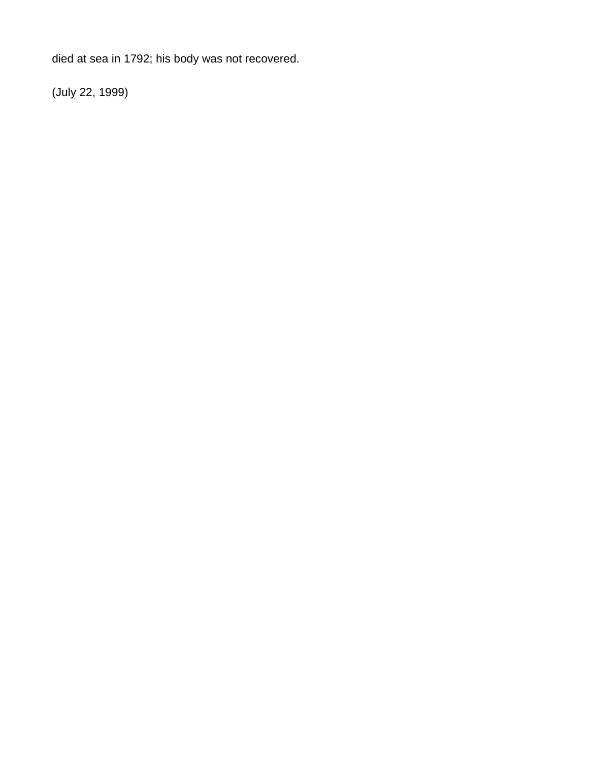died at sea in 1792; his body was not recovered.

(July 22, 1999)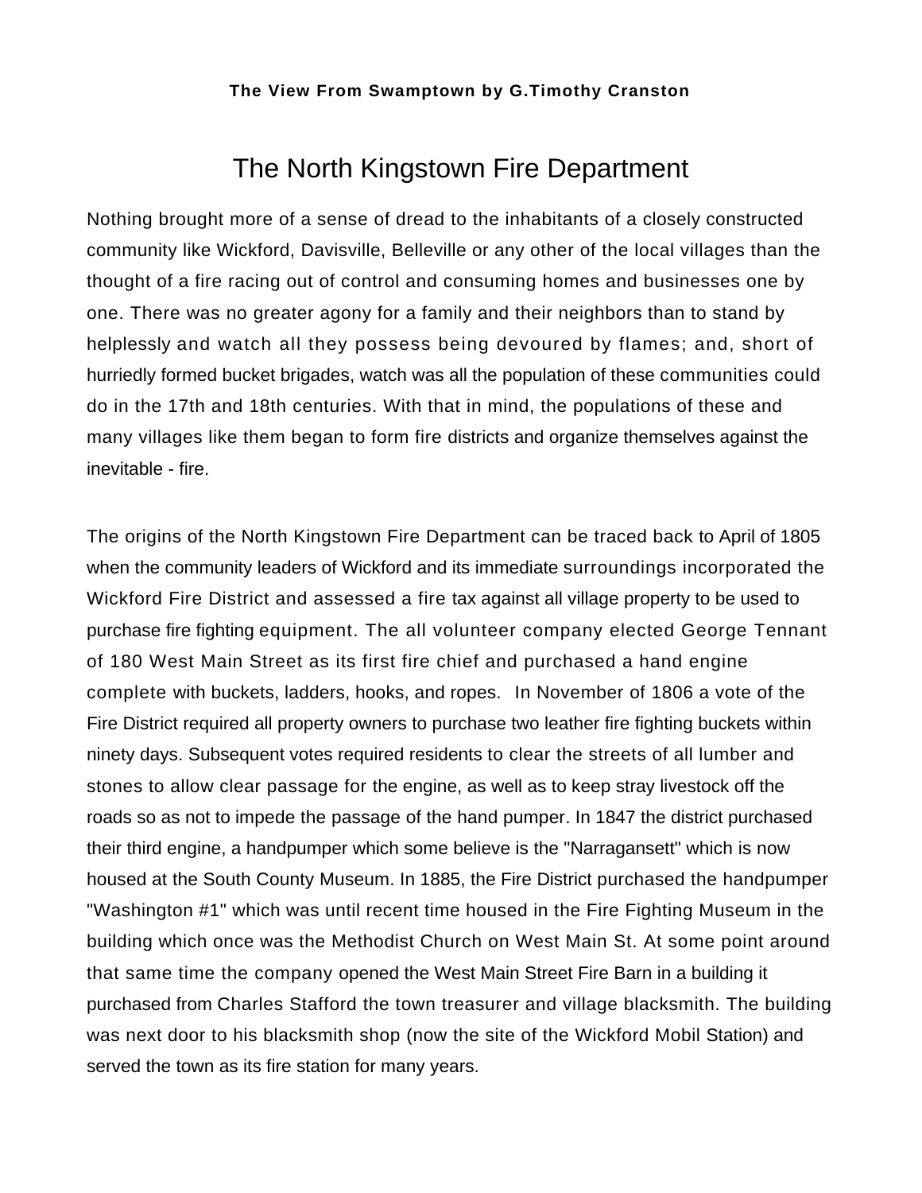# The North Kingstown Fire Department

Nothing brought more of a sense of dread to the inhabitants of a closely constructed community like Wickford, Davisville, Belleville or any other of the local villages than the thought of a fire racing out of control and consuming homes and businesses one by one. There was no greater agony for a family and their neighbors than to stand by helplessly and watch all they possess being devoured by flames; and, short of hurriedly formed bucket brigades, watch was all the population of these communities could do in the 17th and 18th centuries. With that in mind, the populations of these and many villages like them began to form fire districts and organize themselves against the inevitable - fire.

The origins of the North Kingstown Fire Department can be traced back to April of 1805 when the community leaders of Wickford and its immediate surroundings incorporated the Wickford Fire District and assessed a fire tax against all village property to be used to purchase fire fighting equipment. The all volunteer company elected George Tennant of 180 West Main Street as its first fire chief and purchased a hand engine complete with buckets, ladders, hooks, and ropes. In November of 1806 a vote of the Fire District required all property owners to purchase two leather fire fighting buckets within ninety days. Subsequent votes required residents to clear the streets of all lumber and stones to allow clear passage for the engine, as well as to keep stray livestock off the roads so as not to impede the passage of the hand pumper. In 1847 the district purchased their third engine, a handpumper which some believe is the "Narragansett" which is now housed at the South County Museum. In 1885, the Fire District purchased the handpumper "Washington #1" which was until recent time housed in the Fire Fighting Museum in the building which once was the Methodist Church on West Main St. At some point around that same time the company opened the West Main Street Fire Barn in a building it purchased from Charles Stafford the town treasurer and village blacksmith. The building was next door to his blacksmith shop (now the site of the Wickford Mobil Station) and served the town as its fire station for many years.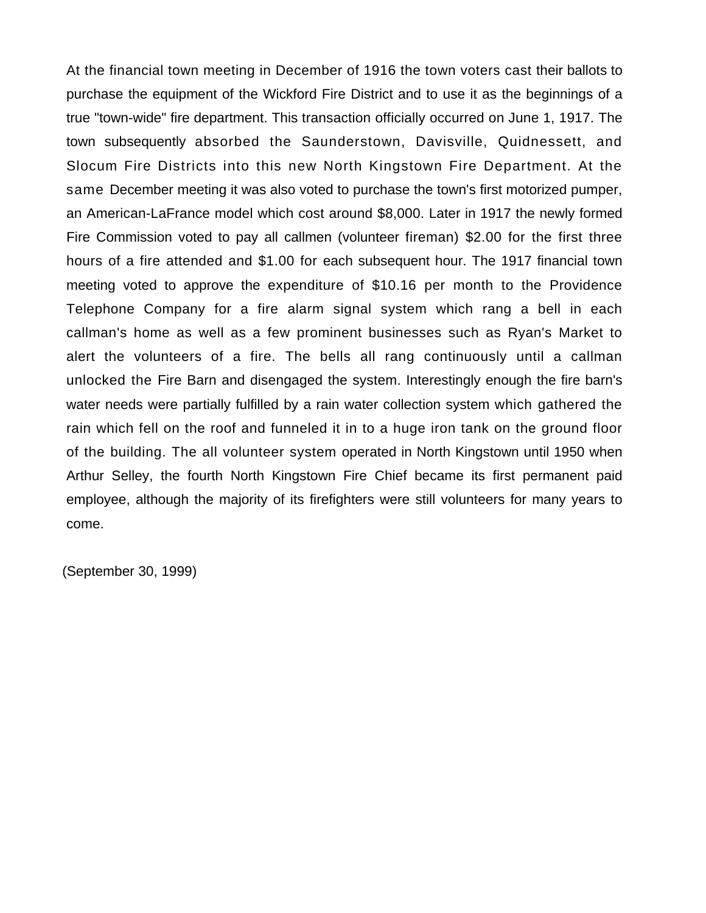At the financial town meeting in December of 1916 the town voters cast their ballots to purchase the equipment of the Wickford Fire District and to use it as the beginnings of a true "town-wide" fire department. This transaction officially occurred on June 1, 1917. The town subsequently absorbed the Saunderstown, Davisville, Quidnessett, and Slocum Fire Districts into this new North Kingstown Fire Department. At the same December meeting it was also voted to purchase the town's first motorized pumper, an American-LaFrance model which cost around $8,000. Later in 1917 the newly formed Fire Commission voted to pay all callmen (volunteer fireman) $2.00 for the first three hours of a fire attended and $1.00 for each subsequent hour. The 1917 financial town meeting voted to approve the expenditure of $10.16 per month to the Providence Telephone Company for a fire alarm signal system which rang a bell in each callman's home as well as a few prominent businesses such as Ryan's Market to alert the volunteers of a fire. The bells all rang continuously until a callman unlocked the Fire Barn and disengaged the system. Interestingly enough the fire barn's water needs were partially fulfilled by a rain water collection system which gathered the rain which fell on the roof and funneled it in to a huge iron tank on the ground floor of the building. The all volunteer system operated in North Kingstown until 1950 when Arthur Selley, the fourth North Kingstown Fire Chief became its first permanent paid employee, although the majority of its firefighters were still volunteers for many years to come.

(September 30, 1999)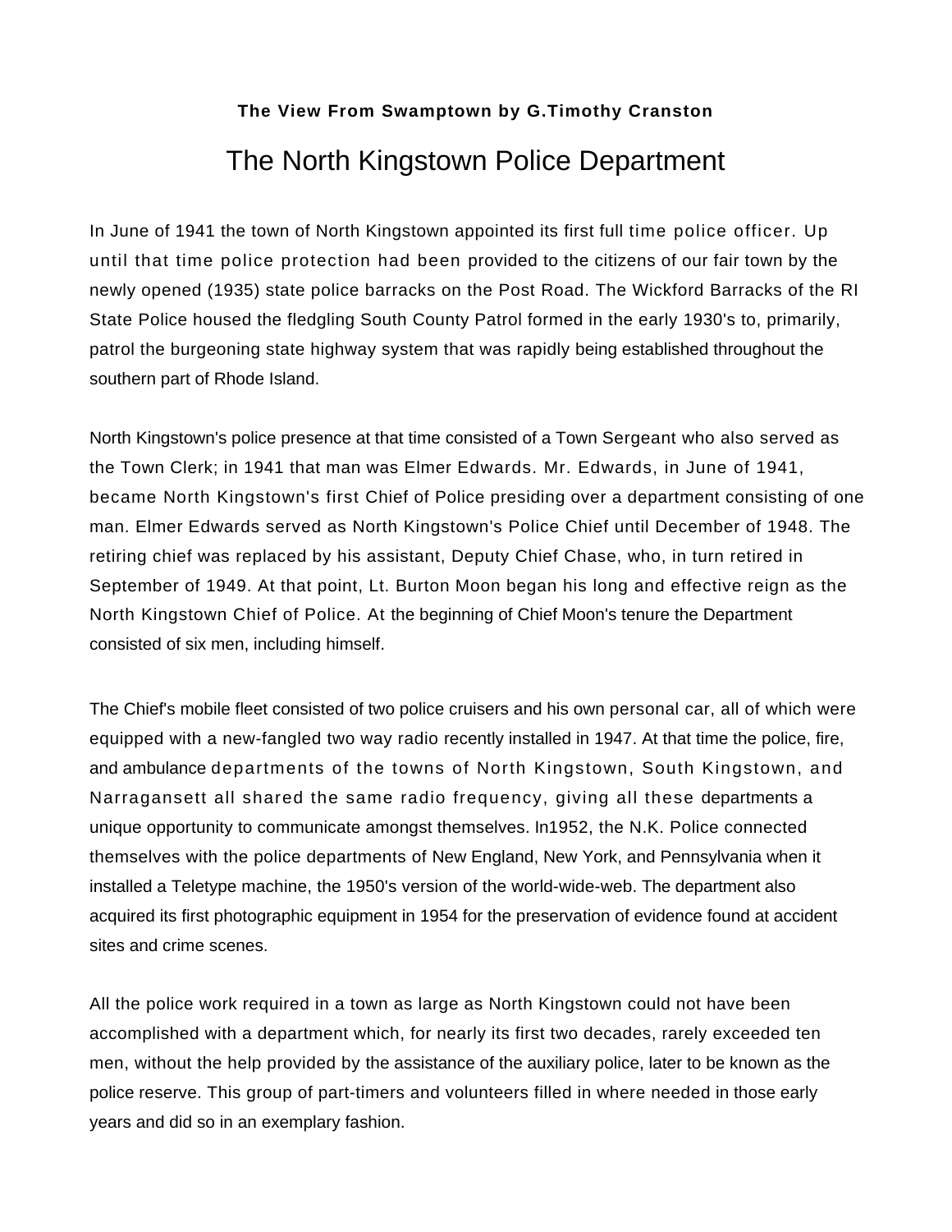**The View From Swamptown by G.Timothy Cranston**

# The North Kingstown Police Department

In June of 1941 the town of North Kingstown appointed its first full time police officer. Up until that time police protection had been provided to the citizens of our fair town by the newly opened (1935) state police barracks on the Post Road. The Wickford Barracks of the RI State Police housed the fledgling South County Patrol formed in the early 1930's to, primarily, patrol the burgeoning state highway system that was rapidly being established throughout the southern part of Rhode Island.

North Kingstown's police presence at that time consisted of a Town Sergeant who also served as the Town Clerk; in 1941 that man was Elmer Edwards. Mr. Edwards, in June of 1941, became North Kingstown's first Chief of Police presiding over a department consisting of one man. Elmer Edwards served as North Kingstown's Police Chief until December of 1948. The retiring chief was replaced by his assistant, Deputy Chief Chase, who, in turn retired in September of 1949. At that point, Lt. Burton Moon began his long and effective reign as the North Kingstown Chief of Police. At the beginning of Chief Moon's tenure the Department consisted of six men, including himself.

The Chief's mobile fleet consisted of two police cruisers and his own personal car, all of which were equipped with a new-fangled two way radio recently installed in 1947. At that time the police, fire, and ambulance departments of the towns of North Kingstown, South Kingstown, and Narragansett all shared the same radio frequency, giving all these departments a unique opportunity to communicate amongst themselves. In1952, the N.K. Police connected themselves with the police departments of New England, New York, and Pennsylvania when it installed a Teletype machine, the 1950's version of the world-wide-web. The department also acquired its first photographic equipment in 1954 for the preservation of evidence found at accident sites and crime scenes.

All the police work required in a town as large as North Kingstown could not have been accomplished with a department which, for nearly its first two decades, rarely exceeded ten men, without the help provided by the assistance of the auxiliary police, later to be known as the police reserve. This group of part-timers and volunteers filled in where needed in those early years and did so in an exemplary fashion.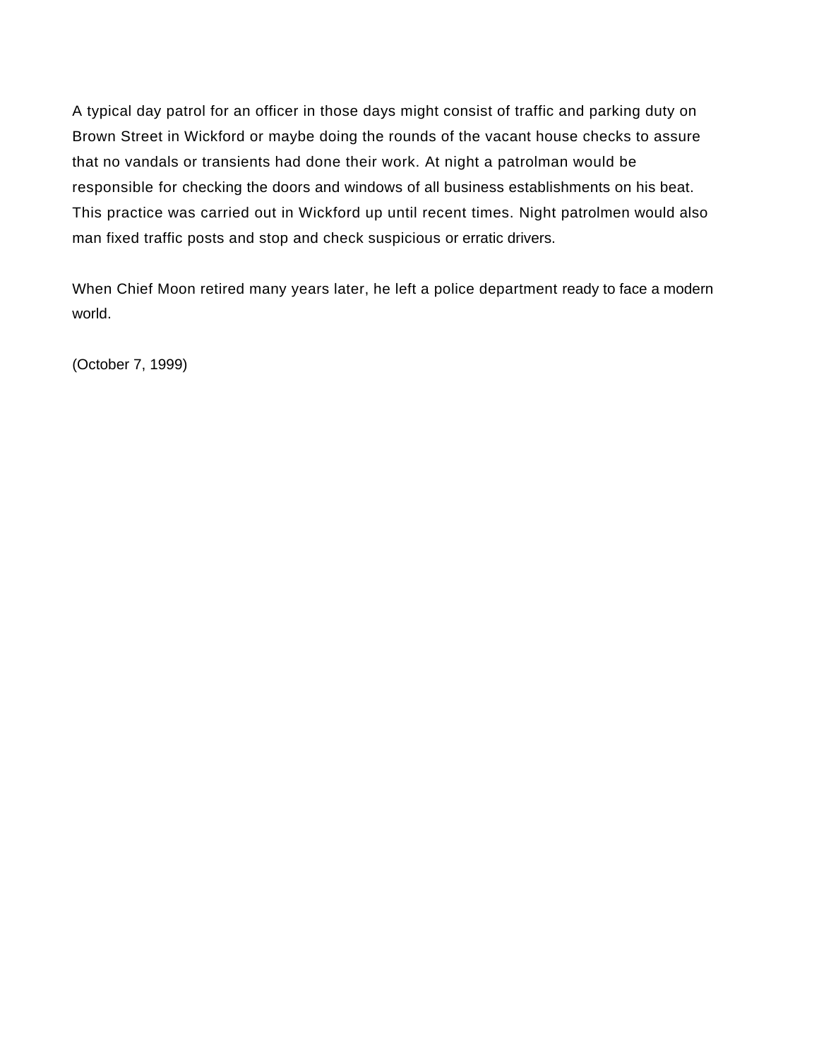A typical day patrol for an officer in those days might consist of traffic and parking duty on Brown Street in Wickford or maybe doing the rounds of the vacant house checks to assure that no vandals or transients had done their work. At night a patrolman would be responsible for checking the doors and windows of all business establishments on his beat. This practice was carried out in Wickford up until recent times. Night patrolmen would also man fixed traffic posts and stop and check suspicious or erratic drivers.

When Chief Moon retired many years later, he left a police department ready to face a modern world.

(October 7, 1999)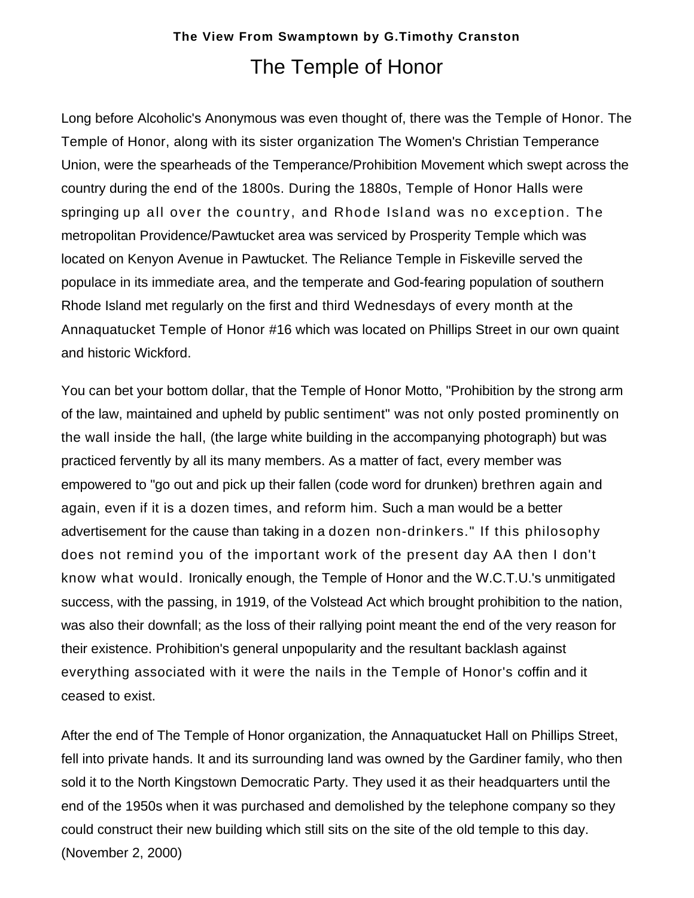# The Temple of Honor

Long before Alcoholic's Anonymous was even thought of, there was the Temple of Honor. The Temple of Honor, along with its sister organization The Women's Christian Temperance Union, were the spearheads of the Temperance/Prohibition Movement which swept across the country during the end of the 1800s. During the 1880s, Temple of Honor Halls were springing up all over the country, and Rhode Island was no exception. The metropolitan Providence/Pawtucket area was serviced by Prosperity Temple which was located on Kenyon Avenue in Pawtucket. The Reliance Temple in Fiskeville served the populace in its immediate area, and the temperate and God-fearing population of southern Rhode Island met regularly on the first and third Wednesdays of every month at the Annaquatucket Temple of Honor #16 which was located on Phillips Street in our own quaint and historic Wickford.

You can bet your bottom dollar, that the Temple of Honor Motto, "Prohibition by the strong arm of the law, maintained and upheld by public sentiment" was not only posted prominently on the wall inside the hall, (the large white building in the accompanying photograph) but was practiced fervently by all its many members. As a matter of fact, every member was empowered to "go out and pick up their fallen (code word for drunken) brethren again and again, even if it is a dozen times, and reform him. Such a man would be a better advertisement for the cause than taking in a dozen non-drinkers." If this philosophy does not remind you of the important work of the present day AA then I don't know what would. Ironically enough, the Temple of Honor and the W.C.T.U.'s unmitigated success, with the passing, in 1919, of the Volstead Act which brought prohibition to the nation, was also their downfall; as the loss of their rallying point meant the end of the very reason for their existence. Prohibition's general unpopularity and the resultant backlash against everything associated with it were the nails in the Temple of Honor's coffin and it ceased to exist.

After the end of The Temple of Honor organization, the Annaquatucket Hall on Phillips Street, fell into private hands. It and its surrounding land was owned by the Gardiner family, who then sold it to the North Kingstown Democratic Party. They used it as their headquarters until the end of the 1950s when it was purchased and demolished by the telephone company so they could construct their new building which still sits on the site of the old temple to this day. (November 2, 2000)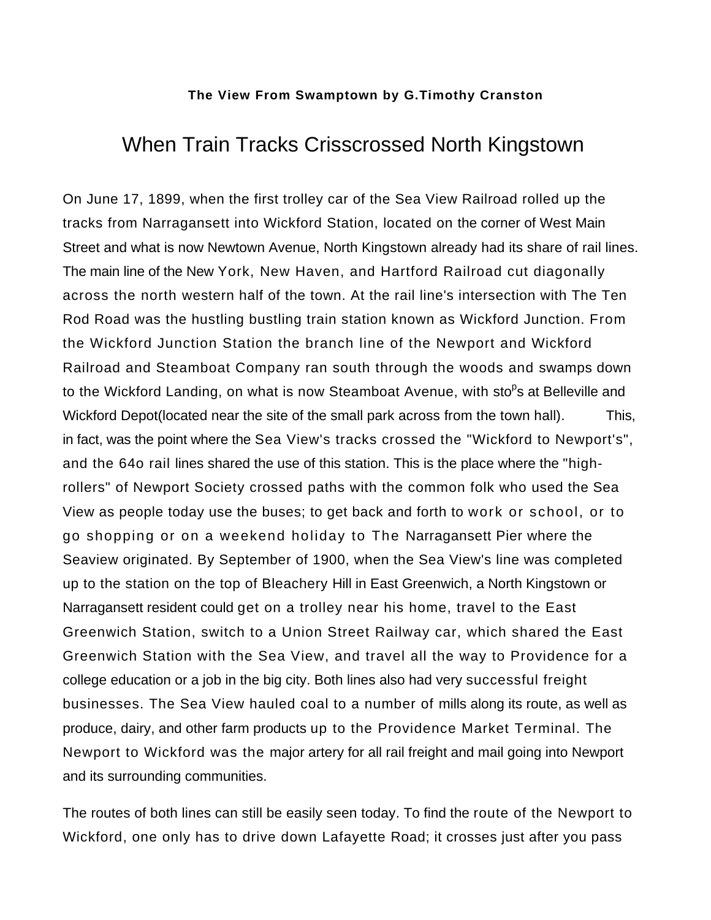**The View From Swamptown by G.Timothy Cranston**

# When Train Tracks Crisscrossed North Kingstown

On June 17, 1899, when the first trolley car of the Sea View Railroad rolled up the tracks from Narragansett into Wickford Station, located on the corner of West Main Street and what is now Newtown Avenue, North Kingstown already had its share of rail lines. The main line of the New York, New Haven, and Hartford Railroad cut diagonally across the north western half of the town. At the rail line's intersection with The Ten Rod Road was the hustling bustling train station known as Wickford Junction. From the Wickford Junction Station the branch line of the Newport and Wickford Railroad and Steamboat Company ran south through the woods and swamps down to the Wickford Landing, on what is now Steamboat Avenue, with stops at Belleville and Wickford Depot(located near the site of the small park across from the town hall). This, in fact, was the point where the Sea View's tracks crossed the "Wickford to Newport's", and the 64o rail lines shared the use of this station. This is the place where the "high-rollers" of Newport Society crossed paths with the common folk who used the Sea View as people today use the buses; to get back and forth to work or school, or to go shopping or on a weekend holiday to The Narragansett Pier where the Seaview originated. By September of 1900, when the Sea View's line was completed up to the station on the top of Bleachery Hill in East Greenwich, a North Kingstown or Narragansett resident could get on a trolley near his home, travel to the East Greenwich Station, switch to a Union Street Railway car, which shared the East Greenwich Station with the Sea View, and travel all the way to Providence for a college education or a job in the big city. Both lines also had very successful freight businesses. The Sea View hauled coal to a number of mills along its route, as well as produce, dairy, and other farm products up to the Providence Market Terminal. The Newport to Wickford was the major artery for all rail freight and mail going into Newport and its surrounding communities.

The routes of both lines can still be easily seen today. To find the route of the Newport to Wickford, one only has to drive down Lafayette Road; it crosses just after you pass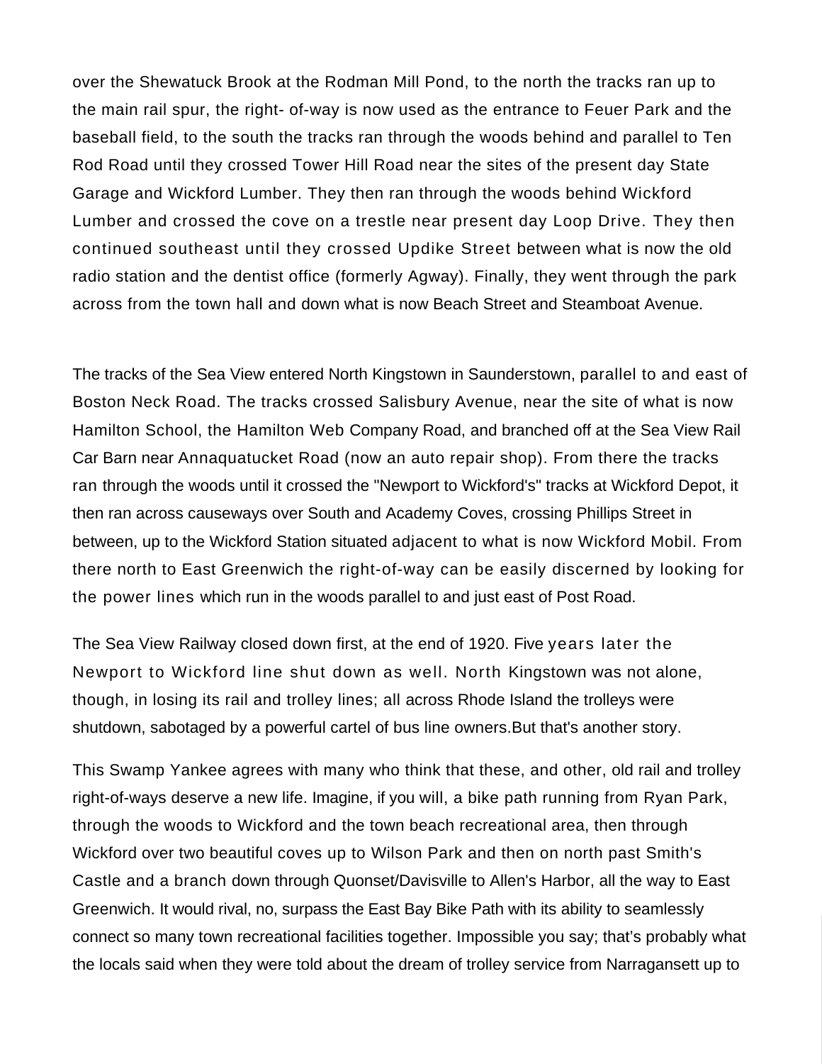over the Shewatuck Brook at the Rodman Mill Pond, to the north the tracks ran up to the main rail spur, the right- of-way is now used as the entrance to Feuer Park and the baseball field, to the south the tracks ran through the woods behind and parallel to Ten Rod Road until they crossed Tower Hill Road near the sites of the present day State Garage and Wickford Lumber. They then ran through the woods behind Wickford Lumber and crossed the cove on a trestle near present day Loop Drive. They then continued southeast until they crossed Updike Street between what is now the old radio station and the dentist office (formerly Agway). Finally, they went through the park across from the town hall and down what is now Beach Street and Steamboat Avenue.

The tracks of the Sea View entered North Kingstown in Saunderstown, parallel to and east of Boston Neck Road. The tracks crossed Salisbury Avenue, near the site of what is now Hamilton School, the Hamilton Web Company Road, and branched off at the Sea View Rail Car Barn near Annaquatucket Road (now an auto repair shop). From there the tracks ran through the woods until it crossed the "Newport to Wickford's" tracks at Wickford Depot, it then ran across causeways over South and Academy Coves, crossing Phillips Street in between, up to the Wickford Station situated adjacent to what is now Wickford Mobil. From there north to East Greenwich the right-of-way can be easily discerned by looking for the power lines which run in the woods parallel to and just east of Post Road.

The Sea View Railway closed down first, at the end of 1920. Five years later the Newport to Wickford line shut down as well. North Kingstown was not alone, though, in losing its rail and trolley lines; all across Rhode Island the trolleys were shutdown, sabotaged by a powerful cartel of bus line owners.But that's another story.

This Swamp Yankee agrees with many who think that these, and other, old rail and trolley right-of-ways deserve a new life. Imagine, if you will, a bike path running from Ryan Park, through the woods to Wickford and the town beach recreational area, then through Wickford over two beautiful coves up to Wilson Park and then on north past Smith's Castle and a branch down through Quonset/Davisville to Allen's Harbor, all the way to East Greenwich. It would rival, no, surpass the East Bay Bike Path with its ability to seamlessly connect so many town recreational facilities together. Impossible you say; that's probably what the locals said when they were told about the dream of trolley service from Narragansett up to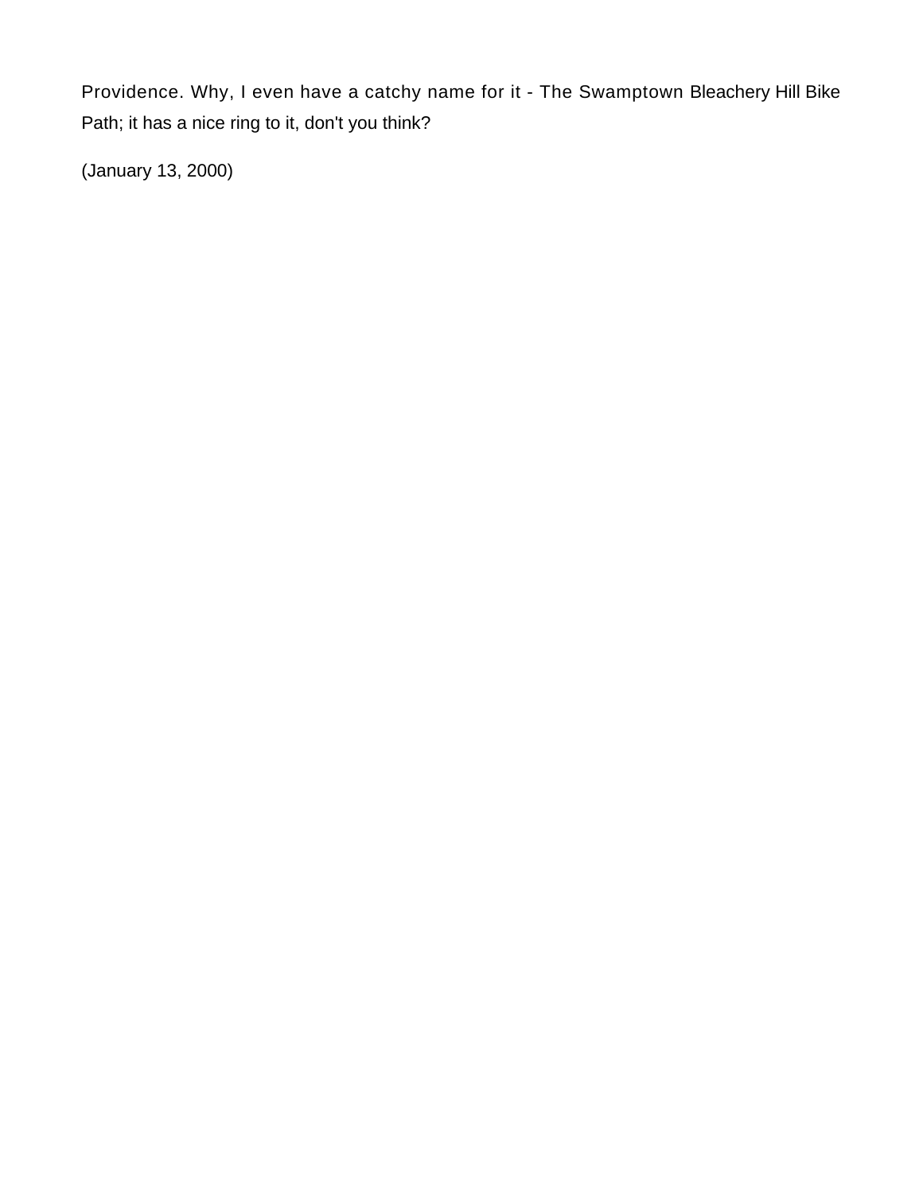Providence. Why, I even have a catchy name for it - The Swamptown Bleachery Hill Bike Path; it has a nice ring to it, don't you think?

(January 13, 2000)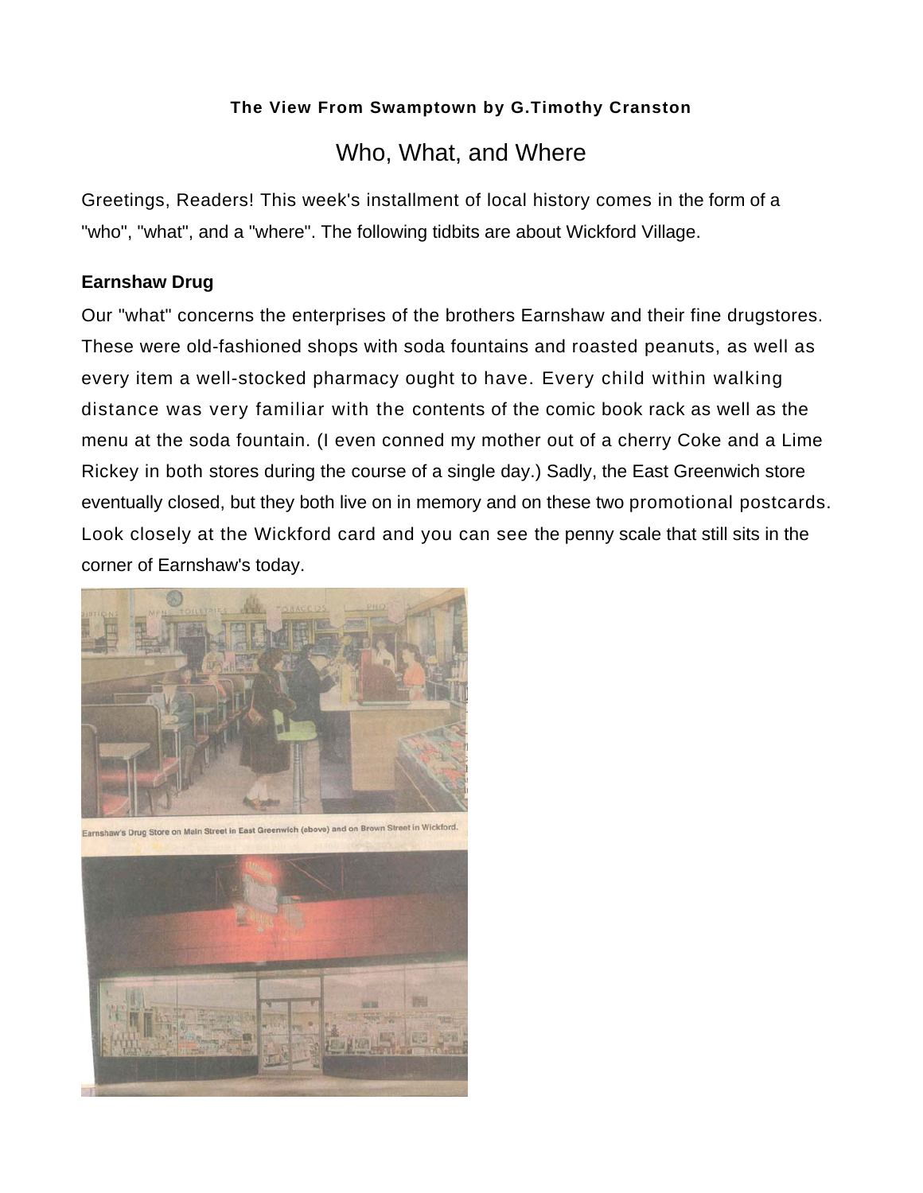**The View From Swamptown by G.Timothy Cranston**

# Who, What, and Where

Greetings, Readers! This week's installment of local history comes in the form of a "who", "what", and a "where". The following tidbits are about Wickford Village.

### Earnshaw Drug

Our "what" concerns the enterprises of the brothers Earnshaw and their fine drugstores. These were old-fashioned shops with soda fountains and roasted peanuts, as well as every item a well-stocked pharmacy ought to have. Every child within walking distance was very familiar with the contents of the comic book rack as well as the menu at the soda fountain. (I even conned my mother out of a cherry Coke and a Lime Rickey in both stores during the course of a single day.) Sadly, the East Greenwich store eventually closed, but they both live on in memory and on these two promotional postcards. Look closely at the Wickford card and you can see the penny scale that still sits in the corner of Earnshaw's today.

Earnshaw's Drug Store on Main Street in East Greenwich (above) and on Brown Street in Wickford.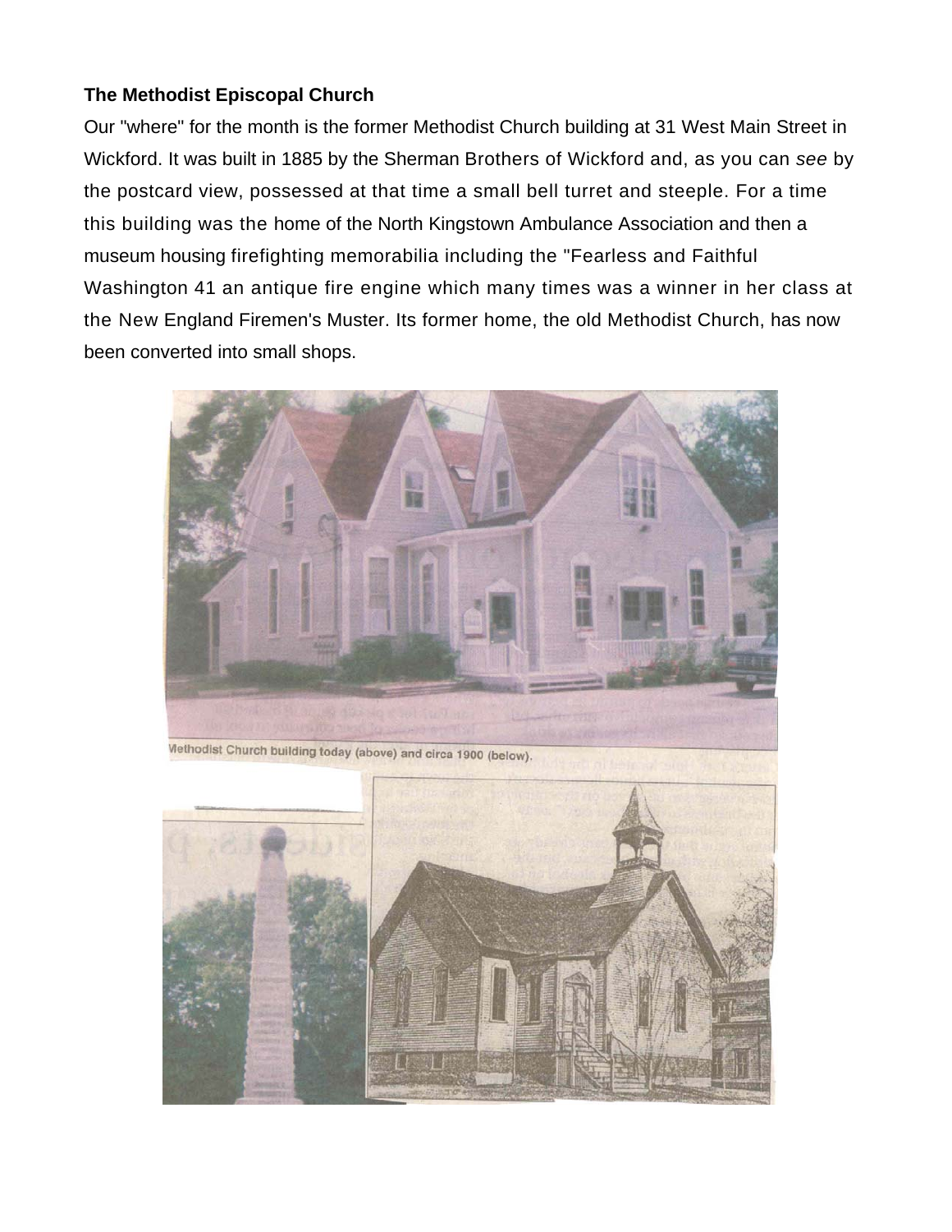**The Methodist Episcopal Church**

Our "where" for the month is the former Methodist Church building at 31 West Main Street in Wickford. It was built in 1885 by the Sherman Brothers of Wickford and, as you can *see* by the postcard view, possessed at that time a small bell turret and steeple. For a time this building was the home of the North Kingstown Ambulance Association and then a museum housing firefighting memorabilia including the "Fearless and Faithful Washington 41 an antique fire engine which many times was a winner in her class at the New England Firemen's Muster. Its former home, the old Methodist Church, has now been converted into small shops.

Methodist Church building today (above) and circa 1900 (below).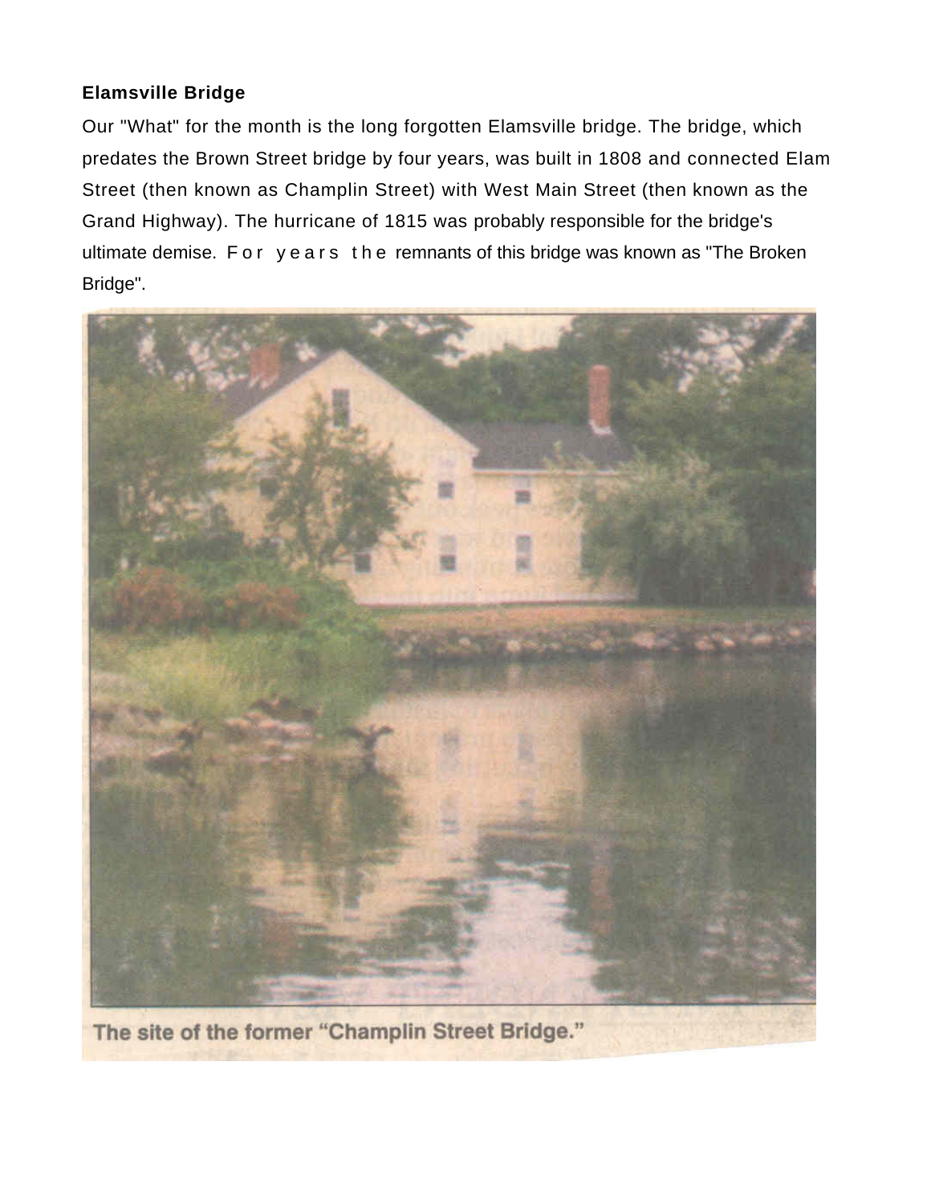**Elamsville Bridge**

Our "What" for the month is the long forgotten Elamsville bridge. The bridge, which predates the Brown Street bridge by four years, was built in 1808 and connected Elam Street (then known as Champlin Street) with West Main Street (then known as the Grand Highway). The hurricane of 1815 was probably responsible for the bridge's ultimate demise. For years the remnants of this bridge was known as "The Broken Bridge".

The site of the former "Champlin Street Bridge."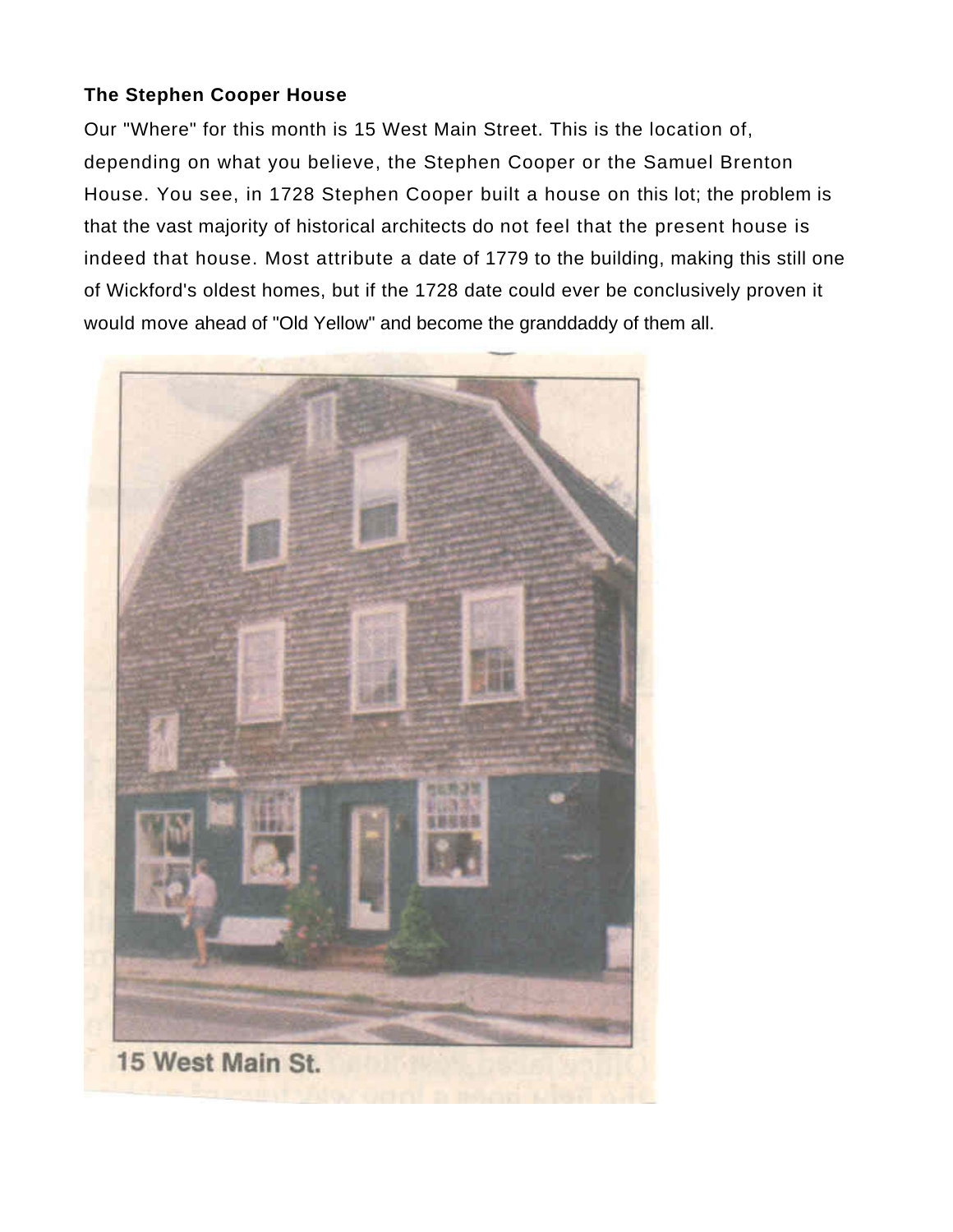**The Stephen Cooper House**

Our "Where" for this month is 15 West Main Street. This is the location of, depending on what you believe, the Stephen Cooper or the Samuel Brenton House. You see, in 1728 Stephen Cooper built a house on this lot; the problem is that the vast majority of historical architects do not feel that the present house is indeed that house. Most attribute a date of 1779 to the building, making this still one of Wickford's oldest homes, but if the 1728 date could ever be conclusively proven it would move ahead of "Old Yellow" and become the granddaddy of them all.

15 West Main St.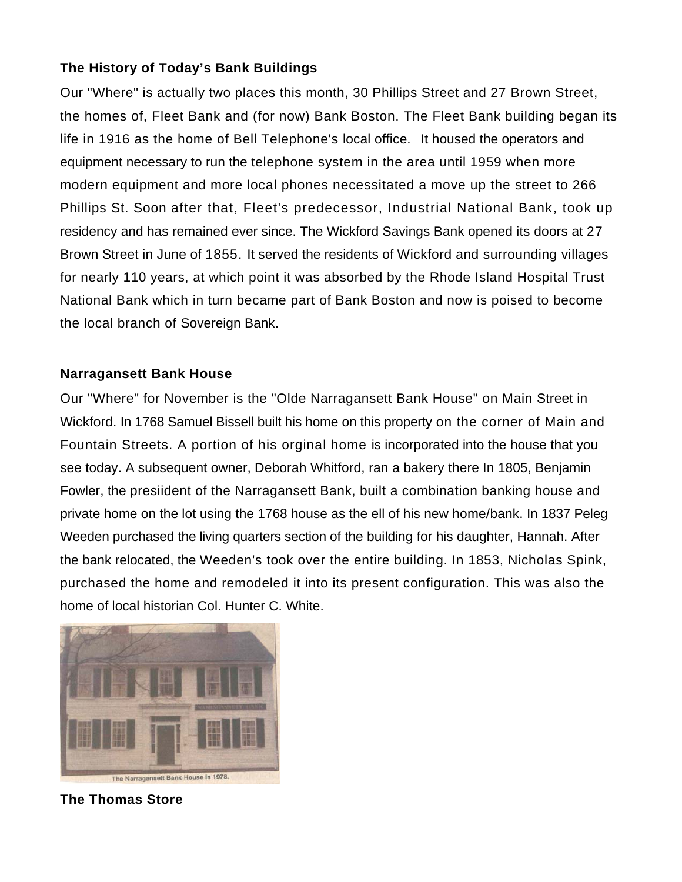**The History of Today's Bank Buildings**

Our "Where" is actually two places this month, 30 Phillips Street and 27 Brown Street, the homes of, Fleet Bank and (for now) Bank Boston. The Fleet Bank building began its life in 1916 as the home of Bell Telephone's local office. It housed the operators and equipment necessary to run the telephone system in the area until 1959 when more modern equipment and more local phones necessitated a move up the street to 266 Phillips St. Soon after that, Fleet's predecessor, Industrial National Bank, took up residency and has remained ever since. The Wickford Savings Bank opened its doors at 27 Brown Street in June of 1855. It served the residents of Wickford and surrounding villages for nearly 110 years, at which point it was absorbed by the Rhode Island Hospital Trust National Bank which in turn became part of Bank Boston and now is poised to become the local branch of Sovereign Bank.

**Narragansett Bank House**

Our "Where" for November is the "Olde Narragansett Bank House" on Main Street in Wickford. In 1768 Samuel Bissell built his home on this property on the corner of Main and Fountain Streets. A portion of his orginal home is incorporated into the house that you see today. A subsequent owner, Deborah Whitford, ran a bakery there In 1805, Benjamin Fowler, the presiident of the Narragansett Bank, built a combination banking house and private home on the lot using the 1768 house as the ell of his new home/bank. In 1837 Peleg Weeden purchased the living quarters section of the building for his daughter, Hannah. After the bank relocated, the Weeden's took over the entire building. In 1853, Nicholas Spink, purchased the home and remodeled it into its present configuration. This was also the home of local historian Col. Hunter C. White.

The Narragansett Bank House in 1978.

**The Thomas Store**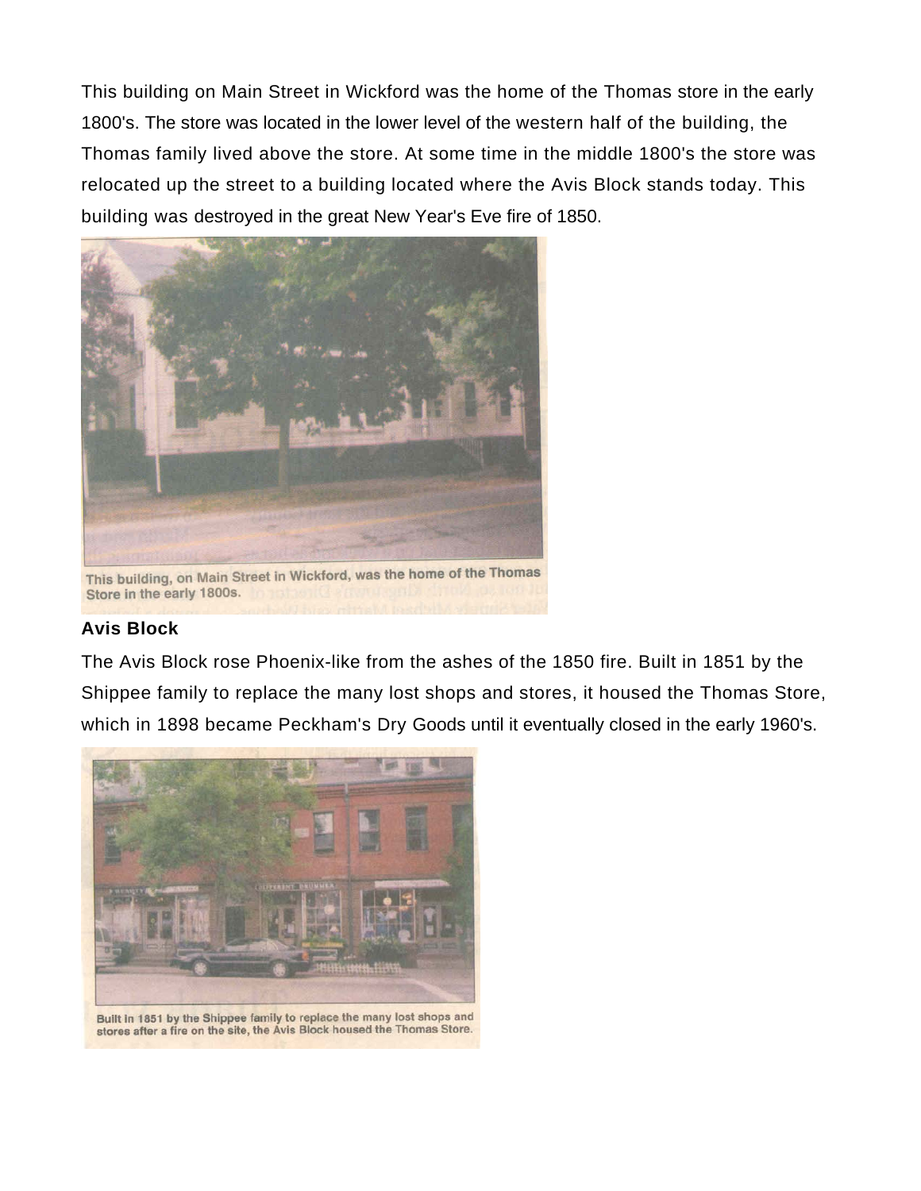This building on Main Street in Wickford was the home of the Thomas store in the early 1800's. The store was located in the lower level of the western half of the building, the Thomas family lived above the store. At some time in the middle 1800's the store was relocated up the street to a building located where the Avis Block stands today. This building was destroyed in the great New Year's Eve fire of 1850.

This building, on Main Street in Wickford, was the home of the Thomas Store in the early 1800s.

**Avis Block**

The Avis Block rose Phoenix-like from the ashes of the 1850 fire. Built in 1851 by the Shippee family to replace the many lost shops and stores, it housed the Thomas Store, which in 1898 became Peckham's Dry Goods until it eventually closed in the early 1960's.

Built in 1851 by the Shippee family to replace the many lost shops and stores after a fire on the site, the Avis Block housed the Thomas Store.